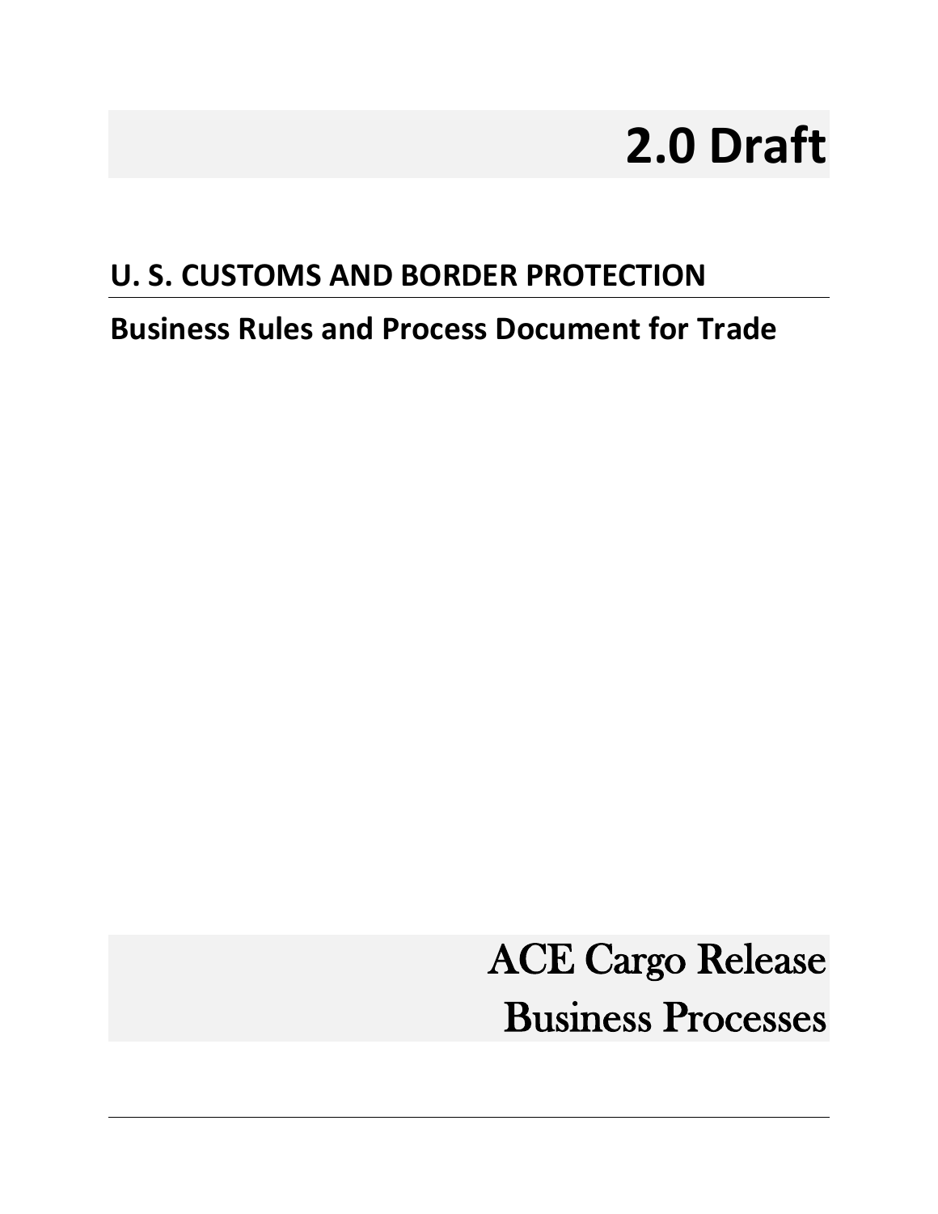# 2.0 Draft

## U. S. CUSTOMS AND BORDER PROTECTION

**Business Rules and Process Document for Trade**

# ACE Cargo Release Business Processes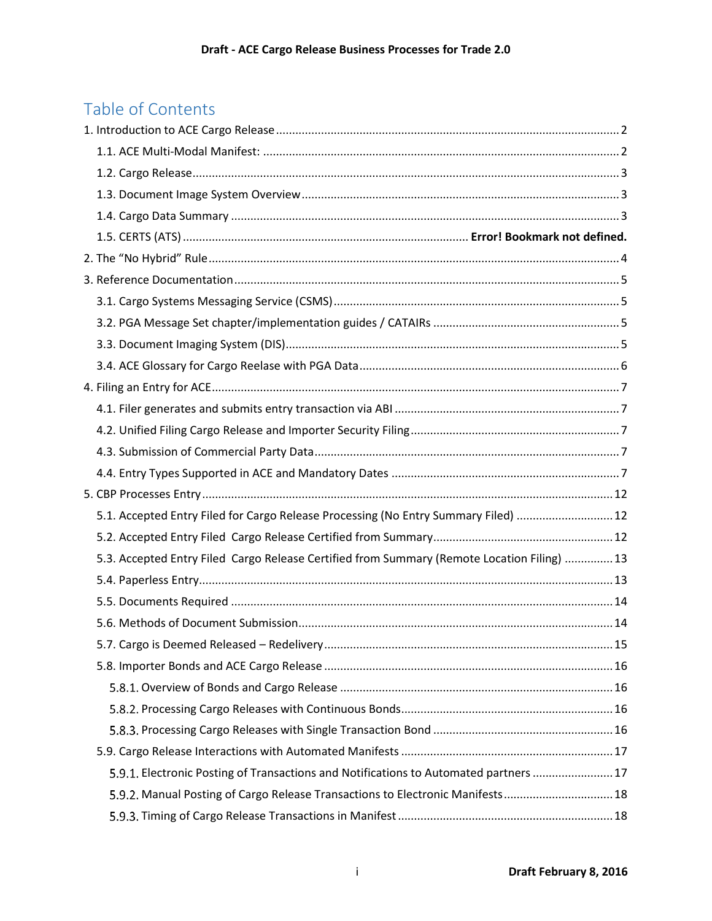# Table of Contents

1. Introduction to ACE Cargo Release ........ 2
   - 1.1. ACE Multi-Modal Manifest: ........ 2
   - 1.2. Cargo Release ........ 3
   - 1.3. Document Image System Overview ........ 3
   - 1.4. Cargo Data Summary ........ 3
   - 1.5. CERTS (ATS) ........ **Error! Bookmark not defined.**
2. The "No Hybrid" Rule ........ 4
3. Reference Documentation ........ 5
   - 3.1. Cargo Systems Messaging Service (CSMS) ........ 5
   - 3.2. PGA Message Set chapter/implementation guides / CATAIRs ........ 5
   - 3.3. Document Imaging System (DIS) ........ 5
   - 3.4. ACE Glossary for Cargo Reelase with PGA Data ........ 6
4. Filing an Entry for ACE ........ 7
   - 4.1. Filer generates and submits entry transaction via ABI ........ 7
   - 4.2. Unified Filing Cargo Release and Importer Security Filing ........ 7
   - 4.3. Submission of Commercial Party Data ........ 7
   - 4.4. Entry Types Supported in ACE and Mandatory Dates ........ 7
5. CBP Processes Entry ........ 12
   - 5.1. Accepted Entry Filed for Cargo Release Processing (No Entry Summary Filed) ........ 12
   - 5.2. Accepted Entry Filed Cargo Release Certified from Summary ........ 12
   - 5.3. Accepted Entry Filed Cargo Release Certified from Summary (Remote Location Filing) ........ 13
   - 5.4. Paperless Entry ........ 13
   - 5.5. Documents Required ........ 14
   - 5.6. Methods of Document Submission ........ 14
   - 5.7. Cargo is Deemed Released – Redelivery ........ 15
   - 5.8. Importer Bonds and ACE Cargo Release ........ 16
     - 5.8.1. Overview of Bonds and Cargo Release ........ 16
     - 5.8.2. Processing Cargo Releases with Continuous Bonds ........ 16
     - 5.8.3. Processing Cargo Releases with Single Transaction Bond ........ 16
   - 5.9. Cargo Release Interactions with Automated Manifests ........ 17
     - 5.9.1. Electronic Posting of Transactions and Notifications to Automated partners ........ 17
     - 5.9.2. Manual Posting of Cargo Release Transactions to Electronic Manifests ........ 18
     - 5.9.3. Timing of Cargo Release Transactions in Manifest ........ 18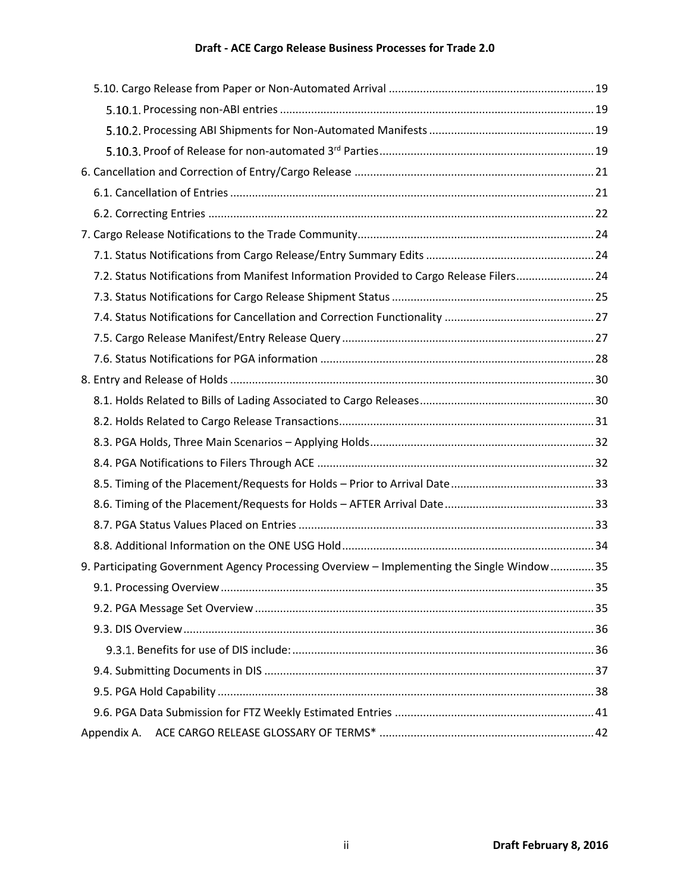5.10. Cargo Release from Paper or Non-Automated Arrival ..... 19

5.10.1. Processing non-ABI entries ..... 19

5.10.2. Processing ABI Shipments for Non-Automated Manifests ..... 19

5.10.3. Proof of Release for non-automated 3rd Parties ..... 19

6. Cancellation and Correction of Entry/Cargo Release ..... 21

6.1. Cancellation of Entries ..... 21

6.2. Correcting Entries ..... 22

7. Cargo Release Notifications to the Trade Community ..... 24

7.1. Status Notifications from Cargo Release/Entry Summary Edits ..... 24

7.2. Status Notifications from Manifest Information Provided to Cargo Release Filers ..... 24

7.3. Status Notifications for Cargo Release Shipment Status ..... 25

7.4. Status Notifications for Cancellation and Correction Functionality ..... 27

7.5. Cargo Release Manifest/Entry Release Query ..... 27

7.6. Status Notifications for PGA information ..... 28

8. Entry and Release of Holds ..... 30

8.1. Holds Related to Bills of Lading Associated to Cargo Releases ..... 30

8.2. Holds Related to Cargo Release Transactions ..... 31

8.3. PGA Holds, Three Main Scenarios – Applying Holds ..... 32

8.4. PGA Notifications to Filers Through ACE ..... 32

8.5. Timing of the Placement/Requests for Holds – Prior to Arrival Date ..... 33

8.6. Timing of the Placement/Requests for Holds – AFTER Arrival Date ..... 33

8.7. PGA Status Values Placed on Entries ..... 33

8.8. Additional Information on the ONE USG Hold ..... 34

9. Participating Government Agency Processing Overview – Implementing the Single Window ..... 35

9.1. Processing Overview ..... 35

9.2. PGA Message Set Overview ..... 35

9.3. DIS Overview ..... 36

9.3.1. Benefits for use of DIS include: ..... 36

9.4. Submitting Documents in DIS ..... 37

9.5. PGA Hold Capability ..... 38

9.6. PGA Data Submission for FTZ Weekly Estimated Entries ..... 41

Appendix A. ACE CARGO RELEASE GLOSSARY OF TERMS* ..... 42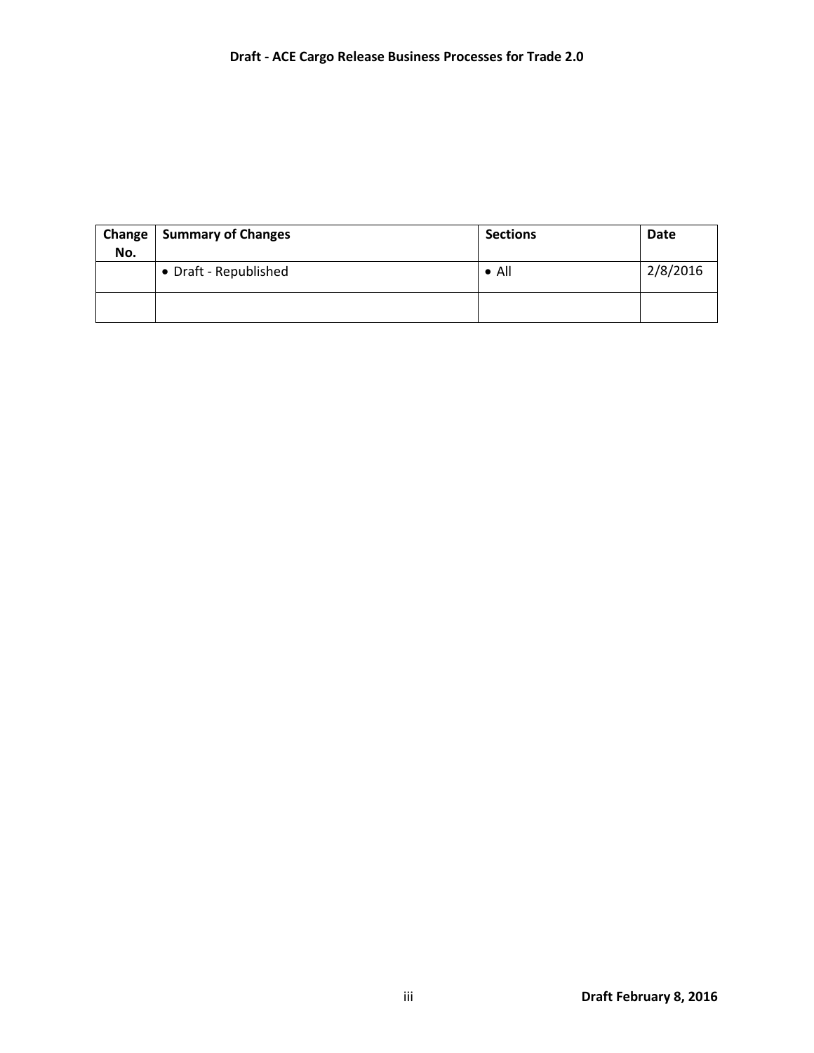| Change No. | Summary of Changes | Sections | Date |
|---|---|---|---|
| | • Draft - Republished | • All | 2/8/2016 |
| | | | |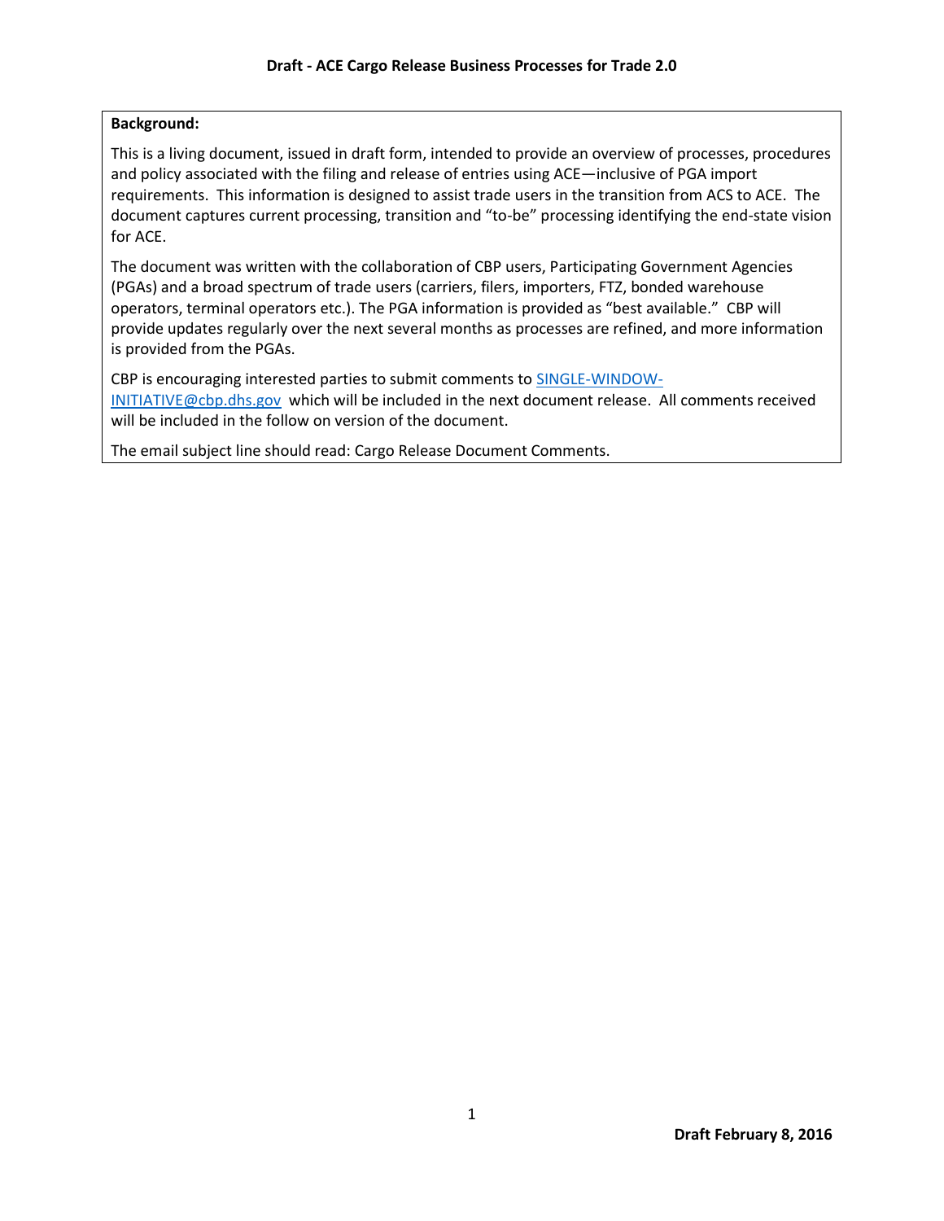**Background:**

This is a living document, issued in draft form, intended to provide an overview of processes, procedures and policy associated with the filing and release of entries using ACE—inclusive of PGA import requirements. This information is designed to assist trade users in the transition from ACS to ACE. The document captures current processing, transition and "to-be" processing identifying the end-state vision for ACE.

The document was written with the collaboration of CBP users, Participating Government Agencies (PGAs) and a broad spectrum of trade users (carriers, filers, importers, FTZ, bonded warehouse operators, terminal operators etc.). The PGA information is provided as "best available." CBP will provide updates regularly over the next several months as processes are refined, and more information is provided from the PGAs.

CBP is encouraging interested parties to submit comments to SINGLE-WINDOW-INITIATIVE@cbp.dhs.gov which will be included in the next document release. All comments received will be included in the follow on version of the document.

The email subject line should read: Cargo Release Document Comments.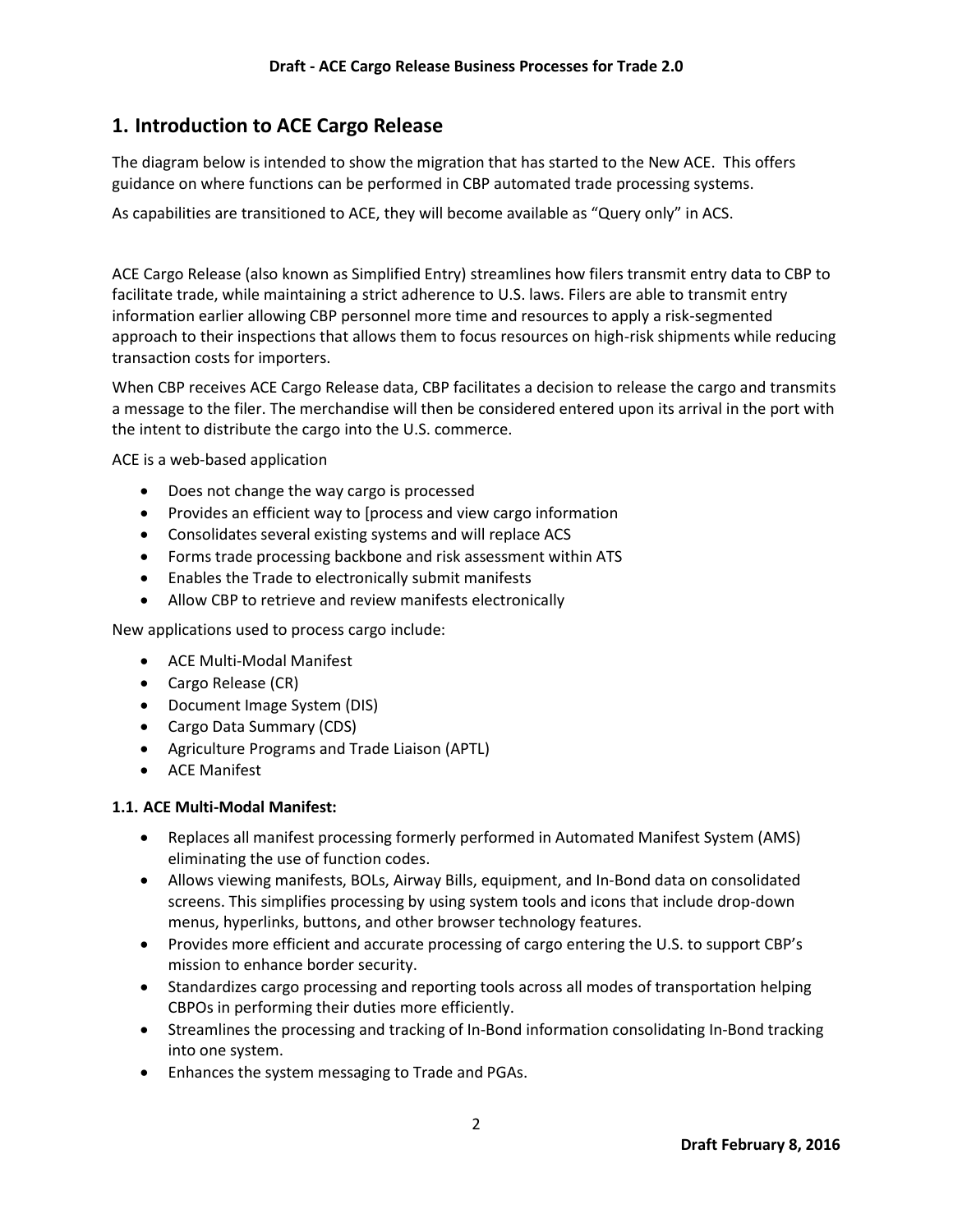# 1. Introduction to ACE Cargo Release

The diagram below is intended to show the migration that has started to the New ACE. This offers guidance on where functions can be performed in CBP automated trade processing systems.

As capabilities are transitioned to ACE, they will become available as "Query only" in ACS.

ACE Cargo Release (also known as Simplified Entry) streamlines how filers transmit entry data to CBP to facilitate trade, while maintaining a strict adherence to U.S. laws. Filers are able to transmit entry information earlier allowing CBP personnel more time and resources to apply a risk-segmented approach to their inspections that allows them to focus resources on high-risk shipments while reducing transaction costs for importers.

When CBP receives ACE Cargo Release data, CBP facilitates a decision to release the cargo and transmits a message to the filer. The merchandise will then be considered entered upon its arrival in the port with the intent to distribute the cargo into the U.S. commerce.

ACE is a web-based application

- Does not change the way cargo is processed
- Provides an efficient way to [process and view cargo information
- Consolidates several existing systems and will replace ACS
- Forms trade processing backbone and risk assessment within ATS
- Enables the Trade to electronically submit manifests
- Allow CBP to retrieve and review manifests electronically

New applications used to process cargo include:

- ACE Multi-Modal Manifest
- Cargo Release (CR)
- Document Image System (DIS)
- Cargo Data Summary (CDS)
- Agriculture Programs and Trade Liaison (APTL)
- ACE Manifest

### 1.1. ACE Multi-Modal Manifest:

- Replaces all manifest processing formerly performed in Automated Manifest System (AMS) eliminating the use of function codes.
- Allows viewing manifests, BOLs, Airway Bills, equipment, and In-Bond data on consolidated screens. This simplifies processing by using system tools and icons that include drop-down menus, hyperlinks, buttons, and other browser technology features.
- Provides more efficient and accurate processing of cargo entering the U.S. to support CBP's mission to enhance border security.
- Standardizes cargo processing and reporting tools across all modes of transportation helping CBPOs in performing their duties more efficiently.
- Streamlines the processing and tracking of In-Bond information consolidating In-Bond tracking into one system.
- Enhances the system messaging to Trade and PGAs.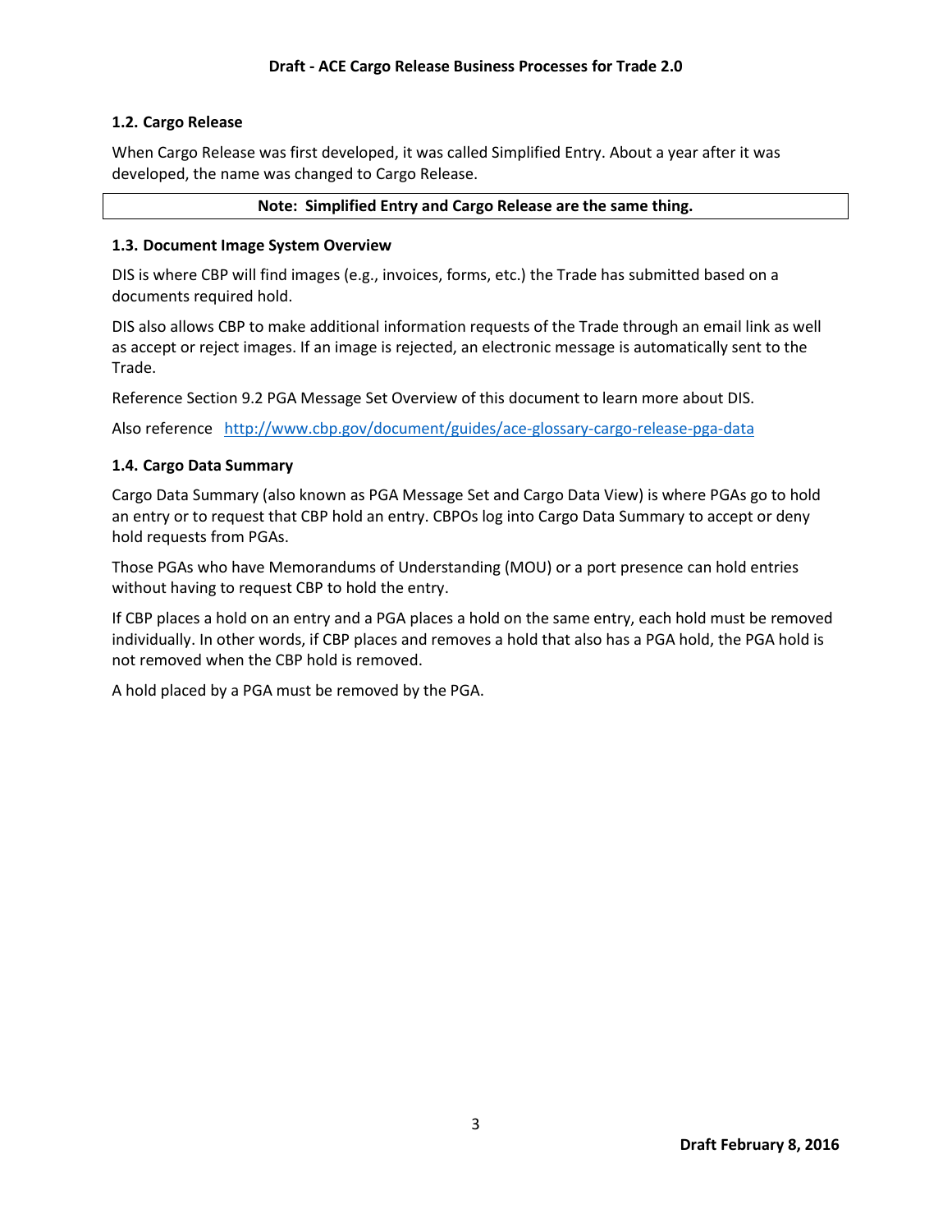### 1.2. Cargo Release

When Cargo Release was first developed, it was called Simplified Entry. About a year after it was developed, the name was changed to Cargo Release.

**Note: Simplified Entry and Cargo Release are the same thing.**

### 1.3. Document Image System Overview

DIS is where CBP will find images (e.g., invoices, forms, etc.) the Trade has submitted based on a documents required hold.

DIS also allows CBP to make additional information requests of the Trade through an email link as well as accept or reject images. If an image is rejected, an electronic message is automatically sent to the Trade.

Reference Section 9.2 PGA Message Set Overview of this document to learn more about DIS.

Also reference [http://www.cbp.gov/document/guides/ace-glossary-cargo-release-pga-data](http://www.cbp.gov/document/guides/ace-glossary-cargo-release-pga-data)

### 1.4. Cargo Data Summary

Cargo Data Summary (also known as PGA Message Set and Cargo Data View) is where PGAs go to hold an entry or to request that CBP hold an entry. CBPOs log into Cargo Data Summary to accept or deny hold requests from PGAs.

Those PGAs who have Memorandums of Understanding (MOU) or a port presence can hold entries without having to request CBP to hold the entry.

If CBP places a hold on an entry and a PGA places a hold on the same entry, each hold must be removed individually. In other words, if CBP places and removes a hold that also has a PGA hold, the PGA hold is not removed when the CBP hold is removed.

A hold placed by a PGA must be removed by the PGA.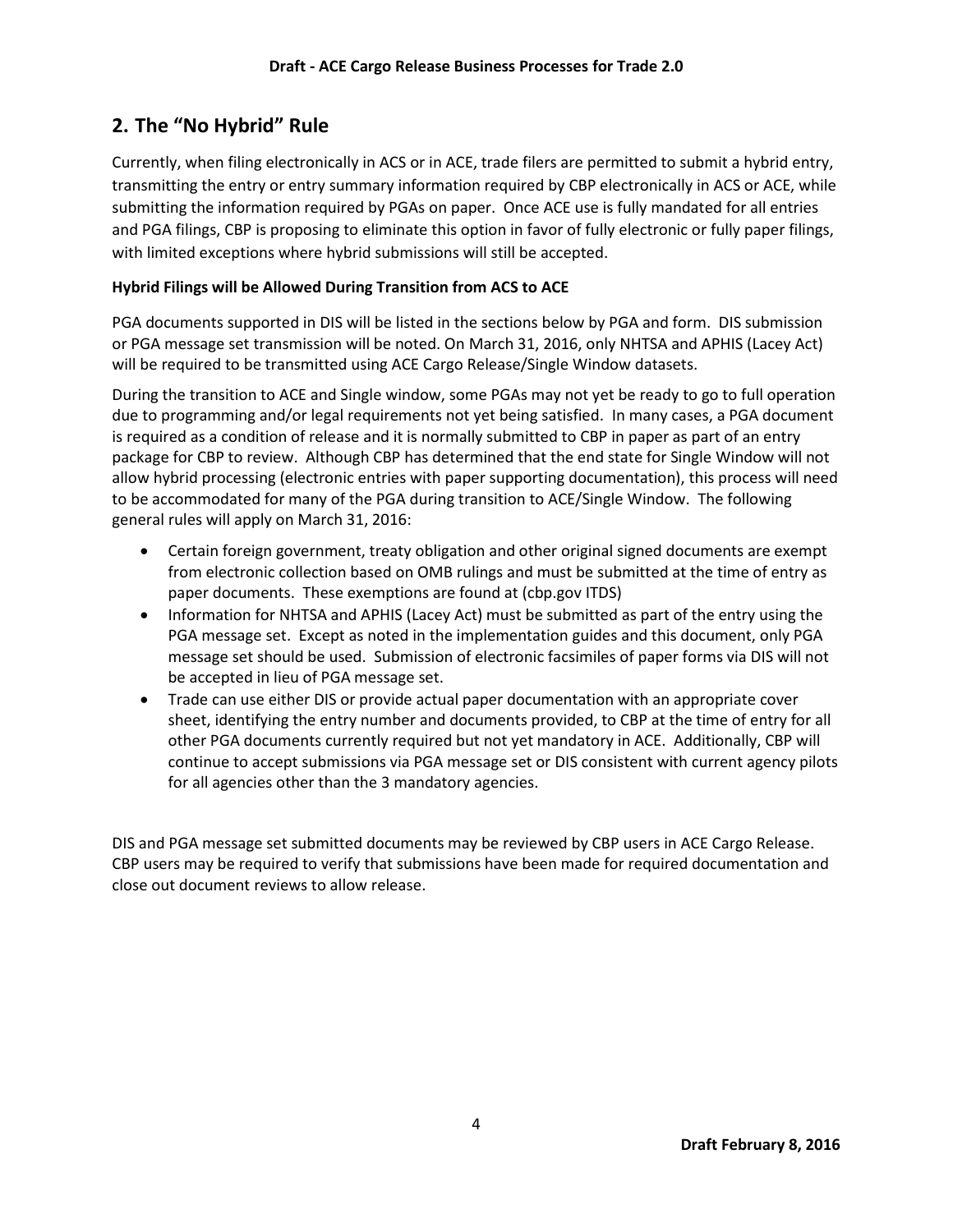## 2. The "No Hybrid" Rule

Currently, when filing electronically in ACS or in ACE, trade filers are permitted to submit a hybrid entry, transmitting the entry or entry summary information required by CBP electronically in ACS or ACE, while submitting the information required by PGAs on paper. Once ACE use is fully mandated for all entries and PGA filings, CBP is proposing to eliminate this option in favor of fully electronic or fully paper filings, with limited exceptions where hybrid submissions will still be accepted.

**Hybrid Filings will be Allowed During Transition from ACS to ACE**

PGA documents supported in DIS will be listed in the sections below by PGA and form. DIS submission or PGA message set transmission will be noted. On March 31, 2016, only NHTSA and APHIS (Lacey Act) will be required to be transmitted using ACE Cargo Release/Single Window datasets.

During the transition to ACE and Single window, some PGAs may not yet be ready to go to full operation due to programming and/or legal requirements not yet being satisfied. In many cases, a PGA document is required as a condition of release and it is normally submitted to CBP in paper as part of an entry package for CBP to review. Although CBP has determined that the end state for Single Window will not allow hybrid processing (electronic entries with paper supporting documentation), this process will need to be accommodated for many of the PGA during transition to ACE/Single Window. The following general rules will apply on March 31, 2016:

- Certain foreign government, treaty obligation and other original signed documents are exempt from electronic collection based on OMB rulings and must be submitted at the time of entry as paper documents. These exemptions are found at (cbp.gov ITDS)
- Information for NHTSA and APHIS (Lacey Act) must be submitted as part of the entry using the PGA message set. Except as noted in the implementation guides and this document, only PGA message set should be used. Submission of electronic facsimiles of paper forms via DIS will not be accepted in lieu of PGA message set.
- Trade can use either DIS or provide actual paper documentation with an appropriate cover sheet, identifying the entry number and documents provided, to CBP at the time of entry for all other PGA documents currently required but not yet mandatory in ACE. Additionally, CBP will continue to accept submissions via PGA message set or DIS consistent with current agency pilots for all agencies other than the 3 mandatory agencies.

DIS and PGA message set submitted documents may be reviewed by CBP users in ACE Cargo Release. CBP users may be required to verify that submissions have been made for required documentation and close out document reviews to allow release.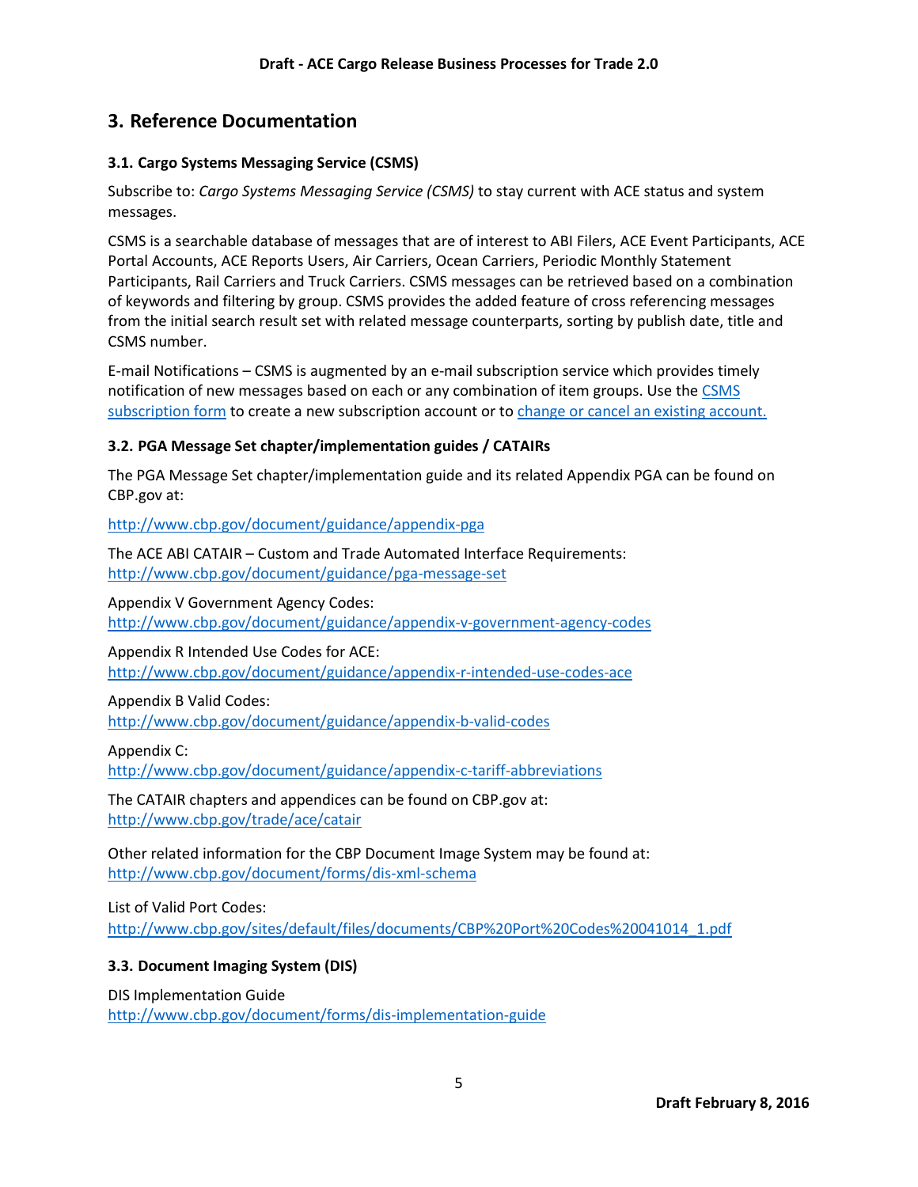## 3. Reference Documentation

### 3.1. Cargo Systems Messaging Service (CSMS)

Subscribe to: *Cargo Systems Messaging Service (CSMS)* to stay current with ACE status and system messages.

CSMS is a searchable database of messages that are of interest to ABI Filers, ACE Event Participants, ACE Portal Accounts, ACE Reports Users, Air Carriers, Ocean Carriers, Periodic Monthly Statement Participants, Rail Carriers and Truck Carriers. CSMS messages can be retrieved based on a combination of keywords and filtering by group. CSMS provides the added feature of cross referencing messages from the initial search result set with related message counterparts, sorting by publish date, title and CSMS number.

E-mail Notifications – CSMS is augmented by an e-mail subscription service which provides timely notification of new messages based on each or any combination of item groups. Use the CSMS subscription form to create a new subscription account or to change or cancel an existing account.

### 3.2. PGA Message Set chapter/implementation guides / CATAIRs

The PGA Message Set chapter/implementation guide and its related Appendix PGA can be found on CBP.gov at:

http://www.cbp.gov/document/guidance/appendix-pga

The ACE ABI CATAIR – Custom and Trade Automated Interface Requirements:
http://www.cbp.gov/document/guidance/pga-message-set

Appendix V Government Agency Codes:
http://www.cbp.gov/document/guidance/appendix-v-government-agency-codes

Appendix R Intended Use Codes for ACE:
http://www.cbp.gov/document/guidance/appendix-r-intended-use-codes-ace

Appendix B Valid Codes:
http://www.cbp.gov/document/guidance/appendix-b-valid-codes

Appendix C:
http://www.cbp.gov/document/guidance/appendix-c-tariff-abbreviations

The CATAIR chapters and appendices can be found on CBP.gov at:
http://www.cbp.gov/trade/ace/catair

Other related information for the CBP Document Image System may be found at:
http://www.cbp.gov/document/forms/dis-xml-schema

List of Valid Port Codes:
http://www.cbp.gov/sites/default/files/documents/CBP%20Port%20Codes%20041014_1.pdf

### 3.3. Document Imaging System (DIS)

DIS Implementation Guide
http://www.cbp.gov/document/forms/dis-implementation-guide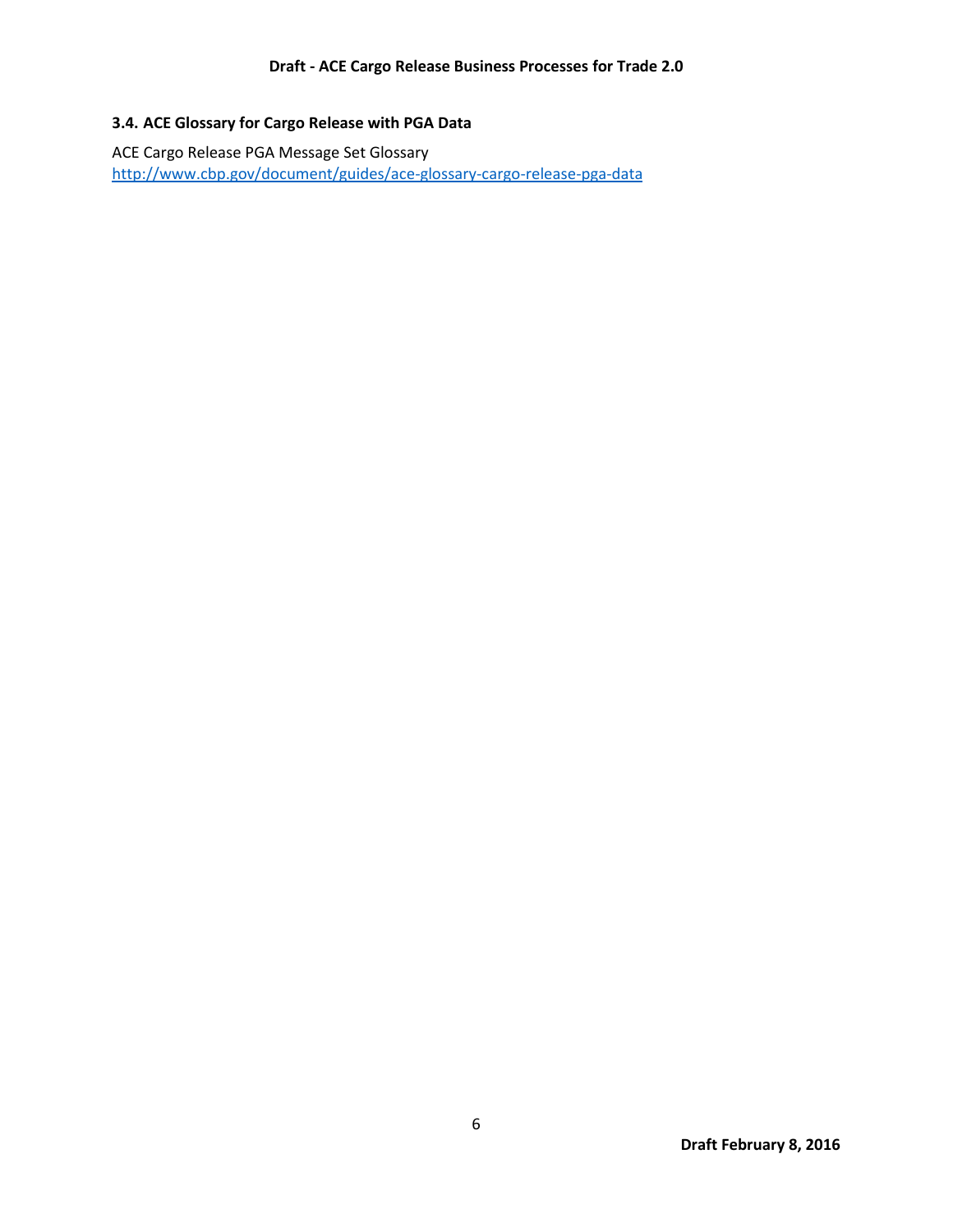### 3.4. ACE Glossary for Cargo Release with PGA Data

ACE Cargo Release PGA Message Set Glossary
http://www.cbp.gov/document/guides/ace-glossary-cargo-release-pga-data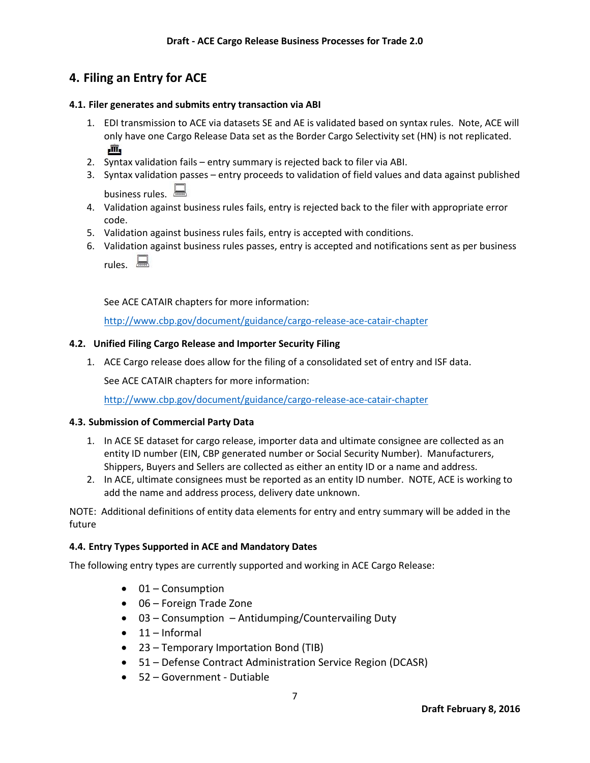# 4. Filing an Entry for ACE

### 4.1. Filer generates and submits entry transaction via ABI

1. EDI transmission to ACE via datasets SE and AE is validated based on syntax rules. Note, ACE will only have one Cargo Release Data set as the Border Cargo Selectivity set (HN) is not replicated.
2. Syntax validation fails – entry summary is rejected back to filer via ABI.
3. Syntax validation passes – entry proceeds to validation of field values and data against published business rules.
4. Validation against business rules fails, entry is rejected back to the filer with appropriate error code.
5. Validation against business rules fails, entry is accepted with conditions.
6. Validation against business rules passes, entry is accepted and notifications sent as per business rules.

   See ACE CATAIR chapters for more information:

   http://www.cbp.gov/document/guidance/cargo-release-ace-catair-chapter

### 4.2. Unified Filing Cargo Release and Importer Security Filing

1. ACE Cargo release does allow for the filing of a consolidated set of entry and ISF data.

   See ACE CATAIR chapters for more information:

   http://www.cbp.gov/document/guidance/cargo-release-ace-catair-chapter

### 4.3. Submission of Commercial Party Data

1. In ACE SE dataset for cargo release, importer data and ultimate consignee are collected as an entity ID number (EIN, CBP generated number or Social Security Number). Manufacturers, Shippers, Buyers and Sellers are collected as either an entity ID or a name and address.
2. In ACE, ultimate consignees must be reported as an entity ID number. NOTE, ACE is working to add the name and address process, delivery date unknown.

NOTE: Additional definitions of entity data elements for entry and entry summary will be added in the future

### 4.4. Entry Types Supported in ACE and Mandatory Dates

The following entry types are currently supported and working in ACE Cargo Release:

- 01 – Consumption
- 06 – Foreign Trade Zone
- 03 – Consumption – Antidumping/Countervailing Duty
- 11 – Informal
- 23 – Temporary Importation Bond (TIB)
- 51 – Defense Contract Administration Service Region (DCASR)
- 52 – Government - Dutiable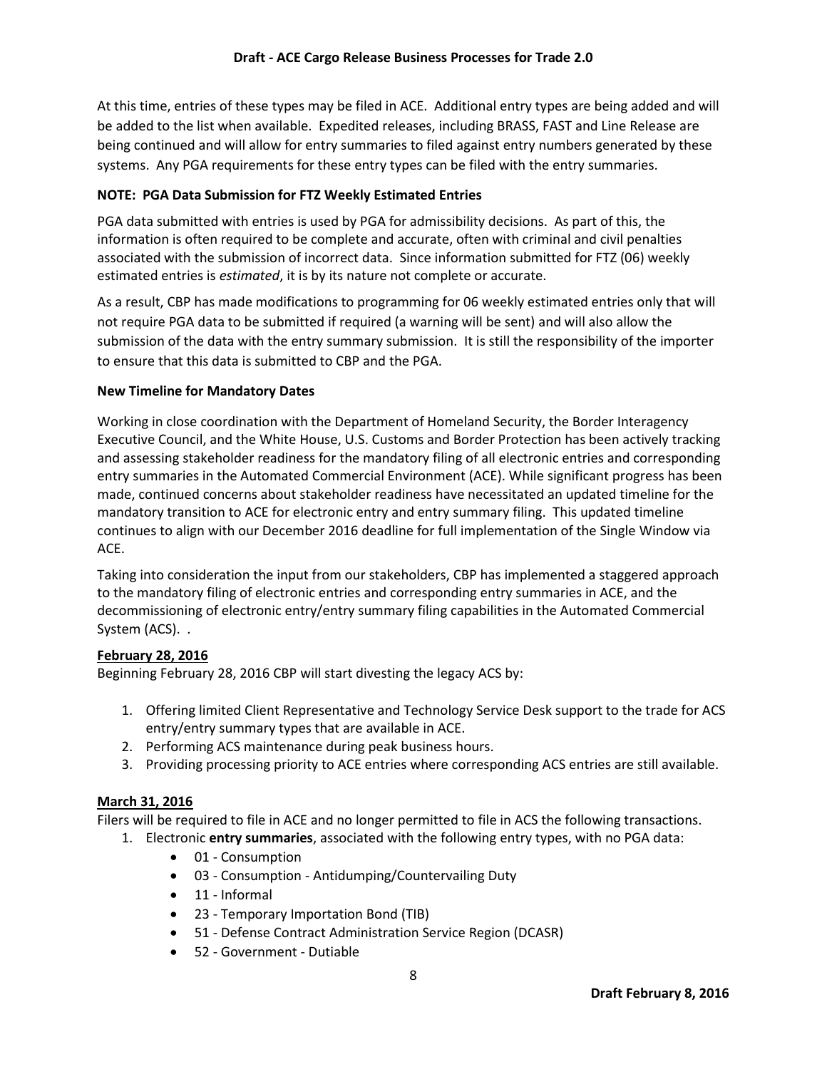At this time, entries of these types may be filed in ACE. Additional entry types are being added and will be added to the list when available. Expedited releases, including BRASS, FAST and Line Release are being continued and will allow for entry summaries to filed against entry numbers generated by these systems. Any PGA requirements for these entry types can be filed with the entry summaries.

**NOTE: PGA Data Submission for FTZ Weekly Estimated Entries**

PGA data submitted with entries is used by PGA for admissibility decisions. As part of this, the information is often required to be complete and accurate, often with criminal and civil penalties associated with the submission of incorrect data. Since information submitted for FTZ (06) weekly estimated entries is *estimated*, it is by its nature not complete or accurate.

As a result, CBP has made modifications to programming for 06 weekly estimated entries only that will not require PGA data to be submitted if required (a warning will be sent) and will also allow the submission of the data with the entry summary submission. It is still the responsibility of the importer to ensure that this data is submitted to CBP and the PGA.

**New Timeline for Mandatory Dates**

Working in close coordination with the Department of Homeland Security, the Border Interagency Executive Council, and the White House, U.S. Customs and Border Protection has been actively tracking and assessing stakeholder readiness for the mandatory filing of all electronic entries and corresponding entry summaries in the Automated Commercial Environment (ACE). While significant progress has been made, continued concerns about stakeholder readiness have necessitated an updated timeline for the mandatory transition to ACE for electronic entry and entry summary filing. This updated timeline continues to align with our December 2016 deadline for full implementation of the Single Window via ACE.

Taking into consideration the input from our stakeholders, CBP has implemented a staggered approach to the mandatory filing of electronic entries and corresponding entry summaries in ACE, and the decommissioning of electronic entry/entry summary filing capabilities in the Automated Commercial System (ACS). .

**February 28, 2016**

Beginning February 28, 2016 CBP will start divesting the legacy ACS by:

1. Offering limited Client Representative and Technology Service Desk support to the trade for ACS entry/entry summary types that are available in ACE.
2. Performing ACS maintenance during peak business hours.
3. Providing processing priority to ACE entries where corresponding ACS entries are still available.

**March 31, 2016**

Filers will be required to file in ACE and no longer permitted to file in ACS the following transactions.

1. Electronic **entry summaries**, associated with the following entry types, with no PGA data:
   - 01 - Consumption
   - 03 - Consumption - Antidumping/Countervailing Duty
   - 11 - Informal
   - 23 - Temporary Importation Bond (TIB)
   - 51 - Defense Contract Administration Service Region (DCASR)
   - 52 - Government - Dutiable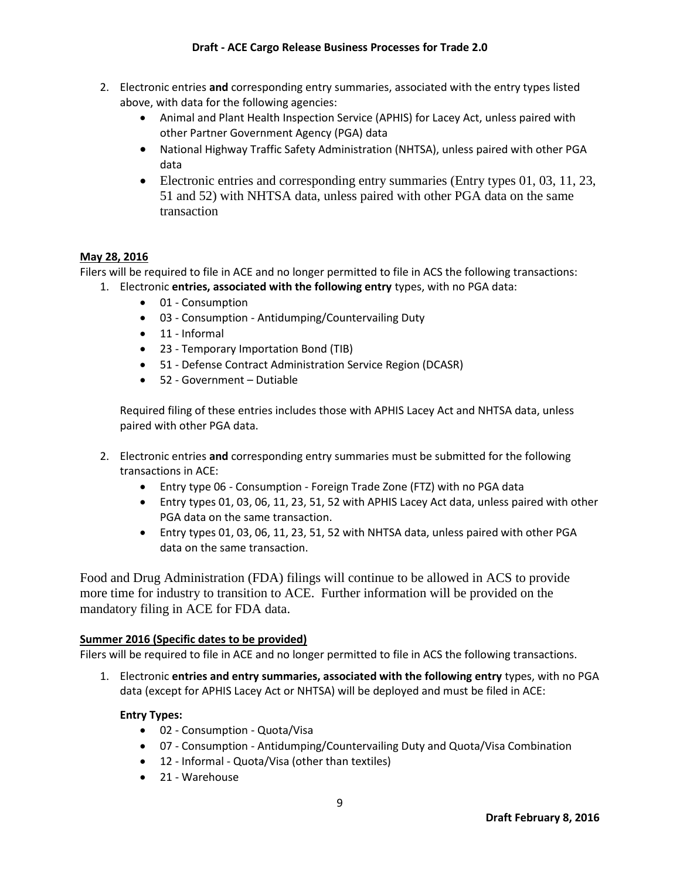2. Electronic entries **and** corresponding entry summaries, associated with the entry types listed above, with data for the following agencies:
    - Animal and Plant Health Inspection Service (APHIS) for Lacey Act, unless paired with other Partner Government Agency (PGA) data
    - National Highway Traffic Safety Administration (NHTSA), unless paired with other PGA data
    - Electronic entries and corresponding entry summaries (Entry types 01, 03, 11, 23, 51 and 52) with NHTSA data, unless paired with other PGA data on the same transaction

**<u>May 28, 2016</u>**

Filers will be required to file in ACE and no longer permitted to file in ACS the following transactions:

1. Electronic **entries, associated with the following entry** types, with no PGA data:
    - 01 - Consumption
    - 03 - Consumption - Antidumping/Countervailing Duty
    - 11 - Informal
    - 23 - Temporary Importation Bond (TIB)
    - 51 - Defense Contract Administration Service Region (DCASR)
    - 52 - Government – Dutiable

    Required filing of these entries includes those with APHIS Lacey Act and NHTSA data, unless paired with other PGA data.

2. Electronic entries **and** corresponding entry summaries must be submitted for the following transactions in ACE:
    - Entry type 06 - Consumption - Foreign Trade Zone (FTZ) with no PGA data
    - Entry types 01, 03, 06, 11, 23, 51, 52 with APHIS Lacey Act data, unless paired with other PGA data on the same transaction.
    - Entry types 01, 03, 06, 11, 23, 51, 52 with NHTSA data, unless paired with other PGA data on the same transaction.

Food and Drug Administration (FDA) filings will continue to be allowed in ACS to provide more time for industry to transition to ACE. Further information will be provided on the mandatory filing in ACE for FDA data.

**<u>Summer 2016 (Specific dates to be provided)</u>**

Filers will be required to file in ACE and no longer permitted to file in ACS the following transactions.

1. Electronic **entries and entry summaries, associated with the following entry** types, with no PGA data (except for APHIS Lacey Act or NHTSA) will be deployed and must be filed in ACE:

    **Entry Types:**
    - 02 - Consumption - Quota/Visa
    - 07 - Consumption - Antidumping/Countervailing Duty and Quota/Visa Combination
    - 12 - Informal - Quota/Visa (other than textiles)
    - 21 - Warehouse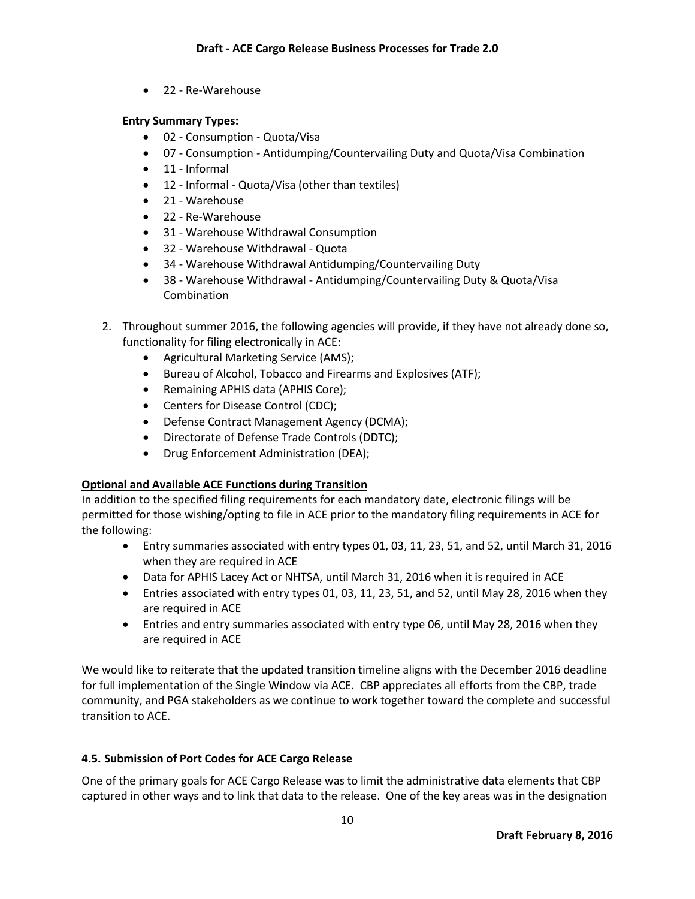- 22 - Re-Warehouse

**Entry Summary Types:**

- 02 - Consumption - Quota/Visa
- 07 - Consumption - Antidumping/Countervailing Duty and Quota/Visa Combination
- 11 - Informal
- 12 - Informal - Quota/Visa (other than textiles)
- 21 - Warehouse
- 22 - Re-Warehouse
- 31 - Warehouse Withdrawal Consumption
- 32 - Warehouse Withdrawal - Quota
- 34 - Warehouse Withdrawal Antidumping/Countervailing Duty
- 38 - Warehouse Withdrawal - Antidumping/Countervailing Duty & Quota/Visa Combination

2. Throughout summer 2016, the following agencies will provide, if they have not already done so, functionality for filing electronically in ACE:
    - Agricultural Marketing Service (AMS);
    - Bureau of Alcohol, Tobacco and Firearms and Explosives (ATF);
    - Remaining APHIS data (APHIS Core);
    - Centers for Disease Control (CDC);
    - Defense Contract Management Agency (DCMA);
    - Directorate of Defense Trade Controls (DDTC);
    - Drug Enforcement Administration (DEA);

**Optional and Available ACE Functions during Transition**

In addition to the specified filing requirements for each mandatory date, electronic filings will be permitted for those wishing/opting to file in ACE prior to the mandatory filing requirements in ACE for the following:

- Entry summaries associated with entry types 01, 03, 11, 23, 51, and 52, until March 31, 2016 when they are required in ACE
- Data for APHIS Lacey Act or NHTSA, until March 31, 2016 when it is required in ACE
- Entries associated with entry types 01, 03, 11, 23, 51, and 52, until May 28, 2016 when they are required in ACE
- Entries and entry summaries associated with entry type 06, until May 28, 2016 when they are required in ACE

We would like to reiterate that the updated transition timeline aligns with the December 2016 deadline for full implementation of the Single Window via ACE. CBP appreciates all efforts from the CBP, trade community, and PGA stakeholders as we continue to work together toward the complete and successful transition to ACE.

### 4.5. Submission of Port Codes for ACE Cargo Release

One of the primary goals for ACE Cargo Release was to limit the administrative data elements that CBP captured in other ways and to link that data to the release. One of the key areas was in the designation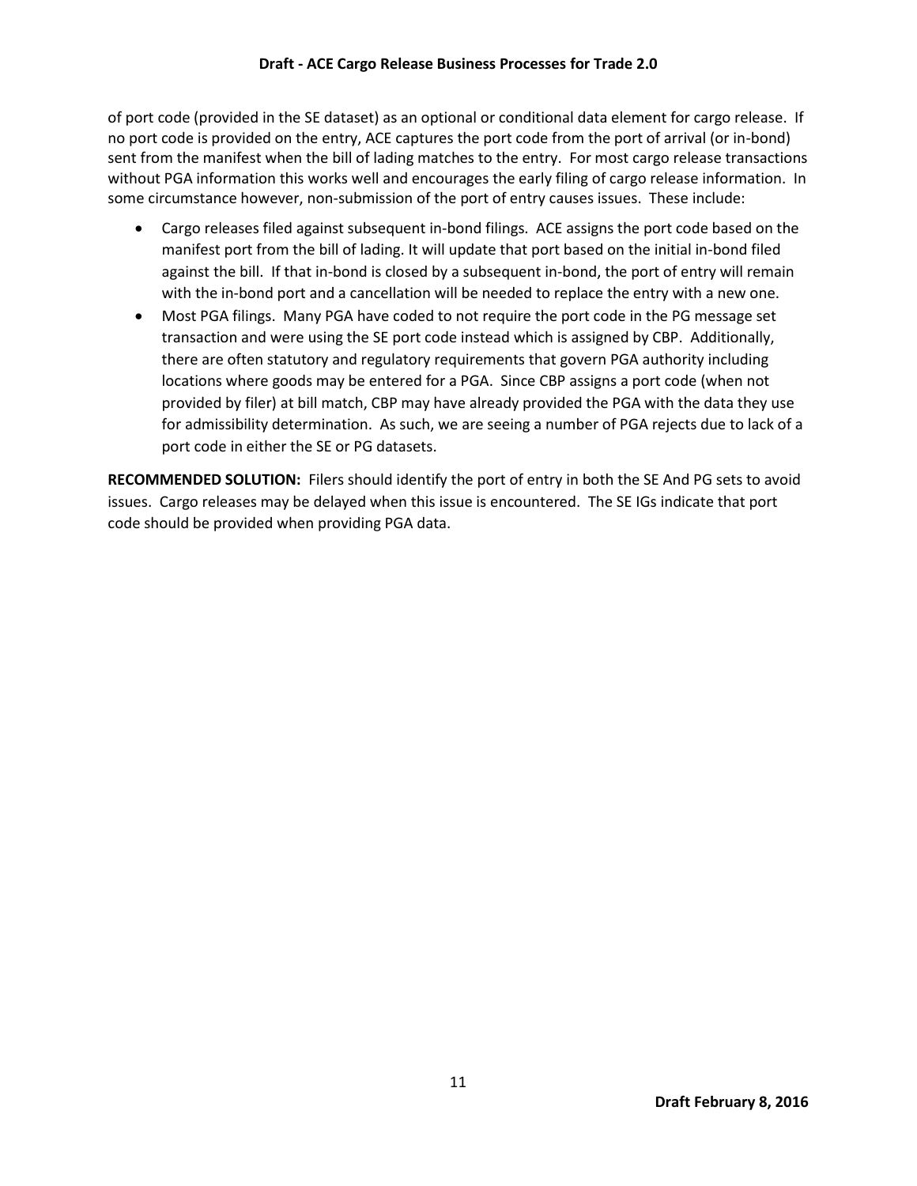of port code (provided in the SE dataset) as an optional or conditional data element for cargo release. If no port code is provided on the entry, ACE captures the port code from the port of arrival (or in-bond) sent from the manifest when the bill of lading matches to the entry. For most cargo release transactions without PGA information this works well and encourages the early filing of cargo release information. In some circumstance however, non-submission of the port of entry causes issues. These include:

- Cargo releases filed against subsequent in-bond filings. ACE assigns the port code based on the manifest port from the bill of lading. It will update that port based on the initial in-bond filed against the bill. If that in-bond is closed by a subsequent in-bond, the port of entry will remain with the in-bond port and a cancellation will be needed to replace the entry with a new one.
- Most PGA filings. Many PGA have coded to not require the port code in the PG message set transaction and were using the SE port code instead which is assigned by CBP. Additionally, there are often statutory and regulatory requirements that govern PGA authority including locations where goods may be entered for a PGA. Since CBP assigns a port code (when not provided by filer) at bill match, CBP may have already provided the PGA with the data they use for admissibility determination. As such, we are seeing a number of PGA rejects due to lack of a port code in either the SE or PG datasets.

**RECOMMENDED SOLUTION:** Filers should identify the port of entry in both the SE And PG sets to avoid issues. Cargo releases may be delayed when this issue is encountered. The SE IGs indicate that port code should be provided when providing PGA data.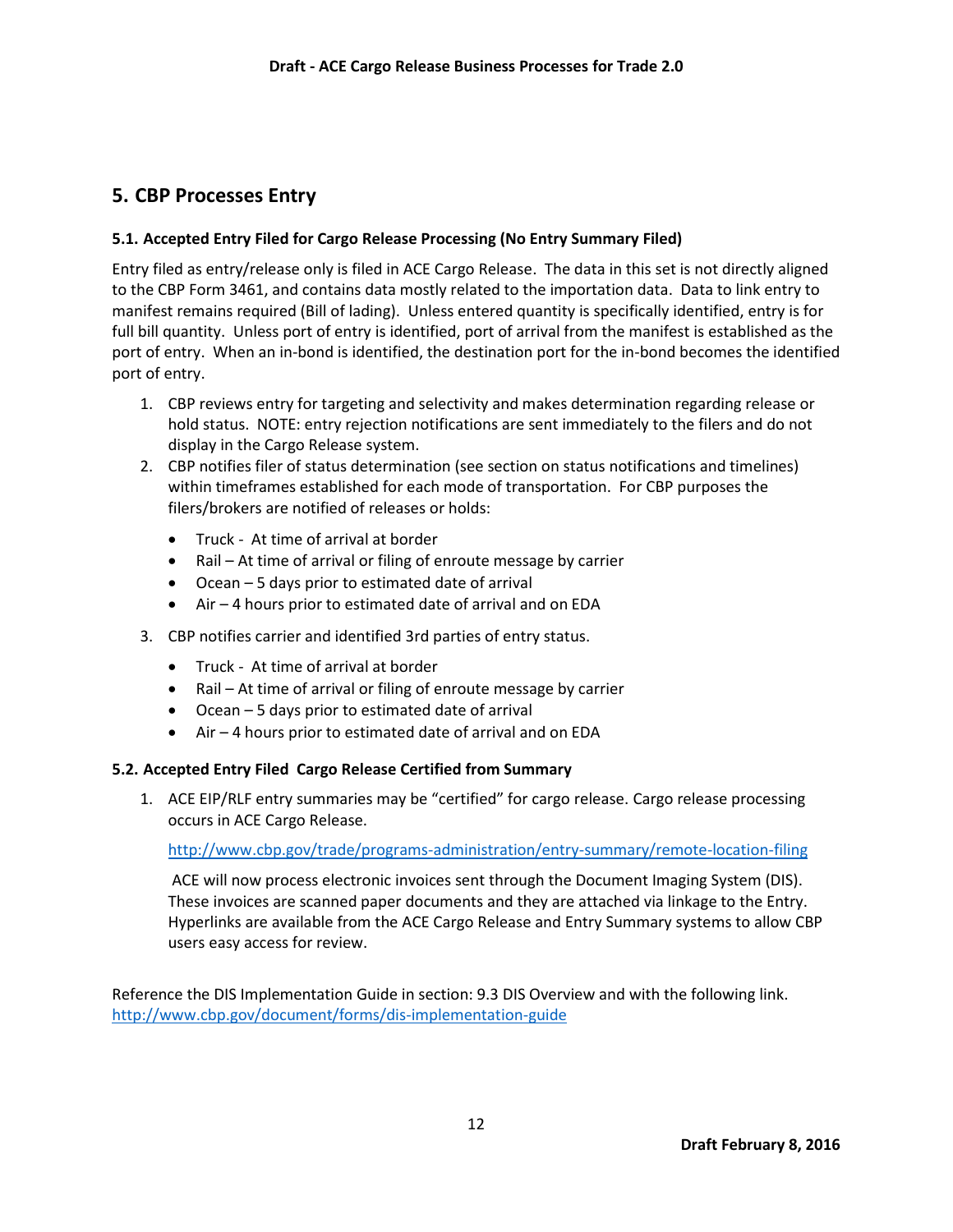## 5. CBP Processes Entry

### 5.1. Accepted Entry Filed for Cargo Release Processing (No Entry Summary Filed)

Entry filed as entry/release only is filed in ACE Cargo Release. The data in this set is not directly aligned to the CBP Form 3461, and contains data mostly related to the importation data. Data to link entry to manifest remains required (Bill of lading). Unless entered quantity is specifically identified, entry is for full bill quantity. Unless port of entry is identified, port of arrival from the manifest is established as the port of entry. When an in-bond is identified, the destination port for the in-bond becomes the identified port of entry.

1. CBP reviews entry for targeting and selectivity and makes determination regarding release or hold status. NOTE: entry rejection notifications are sent immediately to the filers and do not display in the Cargo Release system.
2. CBP notifies filer of status determination (see section on status notifications and timelines) within timeframes established for each mode of transportation. For CBP purposes the filers/brokers are notified of releases or holds:
   - Truck - At time of arrival at border
   - Rail – At time of arrival or filing of enroute message by carrier
   - Ocean – 5 days prior to estimated date of arrival
   - Air – 4 hours prior to estimated date of arrival and on EDA
3. CBP notifies carrier and identified 3rd parties of entry status.
   - Truck - At time of arrival at border
   - Rail – At time of arrival or filing of enroute message by carrier
   - Ocean – 5 days prior to estimated date of arrival
   - Air – 4 hours prior to estimated date of arrival and on EDA

### 5.2. Accepted Entry Filed Cargo Release Certified from Summary

1. ACE EIP/RLF entry summaries may be "certified" for cargo release. Cargo release processing occurs in ACE Cargo Release.

   http://www.cbp.gov/trade/programs-administration/entry-summary/remote-location-filing

   ACE will now process electronic invoices sent through the Document Imaging System (DIS). These invoices are scanned paper documents and they are attached via linkage to the Entry. Hyperlinks are available from the ACE Cargo Release and Entry Summary systems to allow CBP users easy access for review.

Reference the DIS Implementation Guide in section: 9.3 DIS Overview and with the following link. http://www.cbp.gov/document/forms/dis-implementation-guide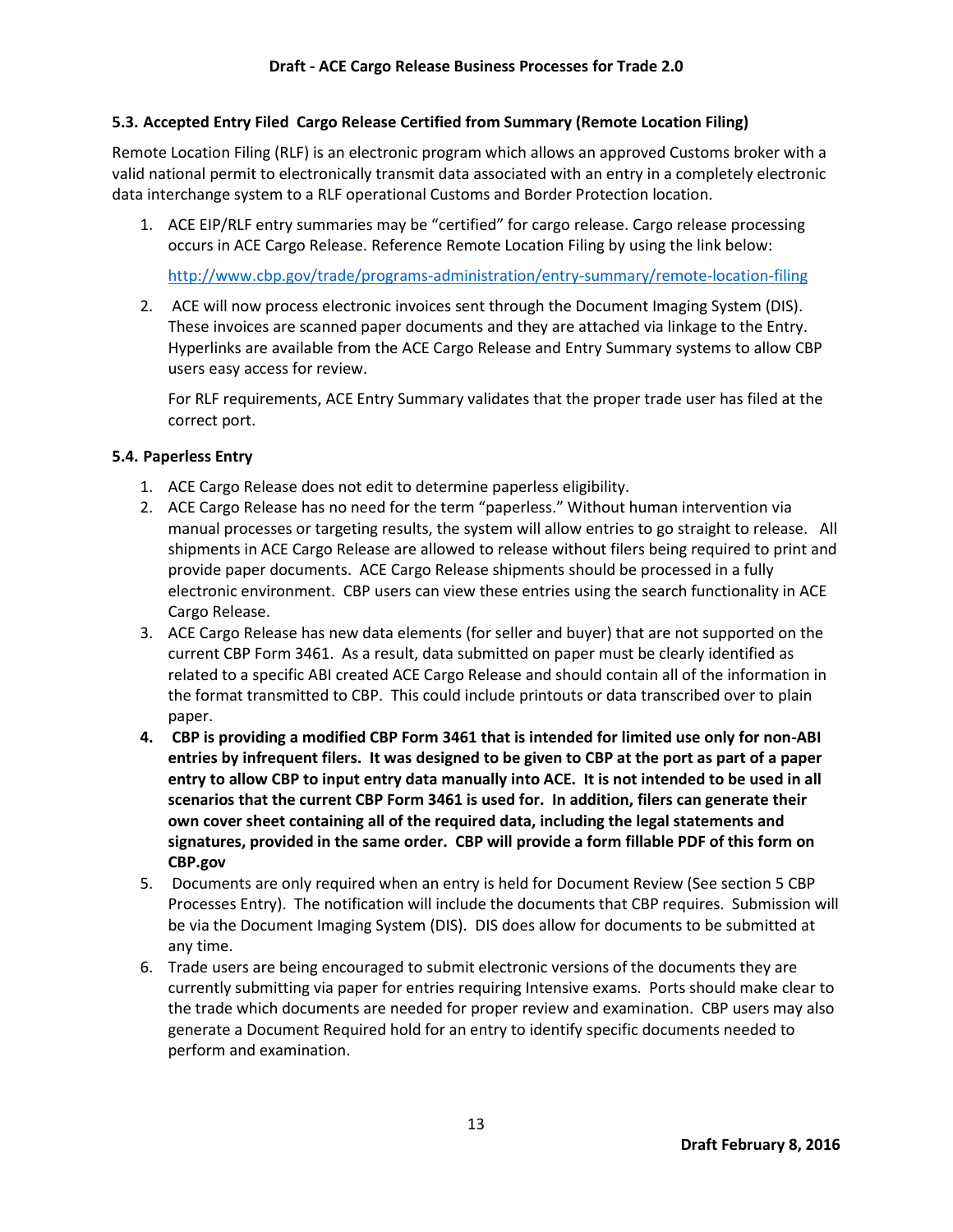### 5.3. Accepted Entry Filed Cargo Release Certified from Summary (Remote Location Filing)

Remote Location Filing (RLF) is an electronic program which allows an approved Customs broker with a valid national permit to electronically transmit data associated with an entry in a completely electronic data interchange system to a RLF operational Customs and Border Protection location.

1. ACE EIP/RLF entry summaries may be "certified" for cargo release. Cargo release processing occurs in ACE Cargo Release. Reference Remote Location Filing by using the link below:

   http://www.cbp.gov/trade/programs-administration/entry-summary/remote-location-filing

2. ACE will now process electronic invoices sent through the Document Imaging System (DIS). These invoices are scanned paper documents and they are attached via linkage to the Entry. Hyperlinks are available from the ACE Cargo Release and Entry Summary systems to allow CBP users easy access for review.

   For RLF requirements, ACE Entry Summary validates that the proper trade user has filed at the correct port.

### 5.4. Paperless Entry

1. ACE Cargo Release does not edit to determine paperless eligibility.
2. ACE Cargo Release has no need for the term "paperless." Without human intervention via manual processes or targeting results, the system will allow entries to go straight to release. All shipments in ACE Cargo Release are allowed to release without filers being required to print and provide paper documents. ACE Cargo Release shipments should be processed in a fully electronic environment. CBP users can view these entries using the search functionality in ACE Cargo Release.
3. ACE Cargo Release has new data elements (for seller and buyer) that are not supported on the current CBP Form 3461. As a result, data submitted on paper must be clearly identified as related to a specific ABI created ACE Cargo Release and should contain all of the information in the format transmitted to CBP. This could include printouts or data transcribed over to plain paper.
4. **CBP is providing a modified CBP Form 3461 that is intended for limited use only for non-ABI entries by infrequent filers. It was designed to be given to CBP at the port as part of a paper entry to allow CBP to input entry data manually into ACE. It is not intended to be used in all scenarios that the current CBP Form 3461 is used for. In addition, filers can generate their own cover sheet containing all of the required data, including the legal statements and signatures, provided in the same order. CBP will provide a form fillable PDF of this form on CBP.gov**
5. Documents are only required when an entry is held for Document Review (See section 5 CBP Processes Entry). The notification will include the documents that CBP requires. Submission will be via the Document Imaging System (DIS). DIS does allow for documents to be submitted at any time.
6. Trade users are being encouraged to submit electronic versions of the documents they are currently submitting via paper for entries requiring Intensive exams. Ports should make clear to the trade which documents are needed for proper review and examination. CBP users may also generate a Document Required hold for an entry to identify specific documents needed to perform and examination.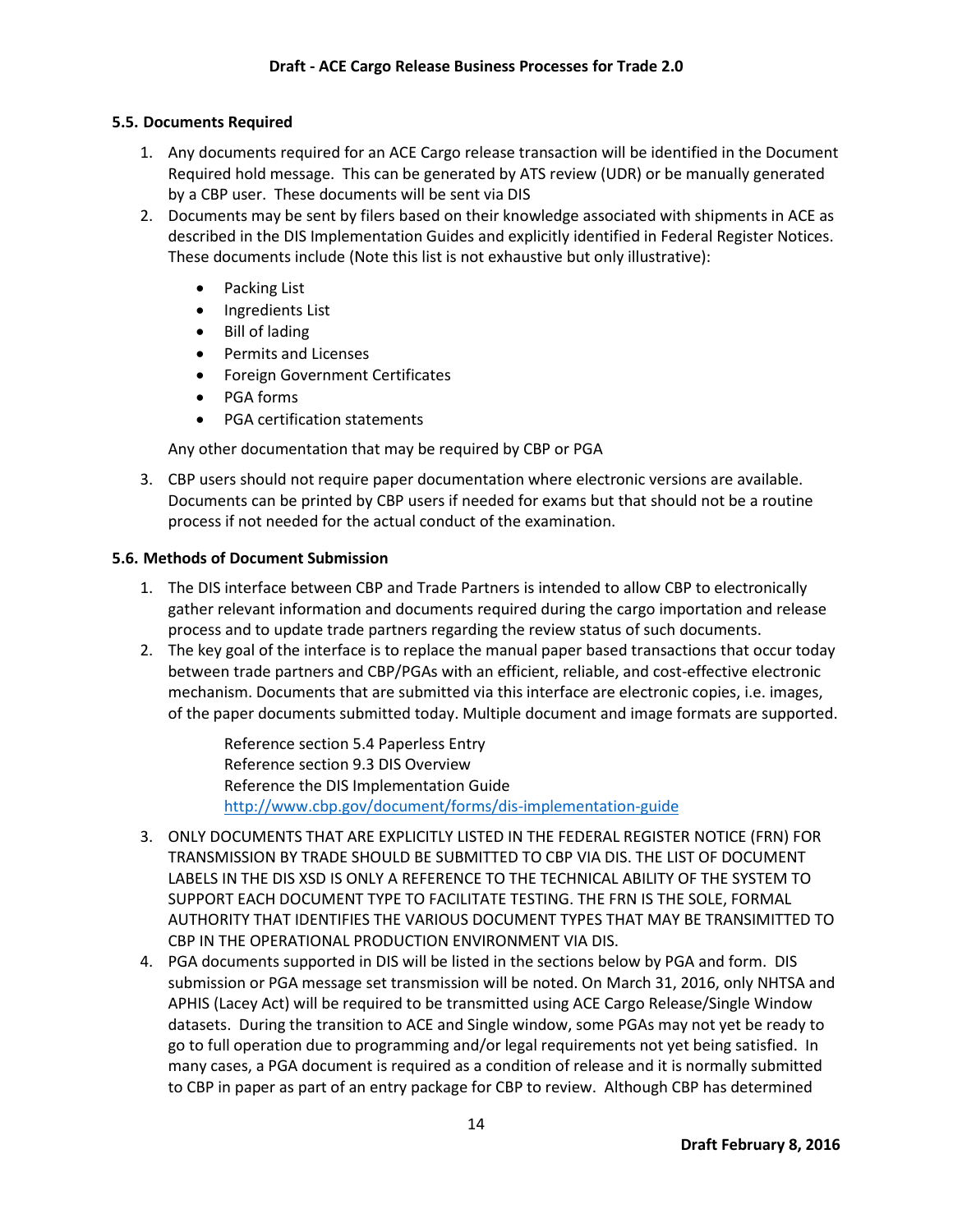### 5.5. Documents Required

1. Any documents required for an ACE Cargo release transaction will be identified in the Document Required hold message. This can be generated by ATS review (UDR) or be manually generated by a CBP user. These documents will be sent via DIS
2. Documents may be sent by filers based on their knowledge associated with shipments in ACE as described in the DIS Implementation Guides and explicitly identified in Federal Register Notices. These documents include (Note this list is not exhaustive but only illustrative):

    - Packing List
    - Ingredients List
    - Bill of lading
    - Permits and Licenses
    - Foreign Government Certificates
    - PGA forms
    - PGA certification statements

    Any other documentation that may be required by CBP or PGA

3. CBP users should not require paper documentation where electronic versions are available. Documents can be printed by CBP users if needed for exams but that should not be a routine process if not needed for the actual conduct of the examination.

### 5.6. Methods of Document Submission

1. The DIS interface between CBP and Trade Partners is intended to allow CBP to electronically gather relevant information and documents required during the cargo importation and release process and to update trade partners regarding the review status of such documents.
2. The key goal of the interface is to replace the manual paper based transactions that occur today between trade partners and CBP/PGAs with an efficient, reliable, and cost-effective electronic mechanism. Documents that are submitted via this interface are electronic copies, i.e. images, of the paper documents submitted today. Multiple document and image formats are supported.

    Reference section 5.4 Paperless Entry
    Reference section 9.3 DIS Overview
    Reference the DIS Implementation Guide
    http://www.cbp.gov/document/forms/dis-implementation-guide

3. ONLY DOCUMENTS THAT ARE EXPLICITLY LISTED IN THE FEDERAL REGISTER NOTICE (FRN) FOR TRANSMISSION BY TRADE SHOULD BE SUBMITTED TO CBP VIA DIS. THE LIST OF DOCUMENT LABELS IN THE DIS XSD IS ONLY A REFERENCE TO THE TECHNICAL ABILITY OF THE SYSTEM TO SUPPORT EACH DOCUMENT TYPE TO FACILITATE TESTING. THE FRN IS THE SOLE, FORMAL AUTHORITY THAT IDENTIFIES THE VARIOUS DOCUMENT TYPES THAT MAY BE TRANSIMITTED TO CBP IN THE OPERATIONAL PRODUCTION ENVIRONMENT VIA DIS.
4. PGA documents supported in DIS will be listed in the sections below by PGA and form. DIS submission or PGA message set transmission will be noted. On March 31, 2016, only NHTSA and APHIS (Lacey Act) will be required to be transmitted using ACE Cargo Release/Single Window datasets. During the transition to ACE and Single window, some PGAs may not yet be ready to go to full operation due to programming and/or legal requirements not yet being satisfied. In many cases, a PGA document is required as a condition of release and it is normally submitted to CBP in paper as part of an entry package for CBP to review. Although CBP has determined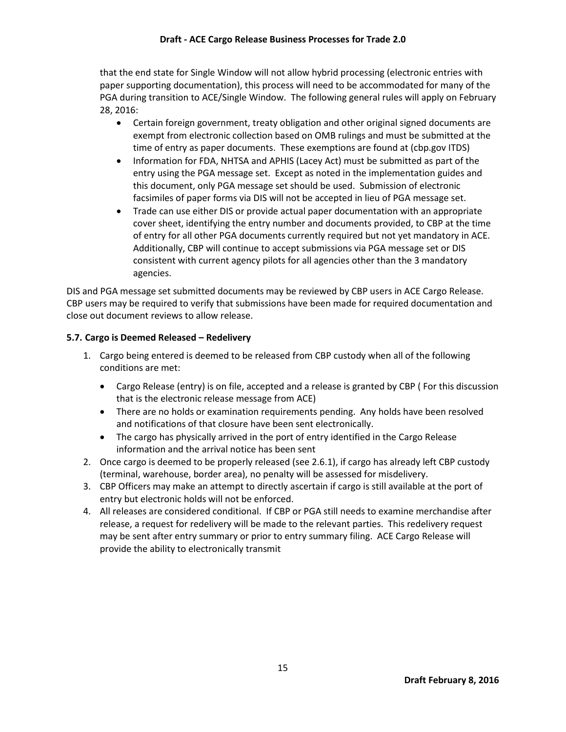that the end state for Single Window will not allow hybrid processing (electronic entries with paper supporting documentation), this process will need to be accommodated for many of the PGA during transition to ACE/Single Window. The following general rules will apply on February 28, 2016:

- Certain foreign government, treaty obligation and other original signed documents are exempt from electronic collection based on OMB rulings and must be submitted at the time of entry as paper documents. These exemptions are found at (cbp.gov ITDS)
- Information for FDA, NHTSA and APHIS (Lacey Act) must be submitted as part of the entry using the PGA message set. Except as noted in the implementation guides and this document, only PGA message set should be used. Submission of electronic facsimiles of paper forms via DIS will not be accepted in lieu of PGA message set.
- Trade can use either DIS or provide actual paper documentation with an appropriate cover sheet, identifying the entry number and documents provided, to CBP at the time of entry for all other PGA documents currently required but not yet mandatory in ACE. Additionally, CBP will continue to accept submissions via PGA message set or DIS consistent with current agency pilots for all agencies other than the 3 mandatory agencies.

DIS and PGA message set submitted documents may be reviewed by CBP users in ACE Cargo Release. CBP users may be required to verify that submissions have been made for required documentation and close out document reviews to allow release.

### 5.7. Cargo is Deemed Released – Redelivery

1. Cargo being entered is deemed to be released from CBP custody when all of the following conditions are met:
   - Cargo Release (entry) is on file, accepted and a release is granted by CBP ( For this discussion that is the electronic release message from ACE)
   - There are no holds or examination requirements pending. Any holds have been resolved and notifications of that closure have been sent electronically.
   - The cargo has physically arrived in the port of entry identified in the Cargo Release information and the arrival notice has been sent
2. Once cargo is deemed to be properly released (see 2.6.1), if cargo has already left CBP custody (terminal, warehouse, border area), no penalty will be assessed for misdelivery.
3. CBP Officers may make an attempt to directly ascertain if cargo is still available at the port of entry but electronic holds will not be enforced.
4. All releases are considered conditional. If CBP or PGA still needs to examine merchandise after release, a request for redelivery will be made to the relevant parties. This redelivery request may be sent after entry summary or prior to entry summary filing. ACE Cargo Release will provide the ability to electronically transmit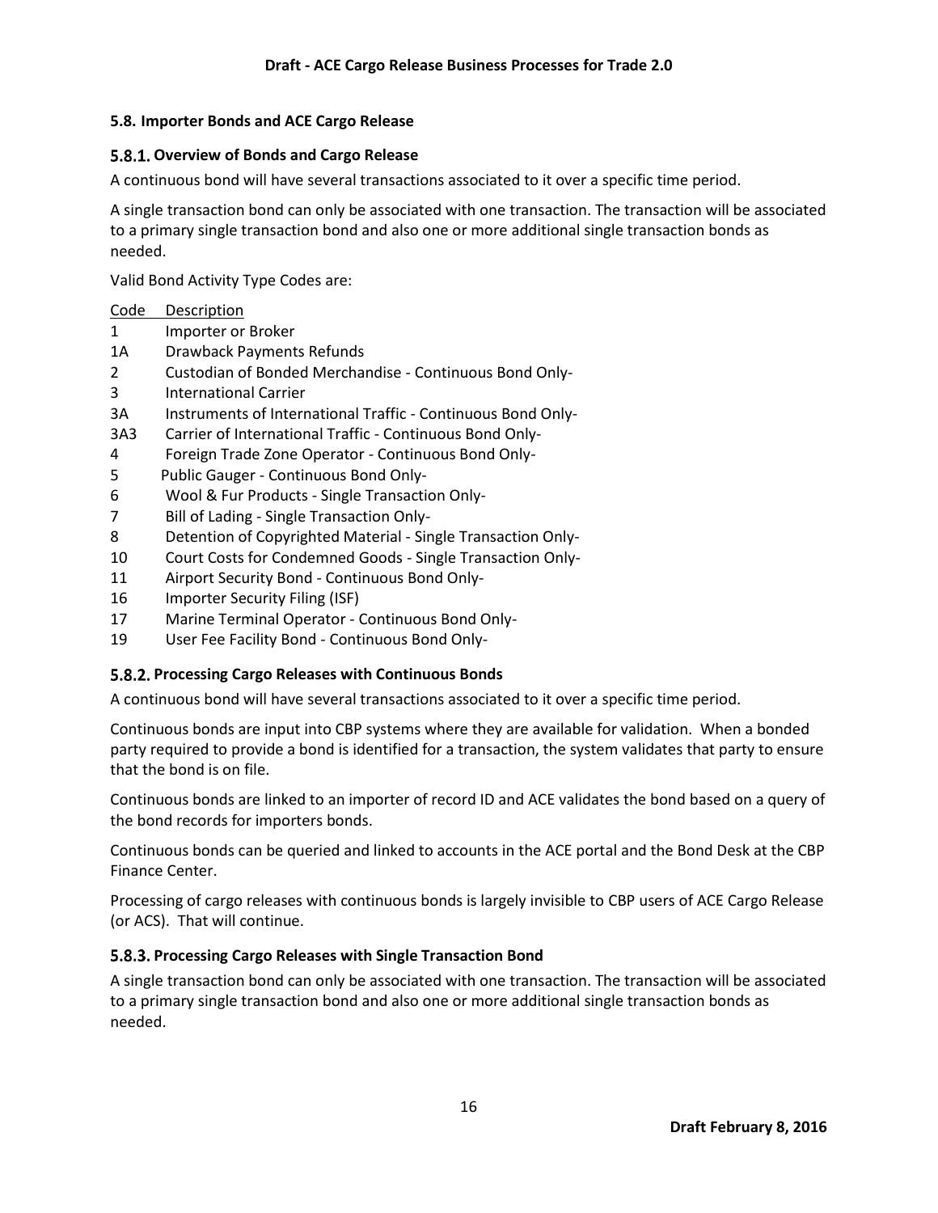### 5.8. Importer Bonds and ACE Cargo Release

#### 5.8.1. Overview of Bonds and Cargo Release

A continuous bond will have several transactions associated to it over a specific time period.

A single transaction bond can only be associated with one transaction. The transaction will be associated to a primary single transaction bond and also one or more additional single transaction bonds as needed.

Valid Bond Activity Type Codes are:

| Code | Description |
|---|---|
| 1 | Importer or Broker |
| 1A | Drawback Payments Refunds |
| 2 | Custodian of Bonded Merchandise - Continuous Bond Only- |
| 3 | International Carrier |
| 3A | Instruments of International Traffic - Continuous Bond Only- |
| 3A3 | Carrier of International Traffic - Continuous Bond Only- |
| 4 | Foreign Trade Zone Operator - Continuous Bond Only- |
| 5 | Public Gauger - Continuous Bond Only- |
| 6 | Wool & Fur Products - Single Transaction Only- |
| 7 | Bill of Lading - Single Transaction Only- |
| 8 | Detention of Copyrighted Material - Single Transaction Only- |
| 10 | Court Costs for Condemned Goods - Single Transaction Only- |
| 11 | Airport Security Bond - Continuous Bond Only- |
| 16 | Importer Security Filing (ISF) |
| 17 | Marine Terminal Operator - Continuous Bond Only- |
| 19 | User Fee Facility Bond - Continuous Bond Only- |

#### 5.8.2. Processing Cargo Releases with Continuous Bonds

A continuous bond will have several transactions associated to it over a specific time period.

Continuous bonds are input into CBP systems where they are available for validation. When a bonded party required to provide a bond is identified for a transaction, the system validates that party to ensure that the bond is on file.

Continuous bonds are linked to an importer of record ID and ACE validates the bond based on a query of the bond records for importers bonds.

Continuous bonds can be queried and linked to accounts in the ACE portal and the Bond Desk at the CBP Finance Center.

Processing of cargo releases with continuous bonds is largely invisible to CBP users of ACE Cargo Release (or ACS). That will continue.

#### 5.8.3. Processing Cargo Releases with Single Transaction Bond

A single transaction bond can only be associated with one transaction. The transaction will be associated to a primary single transaction bond and also one or more additional single transaction bonds as needed.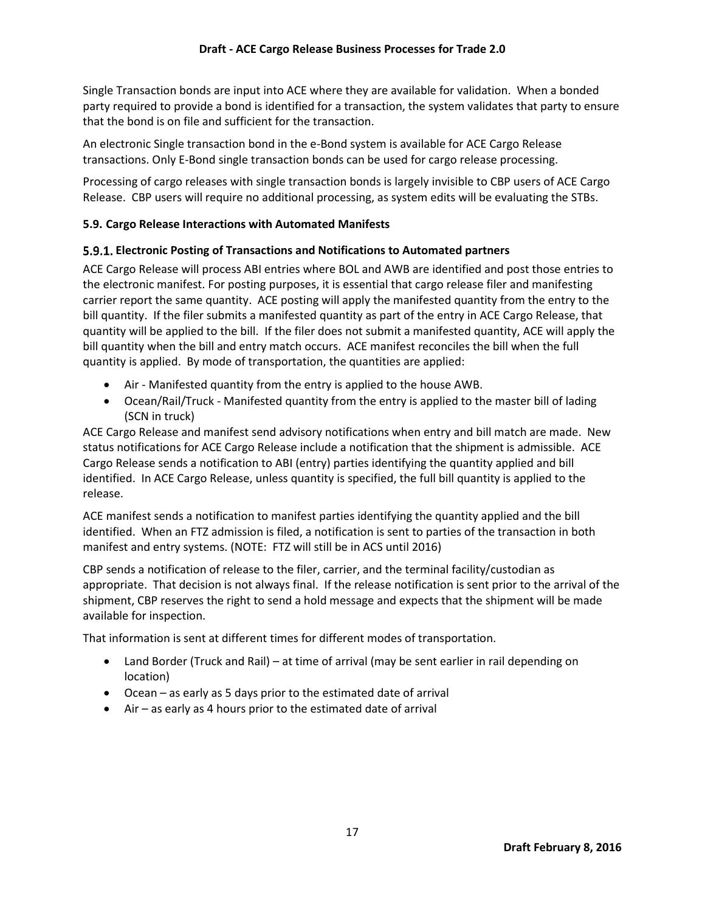Single Transaction bonds are input into ACE where they are available for validation. When a bonded party required to provide a bond is identified for a transaction, the system validates that party to ensure that the bond is on file and sufficient for the transaction.

An electronic Single transaction bond in the e-Bond system is available for ACE Cargo Release transactions. Only E-Bond single transaction bonds can be used for cargo release processing.

Processing of cargo releases with single transaction bonds is largely invisible to CBP users of ACE Cargo Release. CBP users will require no additional processing, as system edits will be evaluating the STBs.

### 5.9. Cargo Release Interactions with Automated Manifests

#### 5.9.1. Electronic Posting of Transactions and Notifications to Automated partners

ACE Cargo Release will process ABI entries where BOL and AWB are identified and post those entries to the electronic manifest. For posting purposes, it is essential that cargo release filer and manifesting carrier report the same quantity. ACE posting will apply the manifested quantity from the entry to the bill quantity. If the filer submits a manifested quantity as part of the entry in ACE Cargo Release, that quantity will be applied to the bill. If the filer does not submit a manifested quantity, ACE will apply the bill quantity when the bill and entry match occurs. ACE manifest reconciles the bill when the full quantity is applied. By mode of transportation, the quantities are applied:

- Air - Manifested quantity from the entry is applied to the house AWB.
- Ocean/Rail/Truck - Manifested quantity from the entry is applied to the master bill of lading (SCN in truck)

ACE Cargo Release and manifest send advisory notifications when entry and bill match are made. New status notifications for ACE Cargo Release include a notification that the shipment is admissible. ACE Cargo Release sends a notification to ABI (entry) parties identifying the quantity applied and bill identified. In ACE Cargo Release, unless quantity is specified, the full bill quantity is applied to the release.

ACE manifest sends a notification to manifest parties identifying the quantity applied and the bill identified. When an FTZ admission is filed, a notification is sent to parties of the transaction in both manifest and entry systems. (NOTE: FTZ will still be in ACS until 2016)

CBP sends a notification of release to the filer, carrier, and the terminal facility/custodian as appropriate. That decision is not always final. If the release notification is sent prior to the arrival of the shipment, CBP reserves the right to send a hold message and expects that the shipment will be made available for inspection.

That information is sent at different times for different modes of transportation.

- Land Border (Truck and Rail) – at time of arrival (may be sent earlier in rail depending on location)
- Ocean – as early as 5 days prior to the estimated date of arrival
- Air – as early as 4 hours prior to the estimated date of arrival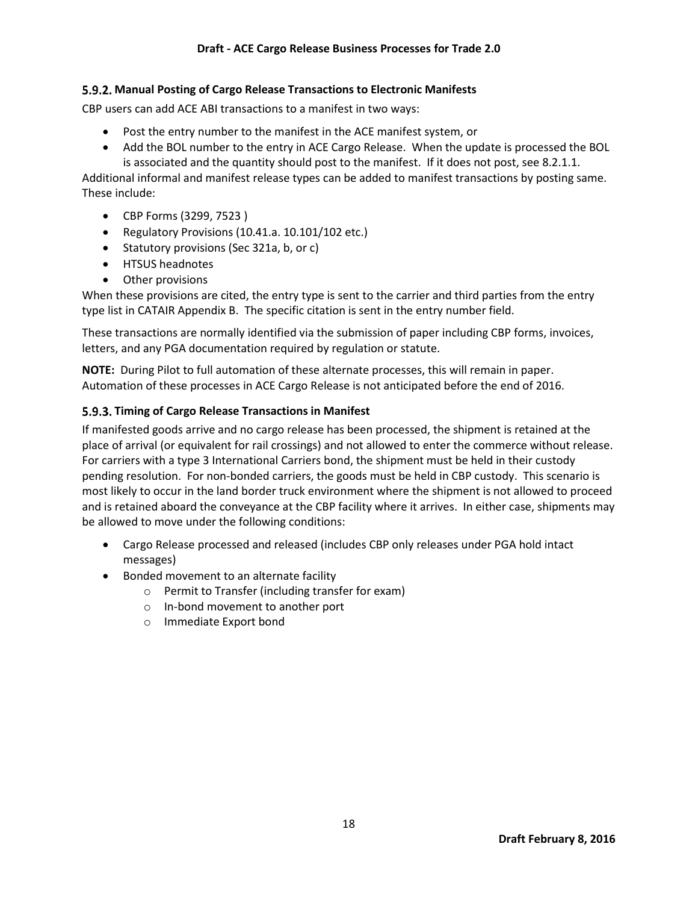### 5.9.2. Manual Posting of Cargo Release Transactions to Electronic Manifests

CBP users can add ACE ABI transactions to a manifest in two ways:

- Post the entry number to the manifest in the ACE manifest system, or
- Add the BOL number to the entry in ACE Cargo Release. When the update is processed the BOL is associated and the quantity should post to the manifest. If it does not post, see 8.2.1.1.

Additional informal and manifest release types can be added to manifest transactions by posting same. These include:

- CBP Forms (3299, 7523 )
- Regulatory Provisions (10.41.a. 10.101/102 etc.)
- Statutory provisions (Sec 321a, b, or c)
- HTSUS headnotes
- Other provisions

When these provisions are cited, the entry type is sent to the carrier and third parties from the entry type list in CATAIR Appendix B. The specific citation is sent in the entry number field.

These transactions are normally identified via the submission of paper including CBP forms, invoices, letters, and any PGA documentation required by regulation or statute.

**NOTE:** During Pilot to full automation of these alternate processes, this will remain in paper. Automation of these processes in ACE Cargo Release is not anticipated before the end of 2016.

### 5.9.3. Timing of Cargo Release Transactions in Manifest

If manifested goods arrive and no cargo release has been processed, the shipment is retained at the place of arrival (or equivalent for rail crossings) and not allowed to enter the commerce without release. For carriers with a type 3 International Carriers bond, the shipment must be held in their custody pending resolution. For non-bonded carriers, the goods must be held in CBP custody. This scenario is most likely to occur in the land border truck environment where the shipment is not allowed to proceed and is retained aboard the conveyance at the CBP facility where it arrives. In either case, shipments may be allowed to move under the following conditions:

- Cargo Release processed and released (includes CBP only releases under PGA hold intact messages)
- Bonded movement to an alternate facility
  - Permit to Transfer (including transfer for exam)
  - In-bond movement to another port
  - Immediate Export bond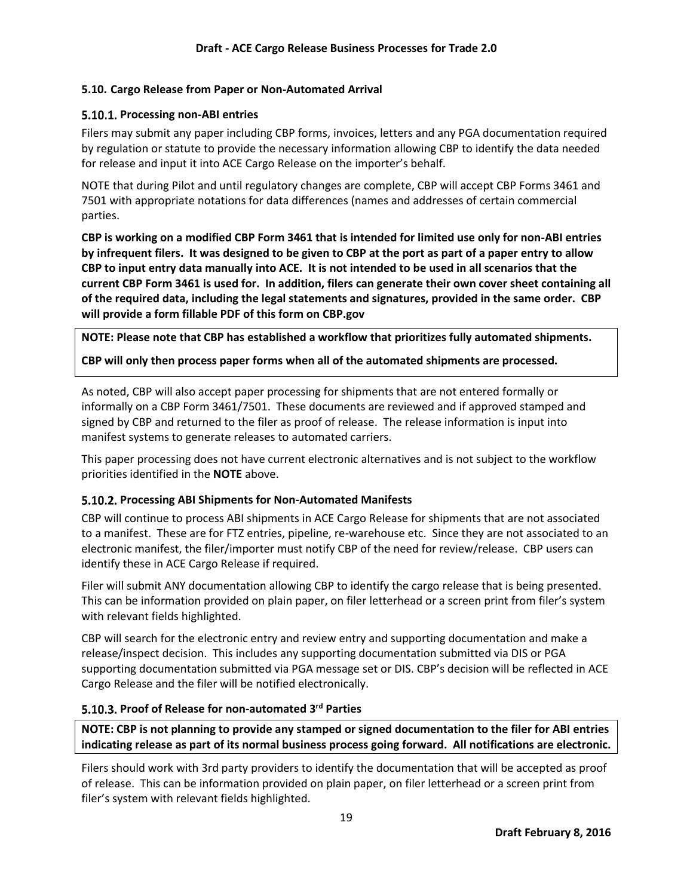### 5.10. Cargo Release from Paper or Non-Automated Arrival

#### 5.10.1. Processing non-ABI entries

Filers may submit any paper including CBP forms, invoices, letters and any PGA documentation required by regulation or statute to provide the necessary information allowing CBP to identify the data needed for release and input it into ACE Cargo Release on the importer's behalf.

NOTE that during Pilot and until regulatory changes are complete, CBP will accept CBP Forms 3461 and 7501 with appropriate notations for data differences (names and addresses of certain commercial parties.

**CBP is working on a modified CBP Form 3461 that is intended for limited use only for non-ABI entries by infrequent filers. It was designed to be given to CBP at the port as part of a paper entry to allow CBP to input entry data manually into ACE. It is not intended to be used in all scenarios that the current CBP Form 3461 is used for. In addition, filers can generate their own cover sheet containing all of the required data, including the legal statements and signatures, provided in the same order. CBP will provide a form fillable PDF of this form on CBP.gov**

**NOTE: Please note that CBP has established a workflow that prioritizes fully automated shipments.**

**CBP will only then process paper forms when all of the automated shipments are processed.**

As noted, CBP will also accept paper processing for shipments that are not entered formally or informally on a CBP Form 3461/7501. These documents are reviewed and if approved stamped and signed by CBP and returned to the filer as proof of release. The release information is input into manifest systems to generate releases to automated carriers.

This paper processing does not have current electronic alternatives and is not subject to the workflow priorities identified in the **NOTE** above.

#### 5.10.2. Processing ABI Shipments for Non-Automated Manifests

CBP will continue to process ABI shipments in ACE Cargo Release for shipments that are not associated to a manifest. These are for FTZ entries, pipeline, re-warehouse etc. Since they are not associated to an electronic manifest, the filer/importer must notify CBP of the need for review/release. CBP users can identify these in ACE Cargo Release if required.

Filer will submit ANY documentation allowing CBP to identify the cargo release that is being presented. This can be information provided on plain paper, on filer letterhead or a screen print from filer's system with relevant fields highlighted.

CBP will search for the electronic entry and review entry and supporting documentation and make a release/inspect decision. This includes any supporting documentation submitted via DIS or PGA supporting documentation submitted via PGA message set or DIS. CBP's decision will be reflected in ACE Cargo Release and the filer will be notified electronically.

#### 5.10.3. Proof of Release for non-automated 3rd Parties

**NOTE: CBP is not planning to provide any stamped or signed documentation to the filer for ABI entries indicating release as part of its normal business process going forward. All notifications are electronic.**

Filers should work with 3rd party providers to identify the documentation that will be accepted as proof of release. This can be information provided on plain paper, on filer letterhead or a screen print from filer's system with relevant fields highlighted.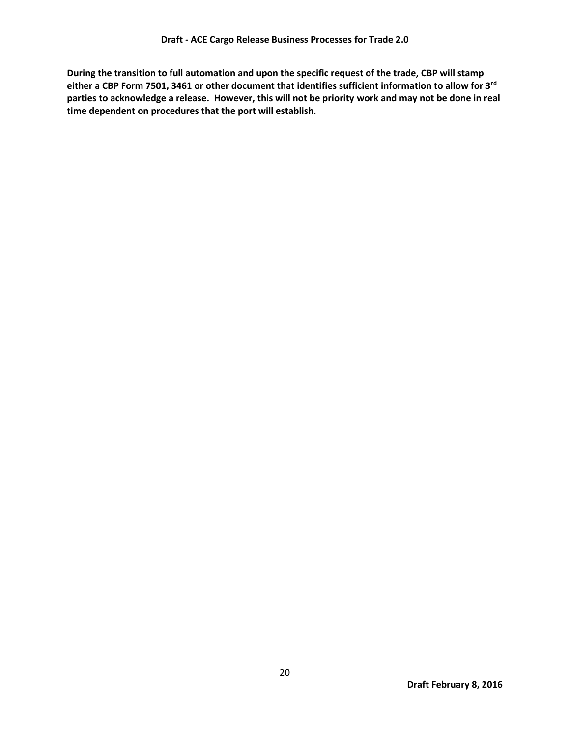**During the transition to full automation and upon the specific request of the trade, CBP will stamp either a CBP Form 7501, 3461 or other document that identifies sufficient information to allow for 3rd parties to acknowledge a release. However, this will not be priority work and may not be done in real time dependent on procedures that the port will establish.**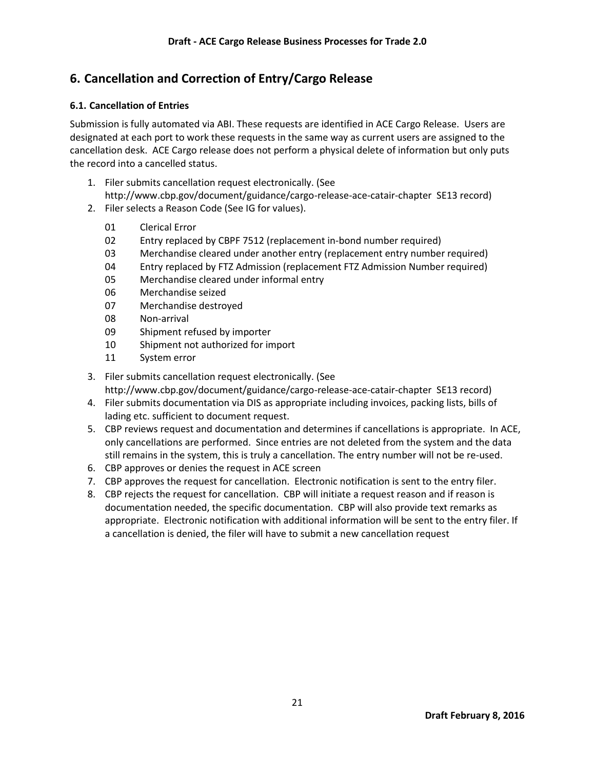# 6. Cancellation and Correction of Entry/Cargo Release

### 6.1. Cancellation of Entries

Submission is fully automated via ABI. These requests are identified in ACE Cargo Release. Users are designated at each port to work these requests in the same way as current users are assigned to the cancellation desk. ACE Cargo release does not perform a physical delete of information but only puts the record into a cancelled status.

1. Filer submits cancellation request electronically. (See http://www.cbp.gov/document/guidance/cargo-release-ace-catair-chapter SE13 record)
2. Filer selects a Reason Code (See IG for values).

   01 Clerical Error
   02 Entry replaced by CBPF 7512 (replacement in-bond number required)
   03 Merchandise cleared under another entry (replacement entry number required)
   04 Entry replaced by FTZ Admission (replacement FTZ Admission Number required)
   05 Merchandise cleared under informal entry
   06 Merchandise seized
   07 Merchandise destroyed
   08 Non-arrival
   09 Shipment refused by importer
   10 Shipment not authorized for import
   11 System error

3. Filer submits cancellation request electronically. (See http://www.cbp.gov/document/guidance/cargo-release-ace-catair-chapter SE13 record)
4. Filer submits documentation via DIS as appropriate including invoices, packing lists, bills of lading etc. sufficient to document request.
5. CBP reviews request and documentation and determines if cancellations is appropriate. In ACE, only cancellations are performed. Since entries are not deleted from the system and the data still remains in the system, this is truly a cancellation. The entry number will not be re-used.
6. CBP approves or denies the request in ACE screen
7. CBP approves the request for cancellation. Electronic notification is sent to the entry filer.
8. CBP rejects the request for cancellation. CBP will initiate a request reason and if reason is documentation needed, the specific documentation. CBP will also provide text remarks as appropriate. Electronic notification with additional information will be sent to the entry filer. If a cancellation is denied, the filer will have to submit a new cancellation request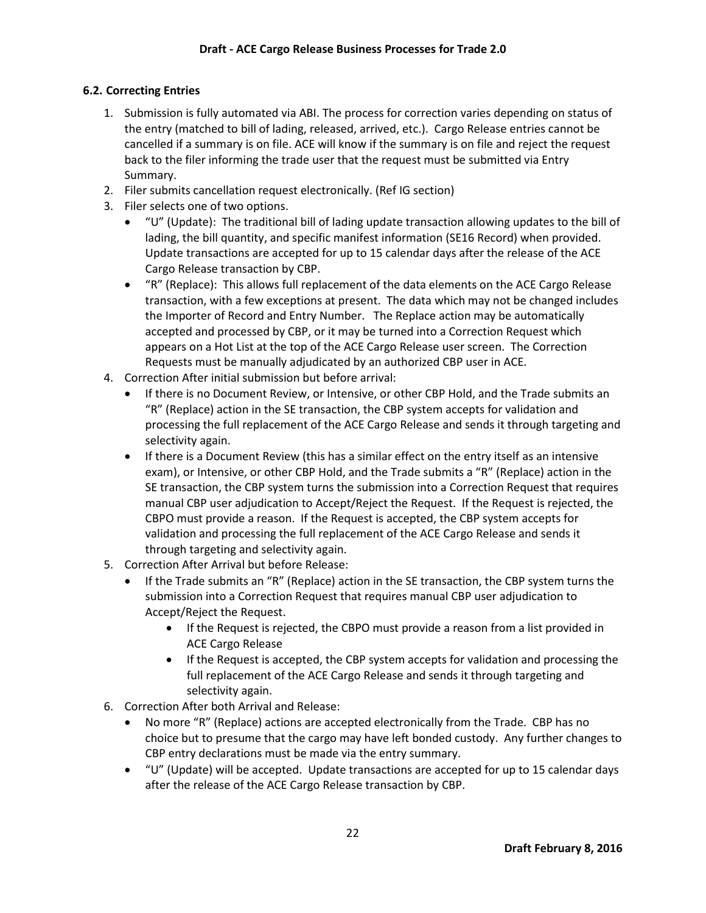### 6.2. Correcting Entries

1. Submission is fully automated via ABI. The process for correction varies depending on status of the entry (matched to bill of lading, released, arrived, etc.). Cargo Release entries cannot be cancelled if a summary is on file. ACE will know if the summary is on file and reject the request back to the filer informing the trade user that the request must be submitted via Entry Summary.
2. Filer submits cancellation request electronically. (Ref IG section)
3. Filer selects one of two options.
   - "U" (Update): The traditional bill of lading update transaction allowing updates to the bill of lading, the bill quantity, and specific manifest information (SE16 Record) when provided. Update transactions are accepted for up to 15 calendar days after the release of the ACE Cargo Release transaction by CBP.
   - "R" (Replace): This allows full replacement of the data elements on the ACE Cargo Release transaction, with a few exceptions at present. The data which may not be changed includes the Importer of Record and Entry Number. The Replace action may be automatically accepted and processed by CBP, or it may be turned into a Correction Request which appears on a Hot List at the top of the ACE Cargo Release user screen. The Correction Requests must be manually adjudicated by an authorized CBP user in ACE.
4. Correction After initial submission but before arrival:
   - If there is no Document Review, or Intensive, or other CBP Hold, and the Trade submits an "R" (Replace) action in the SE transaction, the CBP system accepts for validation and processing the full replacement of the ACE Cargo Release and sends it through targeting and selectivity again.
   - If there is a Document Review (this has a similar effect on the entry itself as an intensive exam), or Intensive, or other CBP Hold, and the Trade submits a "R" (Replace) action in the SE transaction, the CBP system turns the submission into a Correction Request that requires manual CBP user adjudication to Accept/Reject the Request. If the Request is rejected, the CBPO must provide a reason. If the Request is accepted, the CBP system accepts for validation and processing the full replacement of the ACE Cargo Release and sends it through targeting and selectivity again.
5. Correction After Arrival but before Release:
   - If the Trade submits an "R" (Replace) action in the SE transaction, the CBP system turns the submission into a Correction Request that requires manual CBP user adjudication to Accept/Reject the Request.
     - If the Request is rejected, the CBPO must provide a reason from a list provided in ACE Cargo Release
     - If the Request is accepted, the CBP system accepts for validation and processing the full replacement of the ACE Cargo Release and sends it through targeting and selectivity again.
6. Correction After both Arrival and Release:
   - No more "R" (Replace) actions are accepted electronically from the Trade. CBP has no choice but to presume that the cargo may have left bonded custody. Any further changes to CBP entry declarations must be made via the entry summary.
   - "U" (Update) will be accepted. Update transactions are accepted for up to 15 calendar days after the release of the ACE Cargo Release transaction by CBP.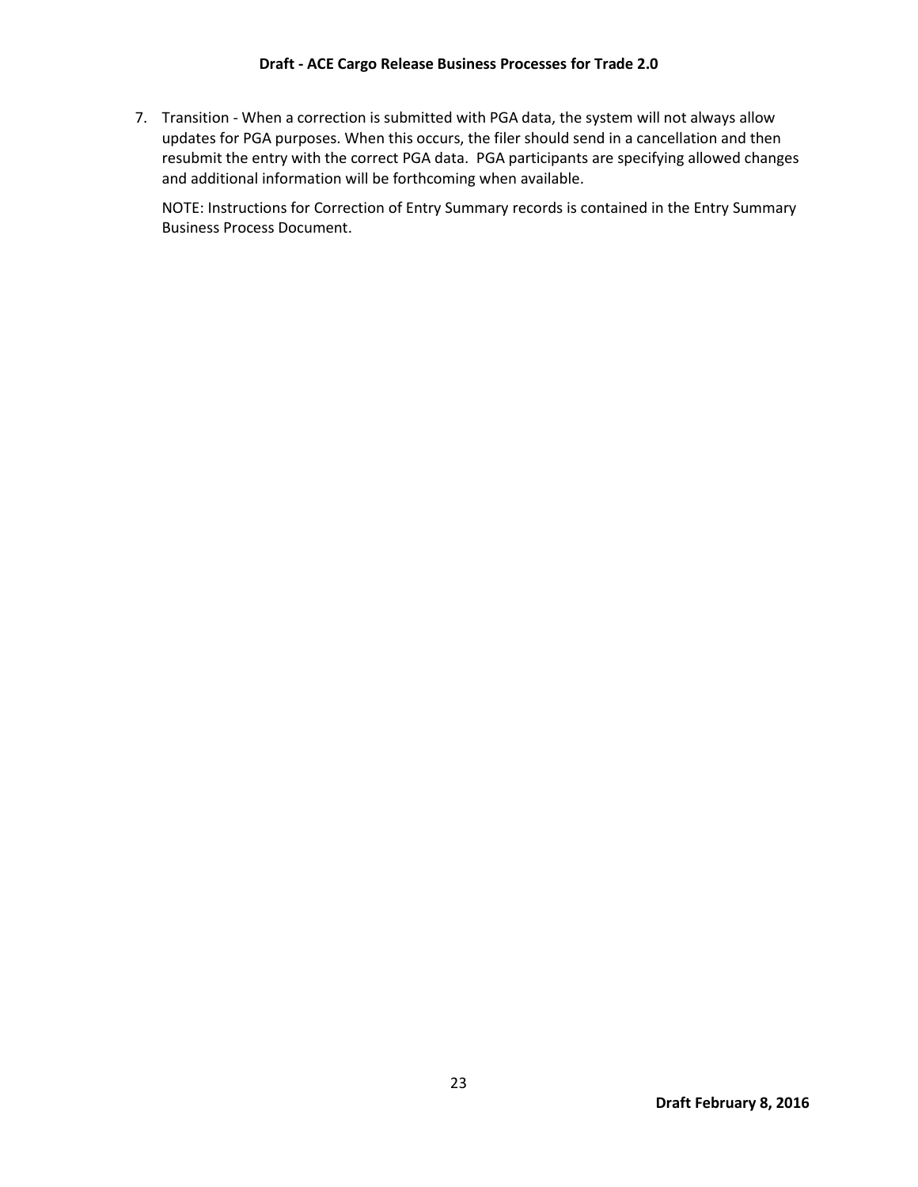7. Transition - When a correction is submitted with PGA data, the system will not always allow updates for PGA purposes. When this occurs, the filer should send in a cancellation and then resubmit the entry with the correct PGA data. PGA participants are specifying allowed changes and additional information will be forthcoming when available.

   NOTE: Instructions for Correction of Entry Summary records is contained in the Entry Summary Business Process Document.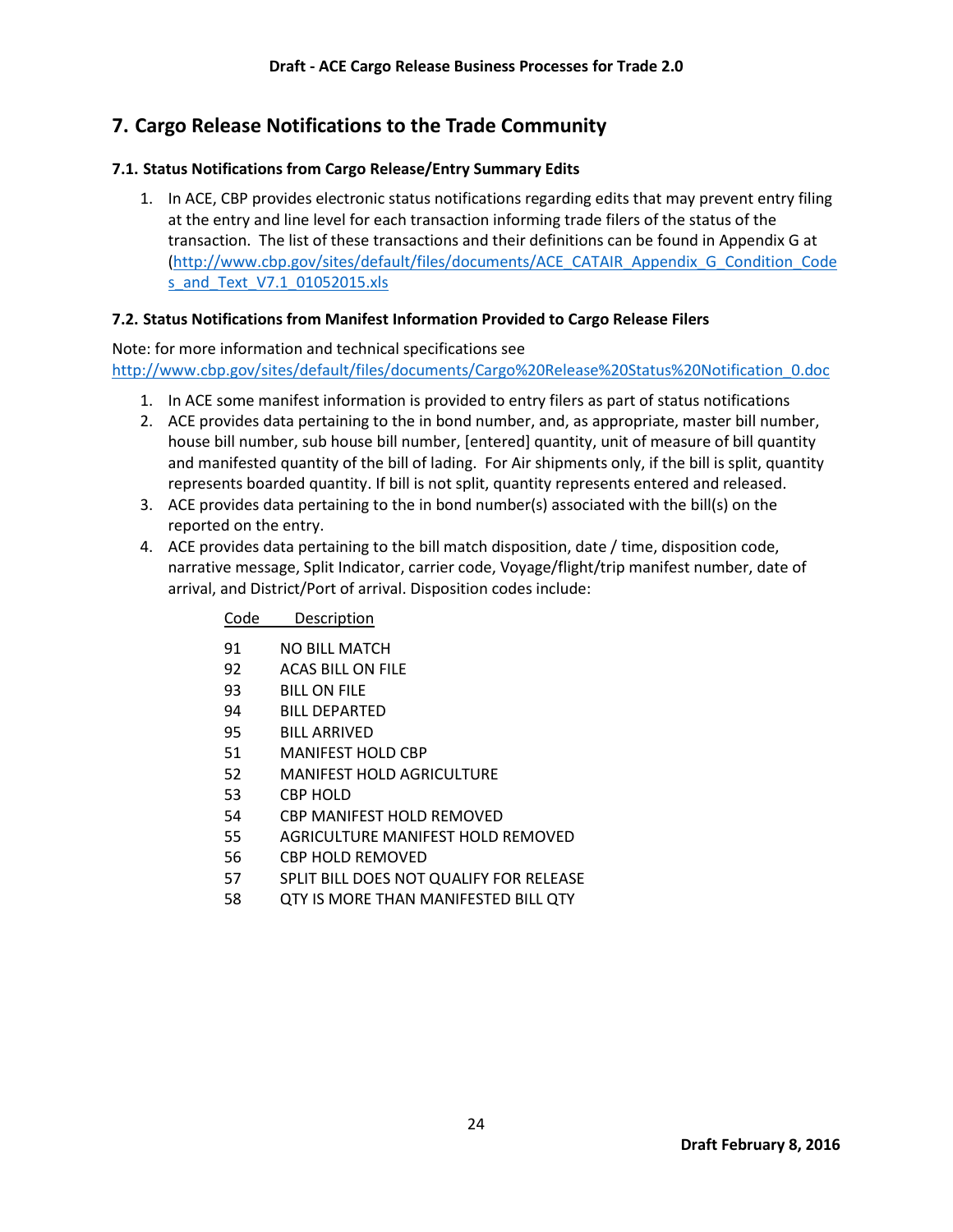## 7. Cargo Release Notifications to the Trade Community

### 7.1. Status Notifications from Cargo Release/Entry Summary Edits

1. In ACE, CBP provides electronic status notifications regarding edits that may prevent entry filing at the entry and line level for each transaction informing trade filers of the status of the transaction. The list of these transactions and their definitions can be found in Appendix G at (http://www.cbp.gov/sites/default/files/documents/ACE_CATAIR_Appendix_G_Condition_Codes_and_Text_V7.1_01052015.xls

### 7.2. Status Notifications from Manifest Information Provided to Cargo Release Filers

Note: for more information and technical specifications see http://www.cbp.gov/sites/default/files/documents/Cargo%20Release%20Status%20Notification_0.doc

1. In ACE some manifest information is provided to entry filers as part of status notifications
2. ACE provides data pertaining to the in bond number, and, as appropriate, master bill number, house bill number, sub house bill number, [entered] quantity, unit of measure of bill quantity and manifested quantity of the bill of lading. For Air shipments only, if the bill is split, quantity represents boarded quantity. If bill is not split, quantity represents entered and released.
3. ACE provides data pertaining to the in bond number(s) associated with the bill(s) on the reported on the entry.
4. ACE provides data pertaining to the bill match disposition, date / time, disposition code, narrative message, Split Indicator, carrier code, Voyage/flight/trip manifest number, date of arrival, and District/Port of arrival. Disposition codes include:

| Code | Description |
|---|---|
| 91 | NO BILL MATCH |
| 92 | ACAS BILL ON FILE |
| 93 | BILL ON FILE |
| 94 | BILL DEPARTED |
| 95 | BILL ARRIVED |
| 51 | MANIFEST HOLD CBP |
| 52 | MANIFEST HOLD AGRICULTURE |
| 53 | CBP HOLD |
| 54 | CBP MANIFEST HOLD REMOVED |
| 55 | AGRICULTURE MANIFEST HOLD REMOVED |
| 56 | CBP HOLD REMOVED |
| 57 | SPLIT BILL DOES NOT QUALIFY FOR RELEASE |
| 58 | QTY IS MORE THAN MANIFESTED BILL QTY |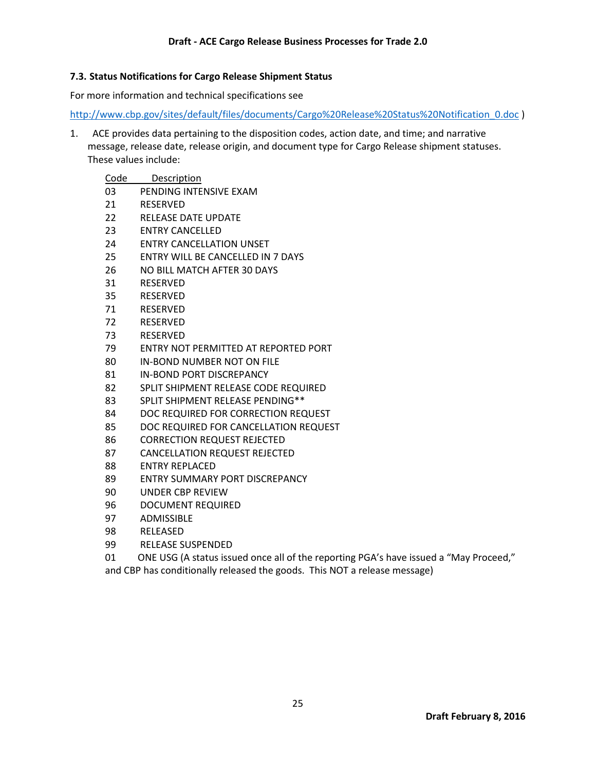### 7.3. Status Notifications for Cargo Release Shipment Status

For more information and technical specifications see

http://www.cbp.gov/sites/default/files/documents/Cargo%20Release%20Status%20Notification_0.doc )

1. ACE provides data pertaining to the disposition codes, action date, and time; and narrative message, release date, release origin, and document type for Cargo Release shipment statuses. These values include:

| Code | Description |
|---|---|
| 03 | PENDING INTENSIVE EXAM |
| 21 | RESERVED |
| 22 | RELEASE DATE UPDATE |
| 23 | ENTRY CANCELLED |
| 24 | ENTRY CANCELLATION UNSET |
| 25 | ENTRY WILL BE CANCELLED IN 7 DAYS |
| 26 | NO BILL MATCH AFTER 30 DAYS |
| 31 | RESERVED |
| 35 | RESERVED |
| 71 | RESERVED |
| 72 | RESERVED |
| 73 | RESERVED |
| 79 | ENTRY NOT PERMITTED AT REPORTED PORT |
| 80 | IN-BOND NUMBER NOT ON FILE |
| 81 | IN-BOND PORT DISCREPANCY |
| 82 | SPLIT SHIPMENT RELEASE CODE REQUIRED |
| 83 | SPLIT SHIPMENT RELEASE PENDING** |
| 84 | DOC REQUIRED FOR CORRECTION REQUEST |
| 85 | DOC REQUIRED FOR CANCELLATION REQUEST |
| 86 | CORRECTION REQUEST REJECTED |
| 87 | CANCELLATION REQUEST REJECTED |
| 88 | ENTRY REPLACED |
| 89 | ENTRY SUMMARY PORT DISCREPANCY |
| 90 | UNDER CBP REVIEW |
| 96 | DOCUMENT REQUIRED |
| 97 | ADMISSIBLE |
| 98 | RELEASED |
| 99 | RELEASE SUSPENDED |
| 01 | ONE USG (A status issued once all of the reporting PGA's have issued a "May Proceed," and CBP has conditionally released the goods. This NOT a release message) |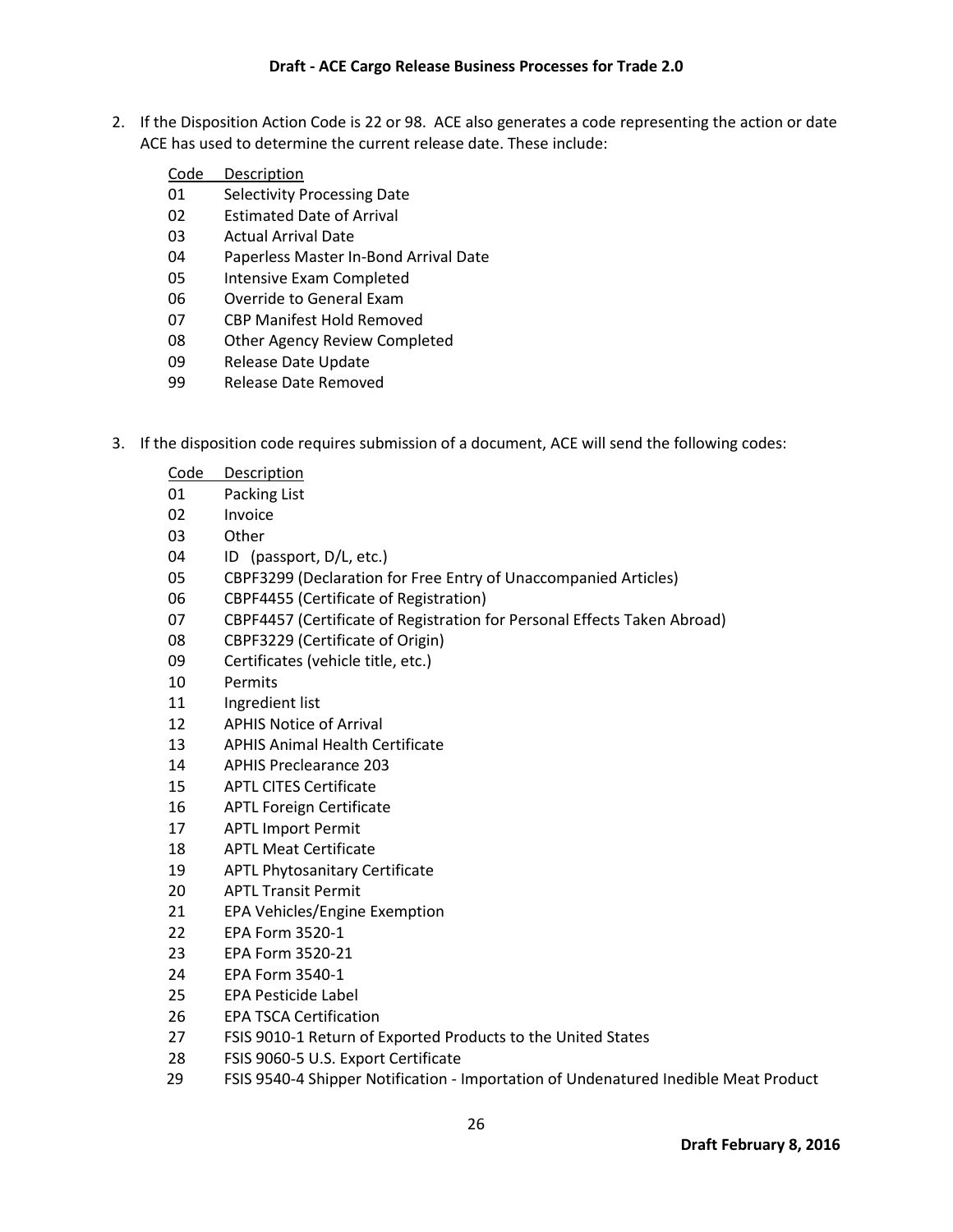2. If the Disposition Action Code is 22 or 98. ACE also generates a code representing the action or date ACE has used to determine the current release date. These include:

| Code | Description |
|---|---|
| 01 | Selectivity Processing Date |
| 02 | Estimated Date of Arrival |
| 03 | Actual Arrival Date |
| 04 | Paperless Master In-Bond Arrival Date |
| 05 | Intensive Exam Completed |
| 06 | Override to General Exam |
| 07 | CBP Manifest Hold Removed |
| 08 | Other Agency Review Completed |
| 09 | Release Date Update |
| 99 | Release Date Removed |

3. If the disposition code requires submission of a document, ACE will send the following codes:

| Code | Description |
|---|---|
| 01 | Packing List |
| 02 | Invoice |
| 03 | Other |
| 04 | ID (passport, D/L, etc.) |
| 05 | CBPF3299 (Declaration for Free Entry of Unaccompanied Articles) |
| 06 | CBPF4455 (Certificate of Registration) |
| 07 | CBPF4457 (Certificate of Registration for Personal Effects Taken Abroad) |
| 08 | CBPF3229 (Certificate of Origin) |
| 09 | Certificates (vehicle title, etc.) |
| 10 | Permits |
| 11 | Ingredient list |
| 12 | APHIS Notice of Arrival |
| 13 | APHIS Animal Health Certificate |
| 14 | APHIS Preclearance 203 |
| 15 | APTL CITES Certificate |
| 16 | APTL Foreign Certificate |
| 17 | APTL Import Permit |
| 18 | APTL Meat Certificate |
| 19 | APTL Phytosanitary Certificate |
| 20 | APTL Transit Permit |
| 21 | EPA Vehicles/Engine Exemption |
| 22 | EPA Form 3520-1 |
| 23 | EPA Form 3520-21 |
| 24 | EPA Form 3540-1 |
| 25 | EPA Pesticide Label |
| 26 | EPA TSCA Certification |
| 27 | FSIS 9010-1 Return of Exported Products to the United States |
| 28 | FSIS 9060-5 U.S. Export Certificate |
| 29 | FSIS 9540-4 Shipper Notification - Importation of Undenatured Inedible Meat Product |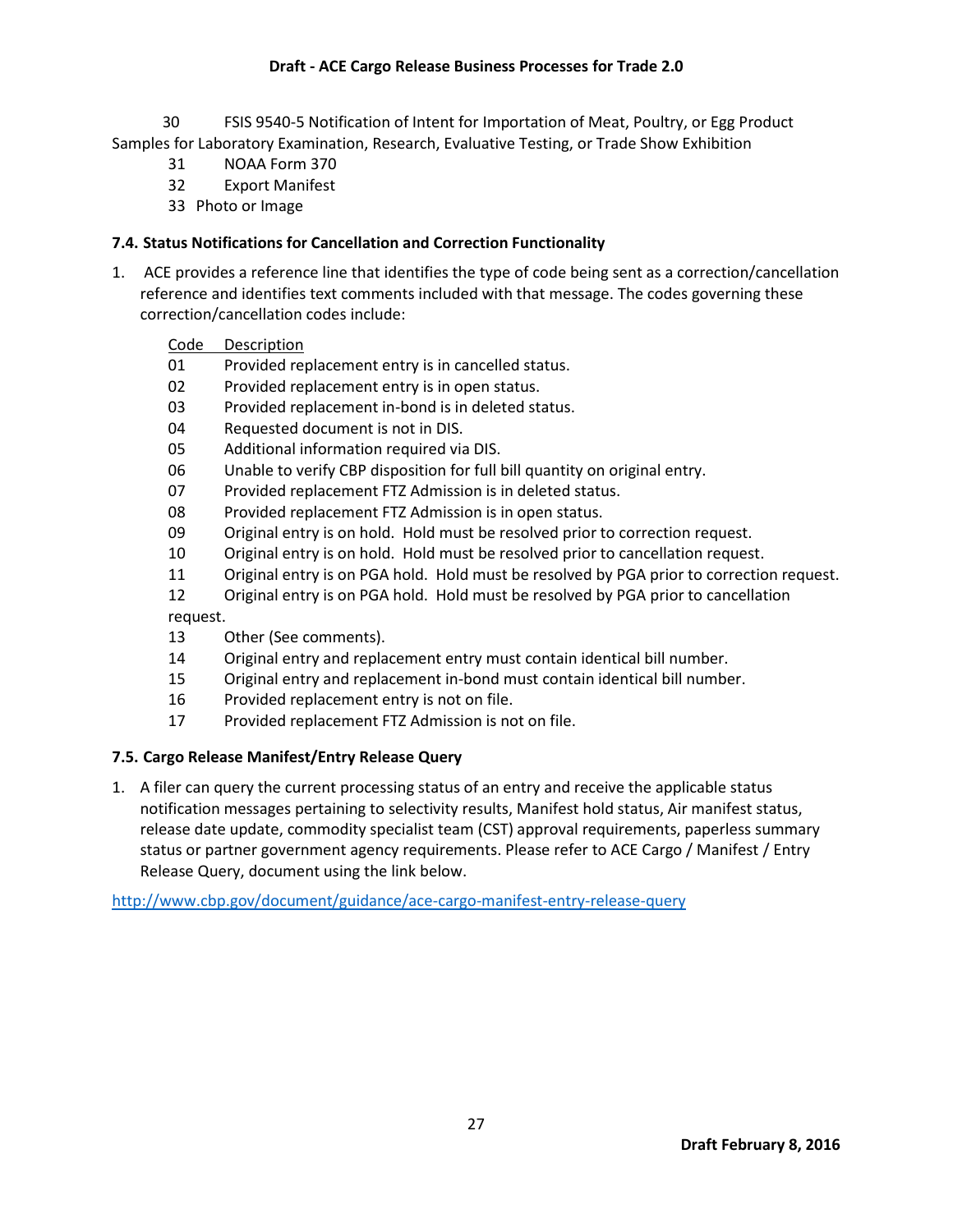30 FSIS 9540-5 Notification of Intent for Importation of Meat, Poultry, or Egg Product Samples for Laboratory Examination, Research, Evaluative Testing, or Trade Show Exhibition
31 NOAA Form 370
32 Export Manifest
33 Photo or Image

### 7.4. Status Notifications for Cancellation and Correction Functionality

1. ACE provides a reference line that identifies the type of code being sent as a correction/cancellation reference and identifies text comments included with that message. The codes governing these correction/cancellation codes include:

| Code | Description |
|---|---|
| 01 | Provided replacement entry is in cancelled status. |
| 02 | Provided replacement entry is in open status. |
| 03 | Provided replacement in-bond is in deleted status. |
| 04 | Requested document is not in DIS. |
| 05 | Additional information required via DIS. |
| 06 | Unable to verify CBP disposition for full bill quantity on original entry. |
| 07 | Provided replacement FTZ Admission is in deleted status. |
| 08 | Provided replacement FTZ Admission is in open status. |
| 09 | Original entry is on hold. Hold must be resolved prior to correction request. |
| 10 | Original entry is on hold. Hold must be resolved prior to cancellation request. |
| 11 | Original entry is on PGA hold. Hold must be resolved by PGA prior to correction request. |
| 12 | Original entry is on PGA hold. Hold must be resolved by PGA prior to cancellation request. |
| 13 | Other (See comments). |
| 14 | Original entry and replacement entry must contain identical bill number. |
| 15 | Original entry and replacement in-bond must contain identical bill number. |
| 16 | Provided replacement entry is not on file. |
| 17 | Provided replacement FTZ Admission is not on file. |

### 7.5. Cargo Release Manifest/Entry Release Query

1. A filer can query the current processing status of an entry and receive the applicable status notification messages pertaining to selectivity results, Manifest hold status, Air manifest status, release date update, commodity specialist team (CST) approval requirements, paperless summary status or partner government agency requirements. Please refer to ACE Cargo / Manifest / Entry Release Query, document using the link below.

http://www.cbp.gov/document/guidance/ace-cargo-manifest-entry-release-query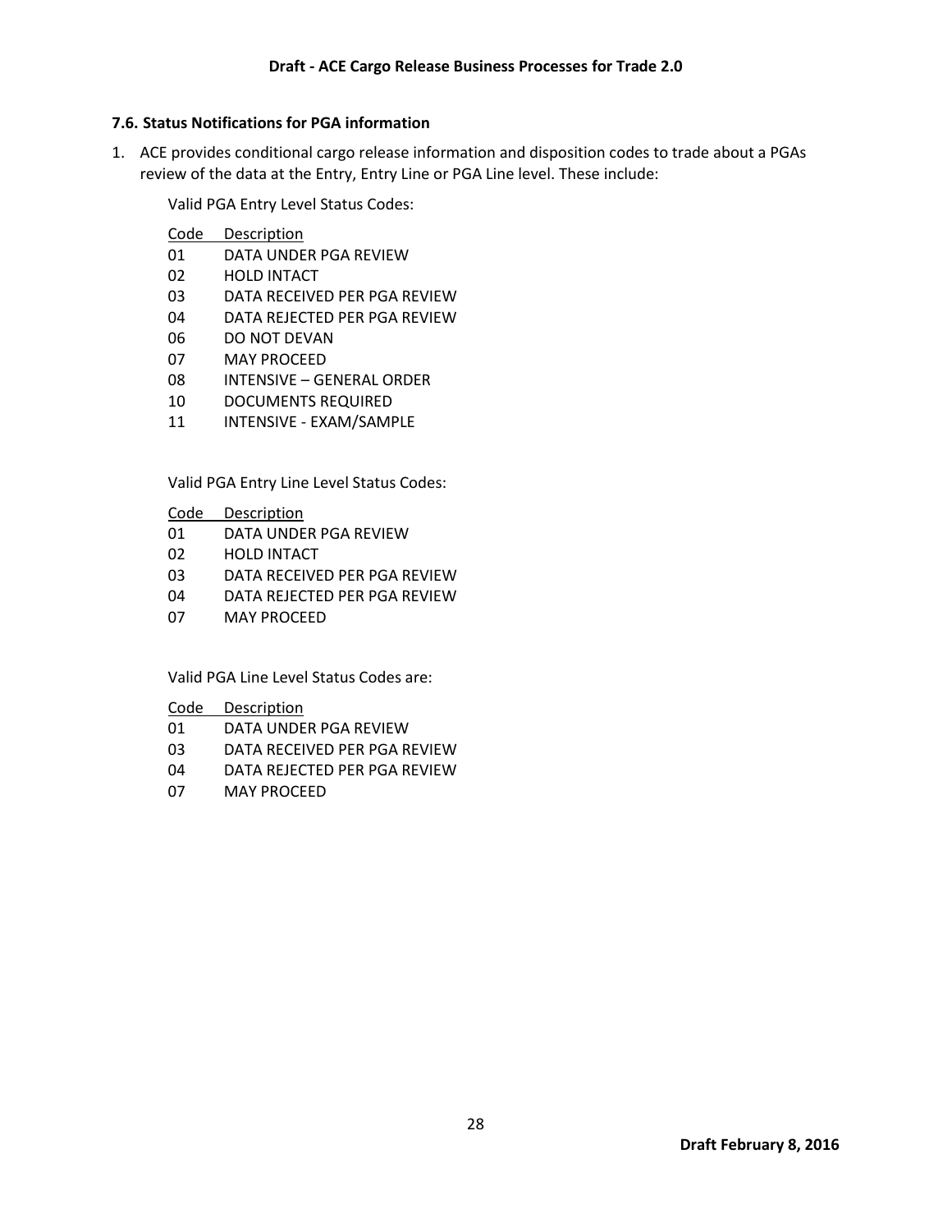### 7.6. Status Notifications for PGA information

1. ACE provides conditional cargo release information and disposition codes to trade about a PGAs review of the data at the Entry, Entry Line or PGA Line level. These include:

   Valid PGA Entry Level Status Codes:

   | Code | Description |
   | --- | --- |
   | 01 | DATA UNDER PGA REVIEW |
   | 02 | HOLD INTACT |
   | 03 | DATA RECEIVED PER PGA REVIEW |
   | 04 | DATA REJECTED PER PGA REVIEW |
   | 06 | DO NOT DEVAN |
   | 07 | MAY PROCEED |
   | 08 | INTENSIVE – GENERAL ORDER |
   | 10 | DOCUMENTS REQUIRED |
   | 11 | INTENSIVE - EXAM/SAMPLE |

   Valid PGA Entry Line Level Status Codes:

   | Code | Description |
   | --- | --- |
   | 01 | DATA UNDER PGA REVIEW |
   | 02 | HOLD INTACT |
   | 03 | DATA RECEIVED PER PGA REVIEW |
   | 04 | DATA REJECTED PER PGA REVIEW |
   | 07 | MAY PROCEED |

   Valid PGA Line Level Status Codes are:

   | Code | Description |
   | --- | --- |
   | 01 | DATA UNDER PGA REVIEW |
   | 03 | DATA RECEIVED PER PGA REVIEW |
   | 04 | DATA REJECTED PER PGA REVIEW |
   | 07 | MAY PROCEED |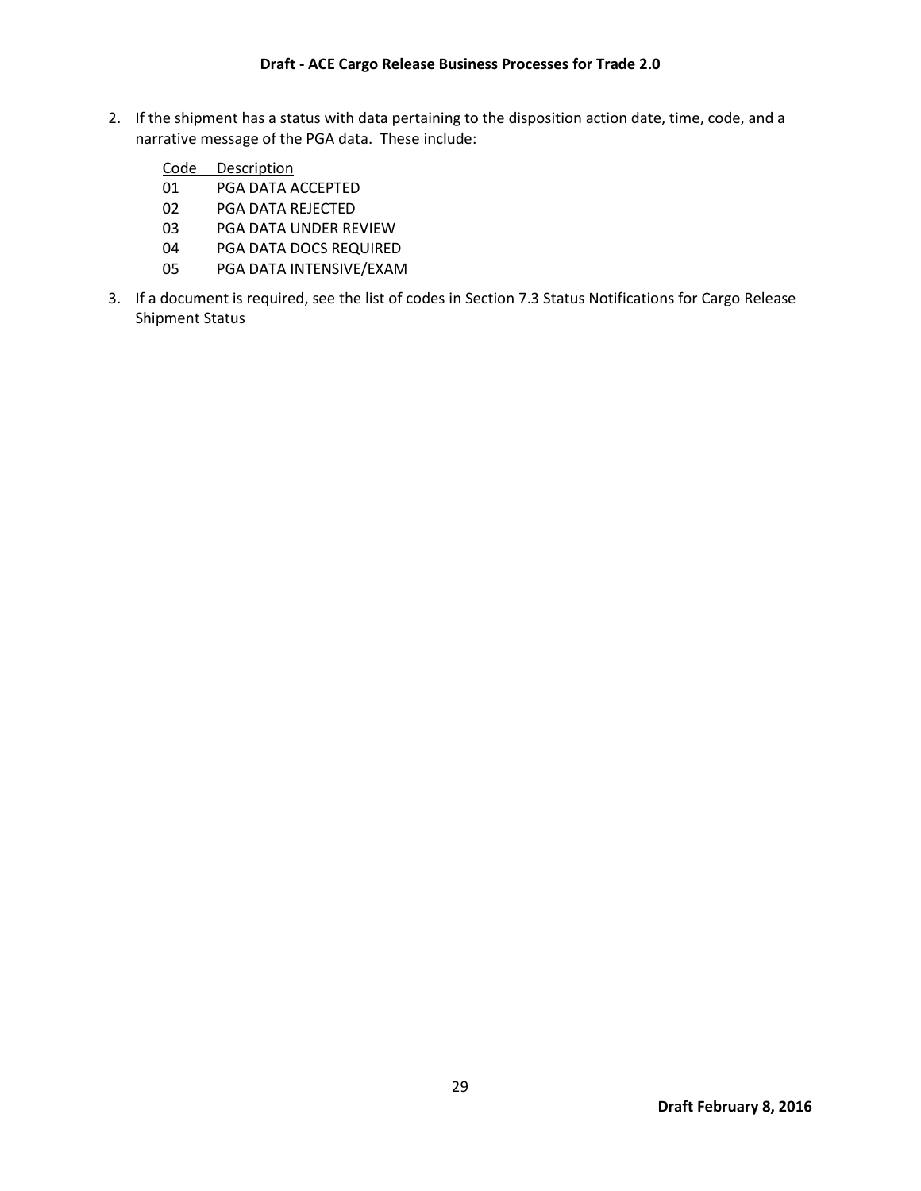2. If the shipment has a status with data pertaining to the disposition action date, time, code, and a narrative message of the PGA data. These include:

| Code | Description |
| --- | --- |
| 01 | PGA DATA ACCEPTED |
| 02 | PGA DATA REJECTED |
| 03 | PGA DATA UNDER REVIEW |
| 04 | PGA DATA DOCS REQUIRED |
| 05 | PGA DATA INTENSIVE/EXAM |

3. If a document is required, see the list of codes in Section 7.3 Status Notifications for Cargo Release Shipment Status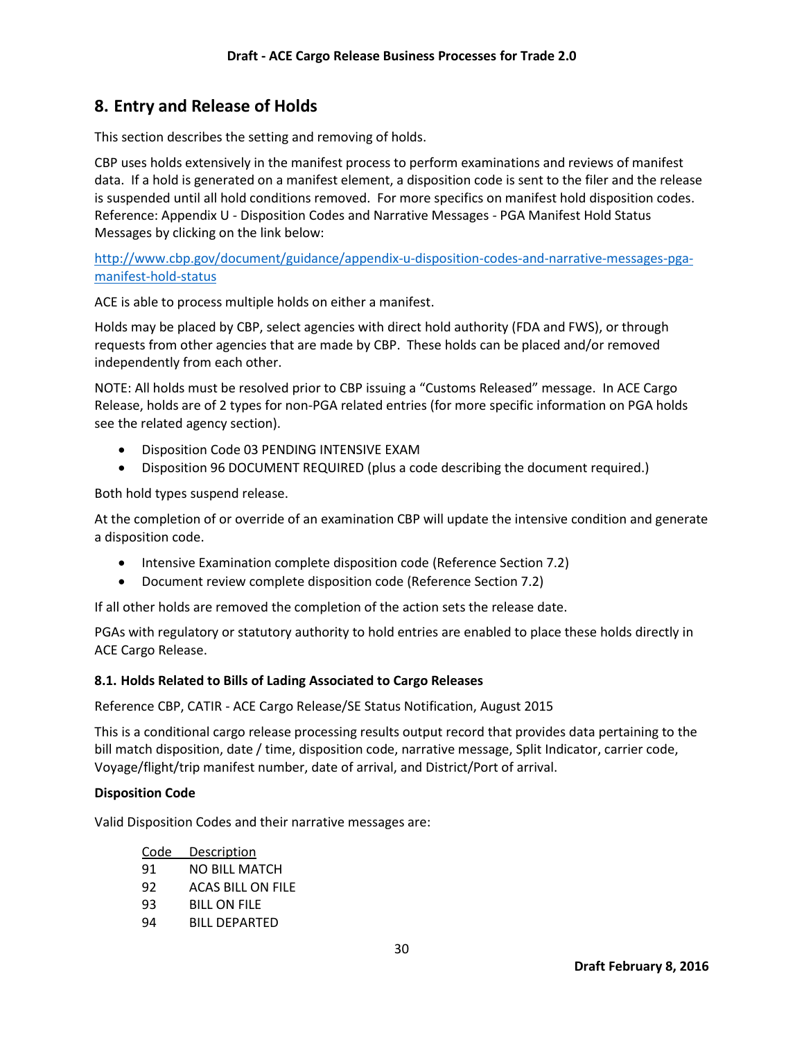## 8. Entry and Release of Holds

This section describes the setting and removing of holds.

CBP uses holds extensively in the manifest process to perform examinations and reviews of manifest data. If a hold is generated on a manifest element, a disposition code is sent to the filer and the release is suspended until all hold conditions removed. For more specifics on manifest hold disposition codes. Reference: Appendix U - Disposition Codes and Narrative Messages - PGA Manifest Hold Status Messages by clicking on the link below:

[http://www.cbp.gov/document/guidance/appendix-u-disposition-codes-and-narrative-messages-pga-manifest-hold-status](http://www.cbp.gov/document/guidance/appendix-u-disposition-codes-and-narrative-messages-pga-manifest-hold-status)

ACE is able to process multiple holds on either a manifest.

Holds may be placed by CBP, select agencies with direct hold authority (FDA and FWS), or through requests from other agencies that are made by CBP. These holds can be placed and/or removed independently from each other.

NOTE: All holds must be resolved prior to CBP issuing a "Customs Released" message. In ACE Cargo Release, holds are of 2 types for non-PGA related entries (for more specific information on PGA holds see the related agency section).

- Disposition Code 03 PENDING INTENSIVE EXAM
- Disposition 96 DOCUMENT REQUIRED (plus a code describing the document required.)

Both hold types suspend release.

At the completion of or override of an examination CBP will update the intensive condition and generate a disposition code.

- Intensive Examination complete disposition code (Reference Section 7.2)
- Document review complete disposition code (Reference Section 7.2)

If all other holds are removed the completion of the action sets the release date.

PGAs with regulatory or statutory authority to hold entries are enabled to place these holds directly in ACE Cargo Release.

### 8.1. Holds Related to Bills of Lading Associated to Cargo Releases

Reference CBP, CATIR - ACE Cargo Release/SE Status Notification, August 2015

This is a conditional cargo release processing results output record that provides data pertaining to the bill match disposition, date / time, disposition code, narrative message, Split Indicator, carrier code, Voyage/flight/trip manifest number, date of arrival, and District/Port of arrival.

**Disposition Code**

Valid Disposition Codes and their narrative messages are:

| Code | Description |
|---|---|
| 91 | NO BILL MATCH |
| 92 | ACAS BILL ON FILE |
| 93 | BILL ON FILE |
| 94 | BILL DEPARTED |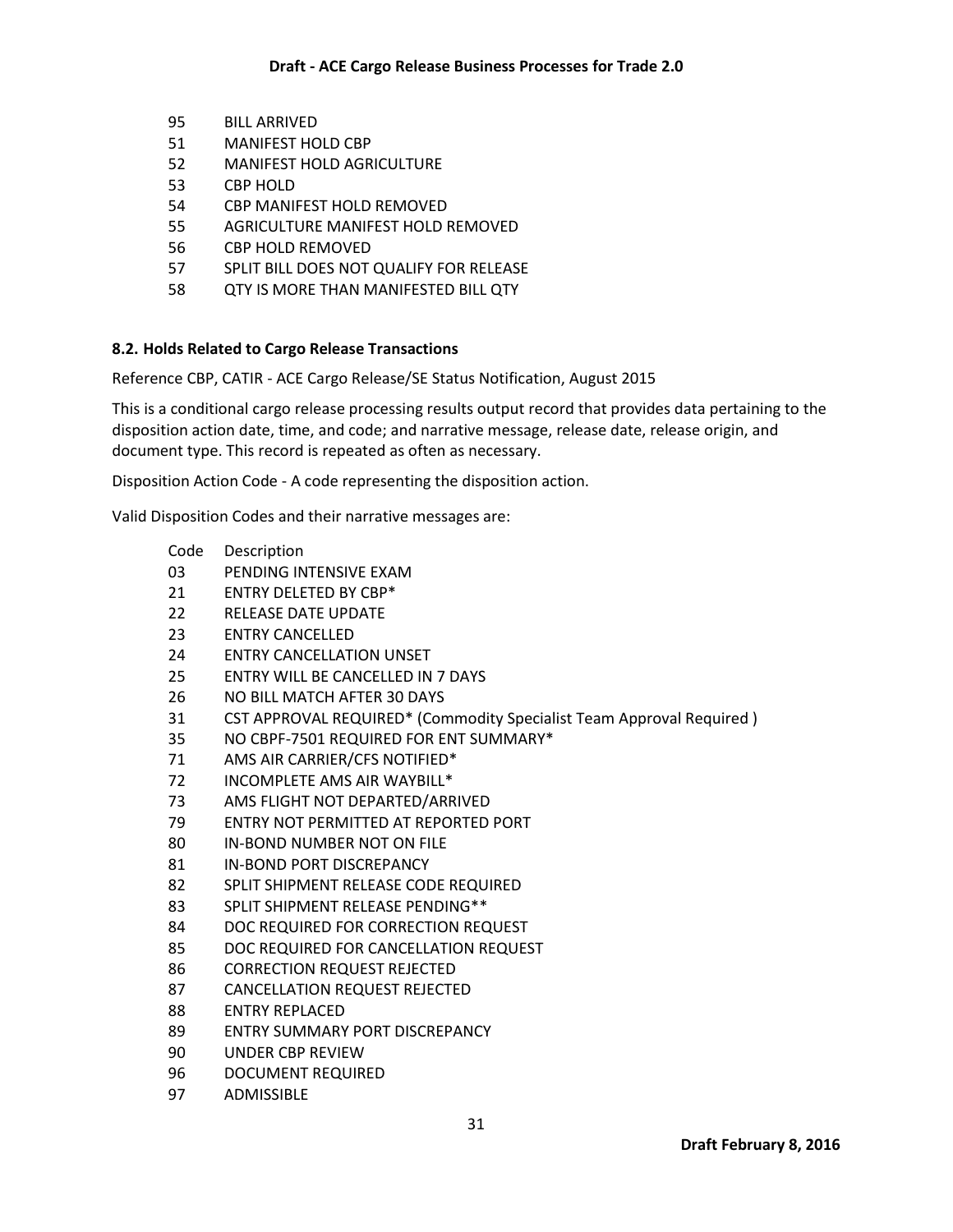| | |
|---|---|
| 95 | BILL ARRIVED |
| 51 | MANIFEST HOLD CBP |
| 52 | MANIFEST HOLD AGRICULTURE |
| 53 | CBP HOLD |
| 54 | CBP MANIFEST HOLD REMOVED |
| 55 | AGRICULTURE MANIFEST HOLD REMOVED |
| 56 | CBP HOLD REMOVED |
| 57 | SPLIT BILL DOES NOT QUALIFY FOR RELEASE |
| 58 | QTY IS MORE THAN MANIFESTED BILL QTY |

### 8.2. Holds Related to Cargo Release Transactions

Reference CBP, CATIR - ACE Cargo Release/SE Status Notification, August 2015

This is a conditional cargo release processing results output record that provides data pertaining to the disposition action date, time, and code; and narrative message, release date, release origin, and document type. This record is repeated as often as necessary.

Disposition Action Code - A code representing the disposition action.

Valid Disposition Codes and their narrative messages are:

| Code | Description |
|---|---|
| 03 | PENDING INTENSIVE EXAM |
| 21 | ENTRY DELETED BY CBP* |
| 22 | RELEASE DATE UPDATE |
| 23 | ENTRY CANCELLED |
| 24 | ENTRY CANCELLATION UNSET |
| 25 | ENTRY WILL BE CANCELLED IN 7 DAYS |
| 26 | NO BILL MATCH AFTER 30 DAYS |
| 31 | CST APPROVAL REQUIRED* (Commodity Specialist Team Approval Required ) |
| 35 | NO CBPF-7501 REQUIRED FOR ENT SUMMARY* |
| 71 | AMS AIR CARRIER/CFS NOTIFIED* |
| 72 | INCOMPLETE AMS AIR WAYBILL* |
| 73 | AMS FLIGHT NOT DEPARTED/ARRIVED |
| 79 | ENTRY NOT PERMITTED AT REPORTED PORT |
| 80 | IN-BOND NUMBER NOT ON FILE |
| 81 | IN-BOND PORT DISCREPANCY |
| 82 | SPLIT SHIPMENT RELEASE CODE REQUIRED |
| 83 | SPLIT SHIPMENT RELEASE PENDING** |
| 84 | DOC REQUIRED FOR CORRECTION REQUEST |
| 85 | DOC REQUIRED FOR CANCELLATION REQUEST |
| 86 | CORRECTION REQUEST REJECTED |
| 87 | CANCELLATION REQUEST REJECTED |
| 88 | ENTRY REPLACED |
| 89 | ENTRY SUMMARY PORT DISCREPANCY |
| 90 | UNDER CBP REVIEW |
| 96 | DOCUMENT REQUIRED |
| 97 | ADMISSIBLE |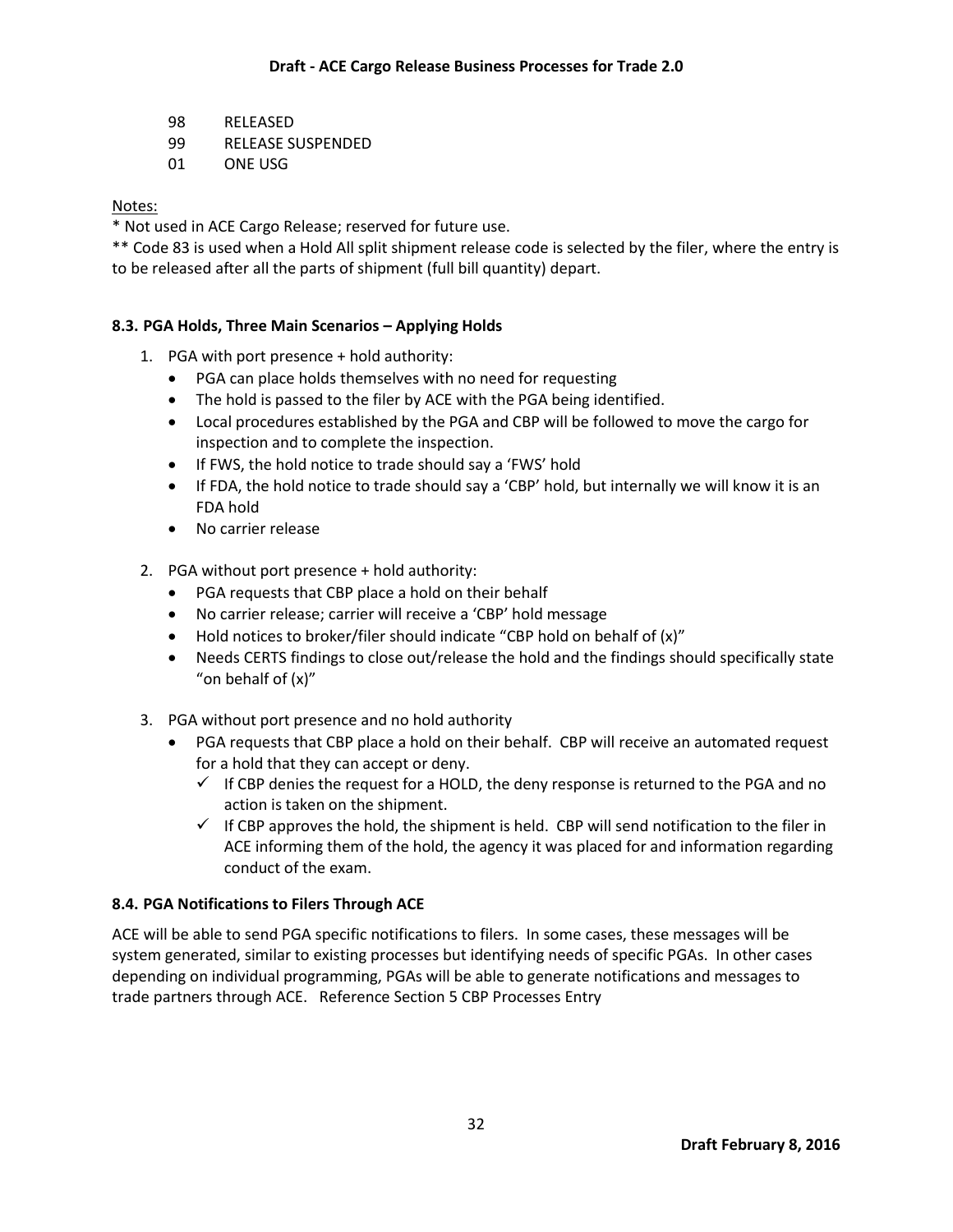98 RELEASED
99 RELEASE SUSPENDED
01 ONE USG

Notes:

* Not used in ACE Cargo Release; reserved for future use.

** Code 83 is used when a Hold All split shipment release code is selected by the filer, where the entry is to be released after all the parts of shipment (full bill quantity) depart.

### 8.3. PGA Holds, Three Main Scenarios – Applying Holds

1. PGA with port presence + hold authority:
   - PGA can place holds themselves with no need for requesting
   - The hold is passed to the filer by ACE with the PGA being identified.
   - Local procedures established by the PGA and CBP will be followed to move the cargo for inspection and to complete the inspection.
   - If FWS, the hold notice to trade should say a 'FWS' hold
   - If FDA, the hold notice to trade should say a 'CBP' hold, but internally we will know it is an FDA hold
   - No carrier release

2. PGA without port presence + hold authority:
   - PGA requests that CBP place a hold on their behalf
   - No carrier release; carrier will receive a 'CBP' hold message
   - Hold notices to broker/filer should indicate "CBP hold on behalf of (x)"
   - Needs CERTS findings to close out/release the hold and the findings should specifically state "on behalf of (x)"

3. PGA without port presence and no hold authority
   - PGA requests that CBP place a hold on their behalf. CBP will receive an automated request for a hold that they can accept or deny.
     - ✓ If CBP denies the request for a HOLD, the deny response is returned to the PGA and no action is taken on the shipment.
     - ✓ If CBP approves the hold, the shipment is held. CBP will send notification to the filer in ACE informing them of the hold, the agency it was placed for and information regarding conduct of the exam.

### 8.4. PGA Notifications to Filers Through ACE

ACE will be able to send PGA specific notifications to filers. In some cases, these messages will be system generated, similar to existing processes but identifying needs of specific PGAs. In other cases depending on individual programming, PGAs will be able to generate notifications and messages to trade partners through ACE. Reference Section 5 CBP Processes Entry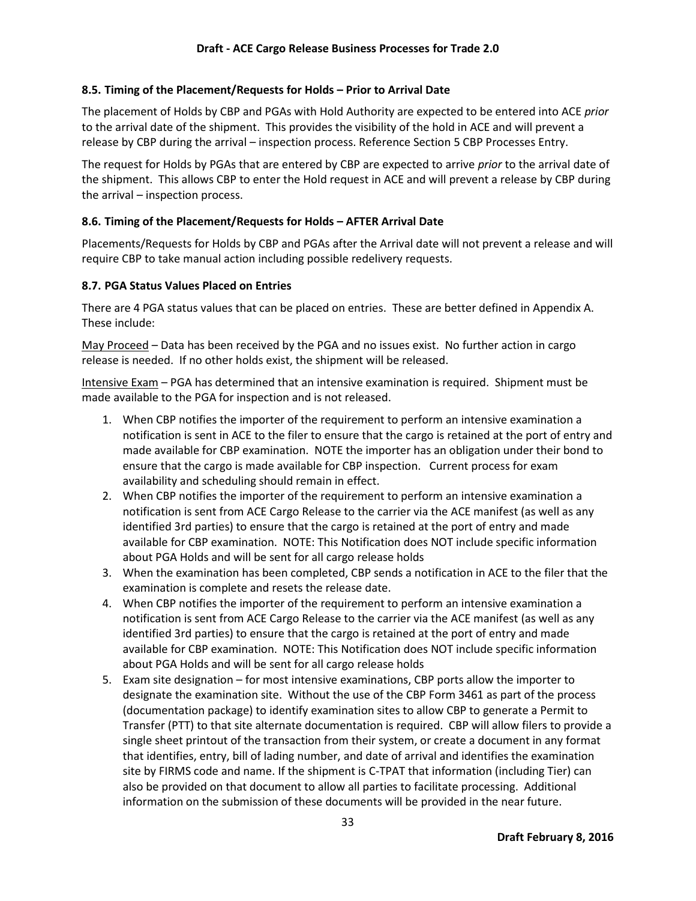### 8.5. Timing of the Placement/Requests for Holds – Prior to Arrival Date

The placement of Holds by CBP and PGAs with Hold Authority are expected to be entered into ACE *prior* to the arrival date of the shipment. This provides the visibility of the hold in ACE and will prevent a release by CBP during the arrival – inspection process. Reference Section 5 CBP Processes Entry.

The request for Holds by PGAs that are entered by CBP are expected to arrive *prior* to the arrival date of the shipment. This allows CBP to enter the Hold request in ACE and will prevent a release by CBP during the arrival – inspection process.

### 8.6. Timing of the Placement/Requests for Holds – AFTER Arrival Date

Placements/Requests for Holds by CBP and PGAs after the Arrival date will not prevent a release and will require CBP to take manual action including possible redelivery requests.

### 8.7. PGA Status Values Placed on Entries

There are 4 PGA status values that can be placed on entries. These are better defined in Appendix A. These include:

<u>May Proceed</u> – Data has been received by the PGA and no issues exist. No further action in cargo release is needed. If no other holds exist, the shipment will be released.

<u>Intensive Exam</u> – PGA has determined that an intensive examination is required. Shipment must be made available to the PGA for inspection and is not released.

1. When CBP notifies the importer of the requirement to perform an intensive examination a notification is sent in ACE to the filer to ensure that the cargo is retained at the port of entry and made available for CBP examination. NOTE the importer has an obligation under their bond to ensure that the cargo is made available for CBP inspection. Current process for exam availability and scheduling should remain in effect.
2. When CBP notifies the importer of the requirement to perform an intensive examination a notification is sent from ACE Cargo Release to the carrier via the ACE manifest (as well as any identified 3rd parties) to ensure that the cargo is retained at the port of entry and made available for CBP examination. NOTE: This Notification does NOT include specific information about PGA Holds and will be sent for all cargo release holds
3. When the examination has been completed, CBP sends a notification in ACE to the filer that the examination is complete and resets the release date.
4. When CBP notifies the importer of the requirement to perform an intensive examination a notification is sent from ACE Cargo Release to the carrier via the ACE manifest (as well as any identified 3rd parties) to ensure that the cargo is retained at the port of entry and made available for CBP examination. NOTE: This Notification does NOT include specific information about PGA Holds and will be sent for all cargo release holds
5. Exam site designation – for most intensive examinations, CBP ports allow the importer to designate the examination site. Without the use of the CBP Form 3461 as part of the process (documentation package) to identify examination sites to allow CBP to generate a Permit to Transfer (PTT) to that site alternate documentation is required. CBP will allow filers to provide a single sheet printout of the transaction from their system, or create a document in any format that identifies, entry, bill of lading number, and date of arrival and identifies the examination site by FIRMS code and name. If the shipment is C-TPAT that information (including Tier) can also be provided on that document to allow all parties to facilitate processing. Additional information on the submission of these documents will be provided in the near future.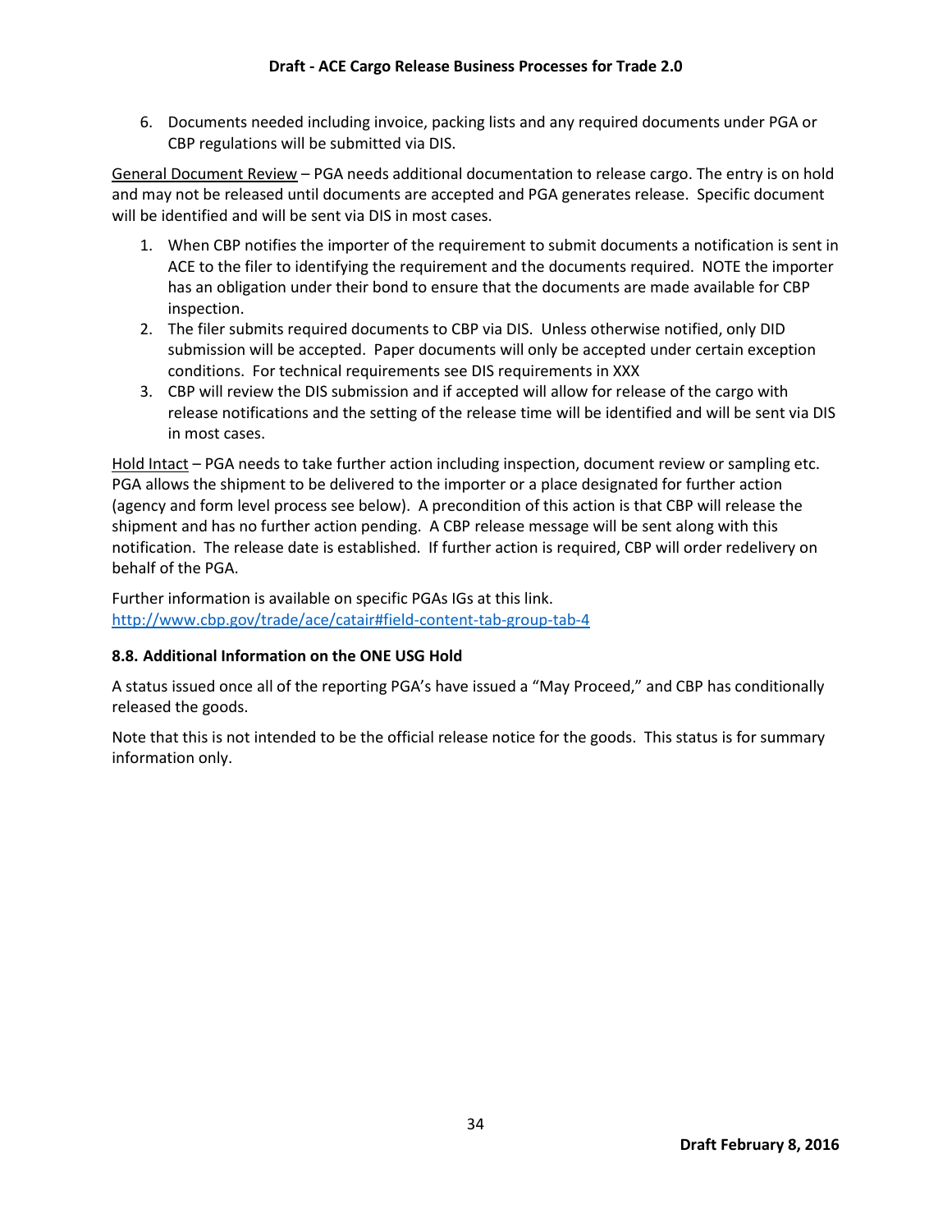6. Documents needed including invoice, packing lists and any required documents under PGA or CBP regulations will be submitted via DIS.

General Document Review – PGA needs additional documentation to release cargo. The entry is on hold and may not be released until documents are accepted and PGA generates release. Specific document will be identified and will be sent via DIS in most cases.

1. When CBP notifies the importer of the requirement to submit documents a notification is sent in ACE to the filer to identifying the requirement and the documents required. NOTE the importer has an obligation under their bond to ensure that the documents are made available for CBP inspection.
2. The filer submits required documents to CBP via DIS. Unless otherwise notified, only DID submission will be accepted. Paper documents will only be accepted under certain exception conditions. For technical requirements see DIS requirements in XXX
3. CBP will review the DIS submission and if accepted will allow for release of the cargo with release notifications and the setting of the release time will be identified and will be sent via DIS in most cases.

Hold Intact – PGA needs to take further action including inspection, document review or sampling etc. PGA allows the shipment to be delivered to the importer or a place designated for further action (agency and form level process see below). A precondition of this action is that CBP will release the shipment and has no further action pending. A CBP release message will be sent along with this notification. The release date is established. If further action is required, CBP will order redelivery on behalf of the PGA.

Further information is available on specific PGAs IGs at this link. [http://www.cbp.gov/trade/ace/catair#field-content-tab-group-tab-4](http://www.cbp.gov/trade/ace/catair#field-content-tab-group-tab-4)

### 8.8. Additional Information on the ONE USG Hold

A status issued once all of the reporting PGA's have issued a "May Proceed," and CBP has conditionally released the goods.

Note that this is not intended to be the official release notice for the goods. This status is for summary information only.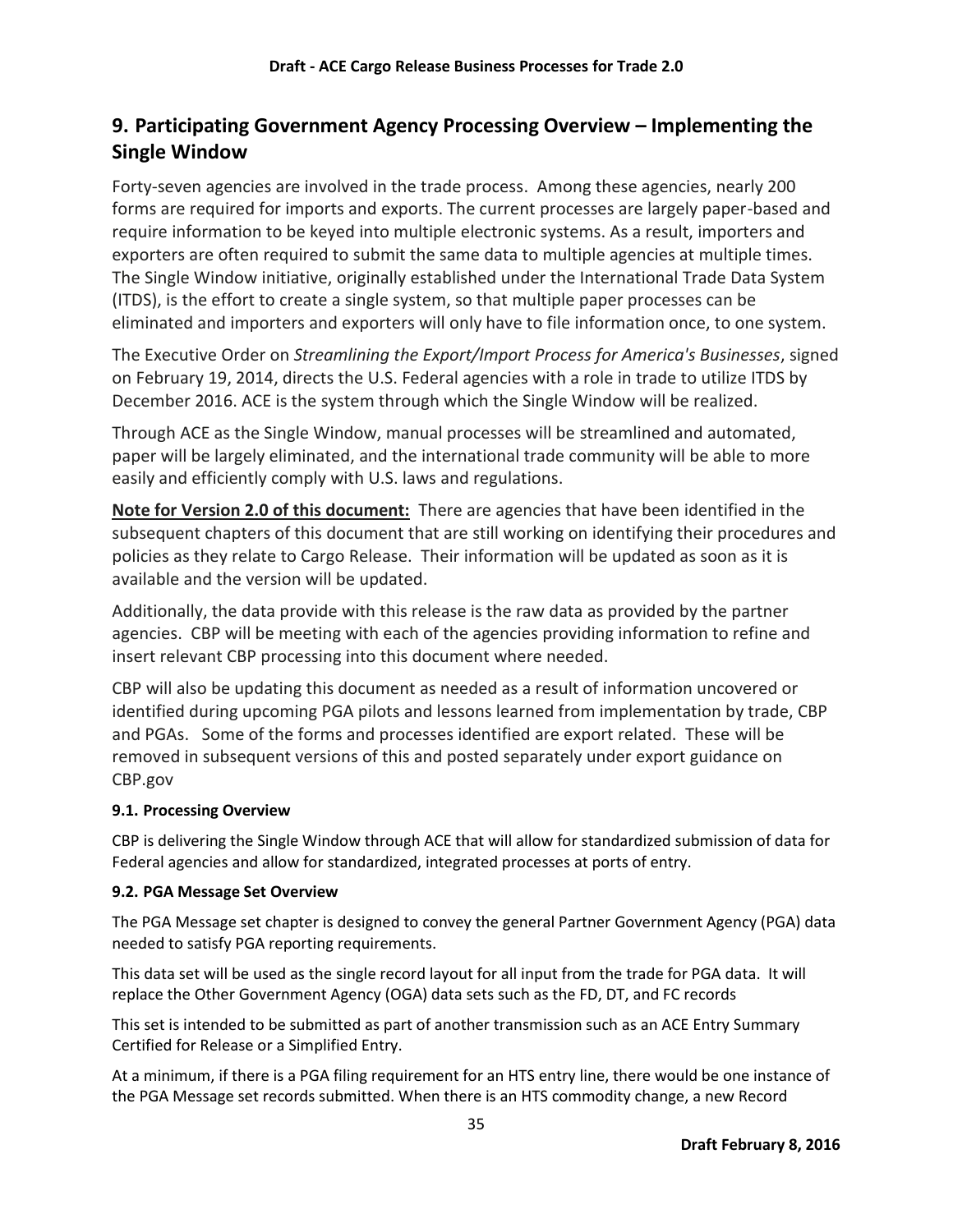## 9. Participating Government Agency Processing Overview – Implementing the Single Window

Forty-seven agencies are involved in the trade process. Among these agencies, nearly 200 forms are required for imports and exports. The current processes are largely paper-based and require information to be keyed into multiple electronic systems. As a result, importers and exporters are often required to submit the same data to multiple agencies at multiple times. The Single Window initiative, originally established under the International Trade Data System (ITDS), is the effort to create a single system, so that multiple paper processes can be eliminated and importers and exporters will only have to file information once, to one system.

The Executive Order on *Streamlining the Export/Import Process for America's Businesses*, signed on February 19, 2014, directs the U.S. Federal agencies with a role in trade to utilize ITDS by December 2016. ACE is the system through which the Single Window will be realized.

Through ACE as the Single Window, manual processes will be streamlined and automated, paper will be largely eliminated, and the international trade community will be able to more easily and efficiently comply with U.S. laws and regulations.

**Note for Version 2.0 of this document:** There are agencies that have been identified in the subsequent chapters of this document that are still working on identifying their procedures and policies as they relate to Cargo Release. Their information will be updated as soon as it is available and the version will be updated.

Additionally, the data provide with this release is the raw data as provided by the partner agencies. CBP will be meeting with each of the agencies providing information to refine and insert relevant CBP processing into this document where needed.

CBP will also be updating this document as needed as a result of information uncovered or identified during upcoming PGA pilots and lessons learned from implementation by trade, CBP and PGAs. Some of the forms and processes identified are export related. These will be removed in subsequent versions of this and posted separately under export guidance on CBP.gov

### 9.1. Processing Overview

CBP is delivering the Single Window through ACE that will allow for standardized submission of data for Federal agencies and allow for standardized, integrated processes at ports of entry.

### 9.2. PGA Message Set Overview

The PGA Message set chapter is designed to convey the general Partner Government Agency (PGA) data needed to satisfy PGA reporting requirements.

This data set will be used as the single record layout for all input from the trade for PGA data. It will replace the Other Government Agency (OGA) data sets such as the FD, DT, and FC records

This set is intended to be submitted as part of another transmission such as an ACE Entry Summary Certified for Release or a Simplified Entry.

At a minimum, if there is a PGA filing requirement for an HTS entry line, there would be one instance of the PGA Message set records submitted. When there is an HTS commodity change, a new Record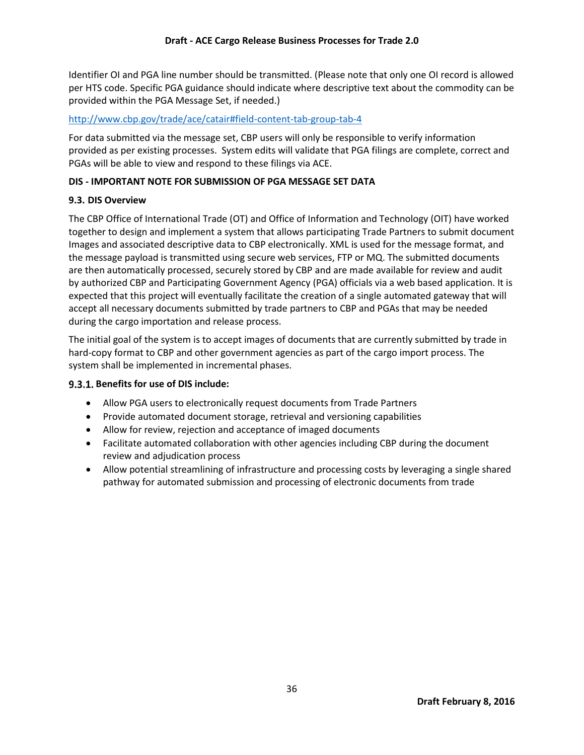Identifier OI and PGA line number should be transmitted. (Please note that only one OI record is allowed per HTS code. Specific PGA guidance should indicate where descriptive text about the commodity can be provided within the PGA Message Set, if needed.)

http://www.cbp.gov/trade/ace/catair#field-content-tab-group-tab-4

For data submitted via the message set, CBP users will only be responsible to verify information provided as per existing processes. System edits will validate that PGA filings are complete, correct and PGAs will be able to view and respond to these filings via ACE.

**DIS - IMPORTANT NOTE FOR SUBMISSION OF PGA MESSAGE SET DATA**

### 9.3. DIS Overview

The CBP Office of International Trade (OT) and Office of Information and Technology (OIT) have worked together to design and implement a system that allows participating Trade Partners to submit document Images and associated descriptive data to CBP electronically. XML is used for the message format, and the message payload is transmitted using secure web services, FTP or MQ. The submitted documents are then automatically processed, securely stored by CBP and are made available for review and audit by authorized CBP and Participating Government Agency (PGA) officials via a web based application. It is expected that this project will eventually facilitate the creation of a single automated gateway that will accept all necessary documents submitted by trade partners to CBP and PGAs that may be needed during the cargo importation and release process.

The initial goal of the system is to accept images of documents that are currently submitted by trade in hard-copy format to CBP and other government agencies as part of the cargo import process. The system shall be implemented in incremental phases.

#### 9.3.1. Benefits for use of DIS include:

- Allow PGA users to electronically request documents from Trade Partners
- Provide automated document storage, retrieval and versioning capabilities
- Allow for review, rejection and acceptance of imaged documents
- Facilitate automated collaboration with other agencies including CBP during the document review and adjudication process
- Allow potential streamlining of infrastructure and processing costs by leveraging a single shared pathway for automated submission and processing of electronic documents from trade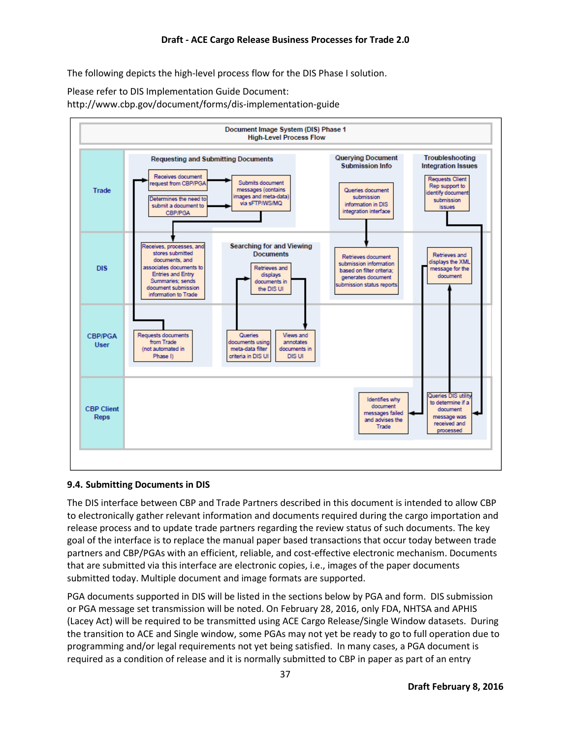The following depicts the high-level process flow for the DIS Phase I solution.

Please refer to DIS Implementation Guide Document:
http://www.cbp.gov/document/forms/dis-implementation-guide

**Document Image System (DIS) Phase 1**
**High-Level Process Flow**

| | Requesting and Submitting Documents | Searching for and Viewing Documents | Querying Document Submission Info | Troubleshooting Integration Issues |
|---|---|---|---|---|
| **Trade** | Receives document request from CBP/PGA; Determines the need to submit a document to CBP/PGA; Submits document messages (contains images and meta-data) via sFTP/WS/MQ | | Queries document submission information in DIS integration interface | Requests Client Rep support to identify document submission issues |
| **DIS** | Receives, processes, and stores submitted documents, and associates documents to Entries and Entry Summaries; sends document submission information to Trade | Retrieves and displays documents in the DIS UI | Retrieves document submission information based on filter criteria; generates document submission status reports | Retrieves and displays the XML message for the document |
| **CBP/PGA User** | Requests documents from Trade (not automated in Phase I) | Queries documents using meta-data filter criteria in DIS UI; Views and annotates documents in DIS UI | | |
| **CBP Client Reps** | | | | Queries DIS utility to determine if a document message was received and processed; Identifies why document messages failed and advises the Trade |

### 9.4. Submitting Documents in DIS

The DIS interface between CBP and Trade Partners described in this document is intended to allow CBP to electronically gather relevant information and documents required during the cargo importation and release process and to update trade partners regarding the review status of such documents. The key goal of the interface is to replace the manual paper based transactions that occur today between trade partners and CBP/PGAs with an efficient, reliable, and cost-effective electronic mechanism. Documents that are submitted via this interface are electronic copies, i.e., images of the paper documents submitted today. Multiple document and image formats are supported.

PGA documents supported in DIS will be listed in the sections below by PGA and form. DIS submission or PGA message set transmission will be noted. On February 28, 2016, only FDA, NHTSA and APHIS (Lacey Act) will be required to be transmitted using ACE Cargo Release/Single Window datasets. During the transition to ACE and Single window, some PGAs may not yet be ready to go to full operation due to programming and/or legal requirements not yet being satisfied. In many cases, a PGA document is required as a condition of release and it is normally submitted to CBP in paper as part of an entry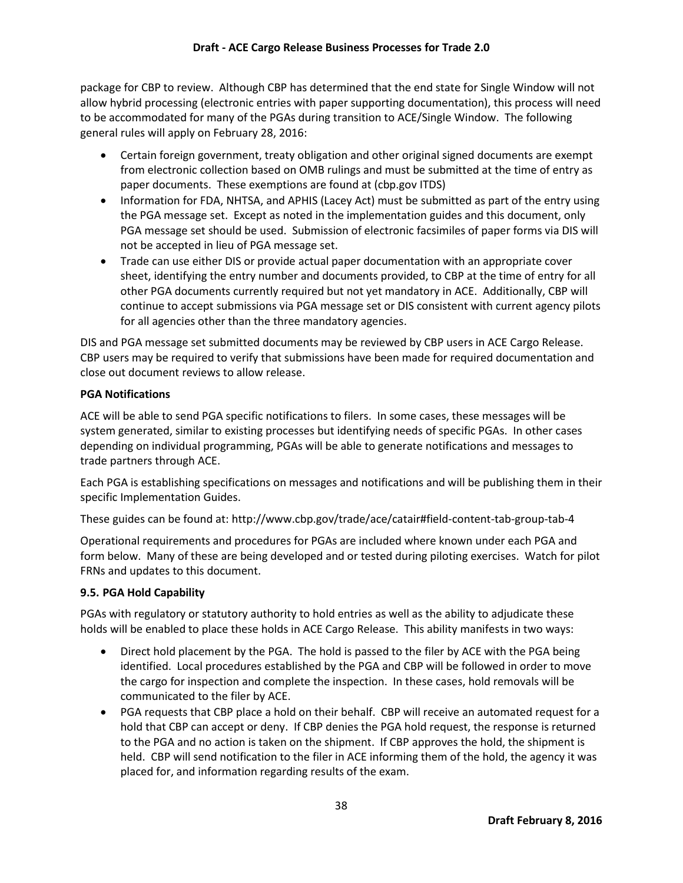package for CBP to review. Although CBP has determined that the end state for Single Window will not allow hybrid processing (electronic entries with paper supporting documentation), this process will need to be accommodated for many of the PGAs during transition to ACE/Single Window. The following general rules will apply on February 28, 2016:

- Certain foreign government, treaty obligation and other original signed documents are exempt from electronic collection based on OMB rulings and must be submitted at the time of entry as paper documents. These exemptions are found at (cbp.gov ITDS)
- Information for FDA, NHTSA, and APHIS (Lacey Act) must be submitted as part of the entry using the PGA message set. Except as noted in the implementation guides and this document, only PGA message set should be used. Submission of electronic facsimiles of paper forms via DIS will not be accepted in lieu of PGA message set.
- Trade can use either DIS or provide actual paper documentation with an appropriate cover sheet, identifying the entry number and documents provided, to CBP at the time of entry for all other PGA documents currently required but not yet mandatory in ACE. Additionally, CBP will continue to accept submissions via PGA message set or DIS consistent with current agency pilots for all agencies other than the three mandatory agencies.

DIS and PGA message set submitted documents may be reviewed by CBP users in ACE Cargo Release. CBP users may be required to verify that submissions have been made for required documentation and close out document reviews to allow release.

**PGA Notifications**

ACE will be able to send PGA specific notifications to filers. In some cases, these messages will be system generated, similar to existing processes but identifying needs of specific PGAs. In other cases depending on individual programming, PGAs will be able to generate notifications and messages to trade partners through ACE.

Each PGA is establishing specifications on messages and notifications and will be publishing them in their specific Implementation Guides.

These guides can be found at: http://www.cbp.gov/trade/ace/catair#field-content-tab-group-tab-4

Operational requirements and procedures for PGAs are included where known under each PGA and form below. Many of these are being developed and or tested during piloting exercises. Watch for pilot FRNs and updates to this document.

### 9.5. PGA Hold Capability

PGAs with regulatory or statutory authority to hold entries as well as the ability to adjudicate these holds will be enabled to place these holds in ACE Cargo Release. This ability manifests in two ways:

- Direct hold placement by the PGA. The hold is passed to the filer by ACE with the PGA being identified. Local procedures established by the PGA and CBP will be followed in order to move the cargo for inspection and complete the inspection. In these cases, hold removals will be communicated to the filer by ACE.
- PGA requests that CBP place a hold on their behalf. CBP will receive an automated request for a hold that CBP can accept or deny. If CBP denies the PGA hold request, the response is returned to the PGA and no action is taken on the shipment. If CBP approves the hold, the shipment is held. CBP will send notification to the filer in ACE informing them of the hold, the agency it was placed for, and information regarding results of the exam.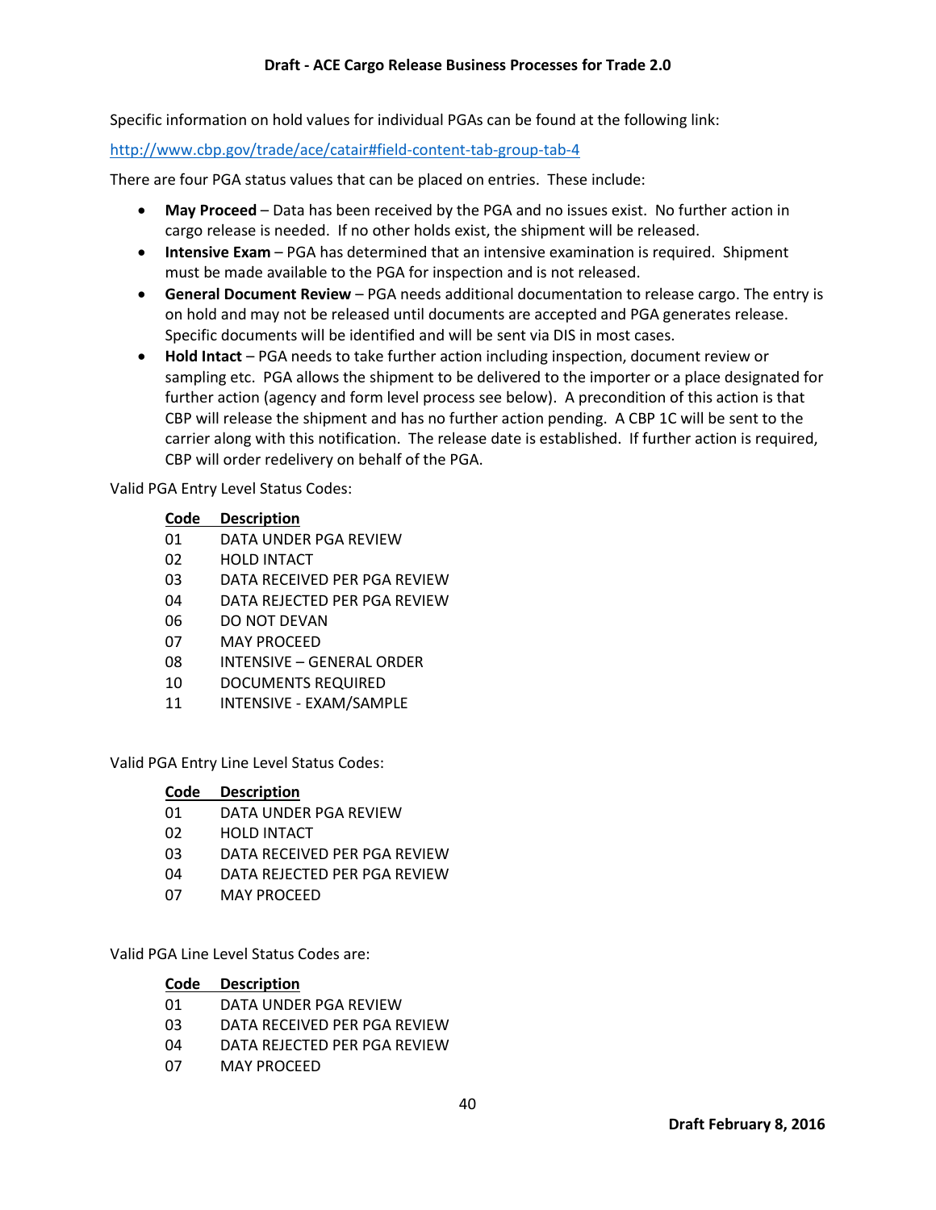Specific information on hold values for individual PGAs can be found at the following link:

http://www.cbp.gov/trade/ace/catair#field-content-tab-group-tab-4

There are four PGA status values that can be placed on entries. These include:

- **May Proceed** – Data has been received by the PGA and no issues exist. No further action in cargo release is needed. If no other holds exist, the shipment will be released.
- **Intensive Exam** – PGA has determined that an intensive examination is required. Shipment must be made available to the PGA for inspection and is not released.
- **General Document Review** – PGA needs additional documentation to release cargo. The entry is on hold and may not be released until documents are accepted and PGA generates release. Specific documents will be identified and will be sent via DIS in most cases.
- **Hold Intact** – PGA needs to take further action including inspection, document review or sampling etc. PGA allows the shipment to be delivered to the importer or a place designated for further action (agency and form level process see below). A precondition of this action is that CBP will release the shipment and has no further action pending. A CBP 1C will be sent to the carrier along with this notification. The release date is established. If further action is required, CBP will order redelivery on behalf of the PGA.

Valid PGA Entry Level Status Codes:

| Code | Description |
|---|---|
| 01 | DATA UNDER PGA REVIEW |
| 02 | HOLD INTACT |
| 03 | DATA RECEIVED PER PGA REVIEW |
| 04 | DATA REJECTED PER PGA REVIEW |
| 06 | DO NOT DEVAN |
| 07 | MAY PROCEED |
| 08 | INTENSIVE – GENERAL ORDER |
| 10 | DOCUMENTS REQUIRED |
| 11 | INTENSIVE - EXAM/SAMPLE |

Valid PGA Entry Line Level Status Codes:

| Code | Description |
|---|---|
| 01 | DATA UNDER PGA REVIEW |
| 02 | HOLD INTACT |
| 03 | DATA RECEIVED PER PGA REVIEW |
| 04 | DATA REJECTED PER PGA REVIEW |
| 07 | MAY PROCEED |

Valid PGA Line Level Status Codes are:

| Code | Description |
|---|---|
| 01 | DATA UNDER PGA REVIEW |
| 03 | DATA RECEIVED PER PGA REVIEW |
| 04 | DATA REJECTED PER PGA REVIEW |
| 07 | MAY PROCEED |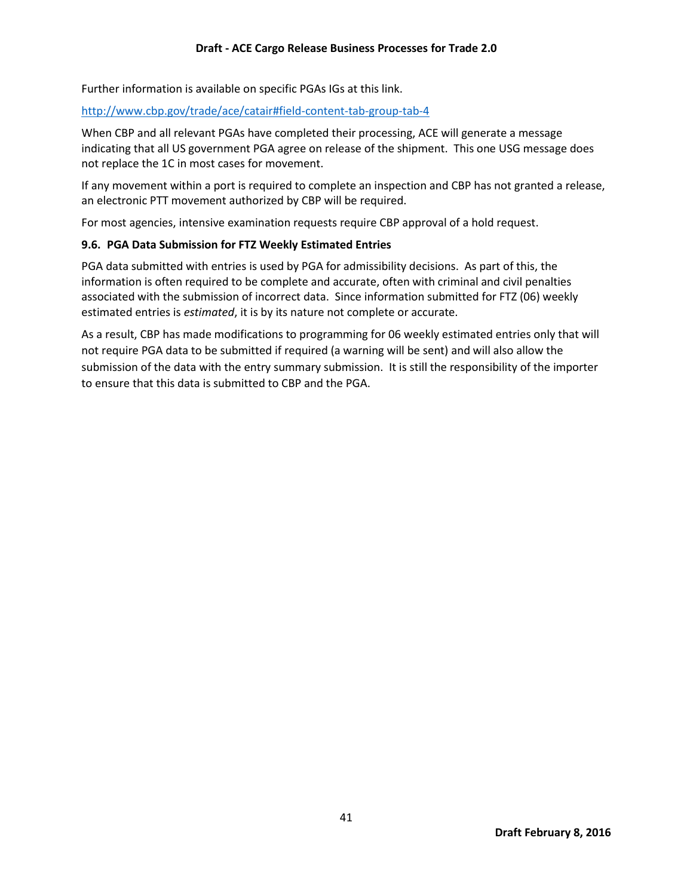Further information is available on specific PGAs IGs at this link.

http://www.cbp.gov/trade/ace/catair#field-content-tab-group-tab-4

When CBP and all relevant PGAs have completed their processing, ACE will generate a message indicating that all US government PGA agree on release of the shipment. This one USG message does not replace the 1C in most cases for movement.

If any movement within a port is required to complete an inspection and CBP has not granted a release, an electronic PTT movement authorized by CBP will be required.

For most agencies, intensive examination requests require CBP approval of a hold request.

### 9.6. PGA Data Submission for FTZ Weekly Estimated Entries

PGA data submitted with entries is used by PGA for admissibility decisions. As part of this, the information is often required to be complete and accurate, often with criminal and civil penalties associated with the submission of incorrect data. Since information submitted for FTZ (06) weekly estimated entries is *estimated*, it is by its nature not complete or accurate.

As a result, CBP has made modifications to programming for 06 weekly estimated entries only that will not require PGA data to be submitted if required (a warning will be sent) and will also allow the submission of the data with the entry summary submission. It is still the responsibility of the importer to ensure that this data is submitted to CBP and the PGA.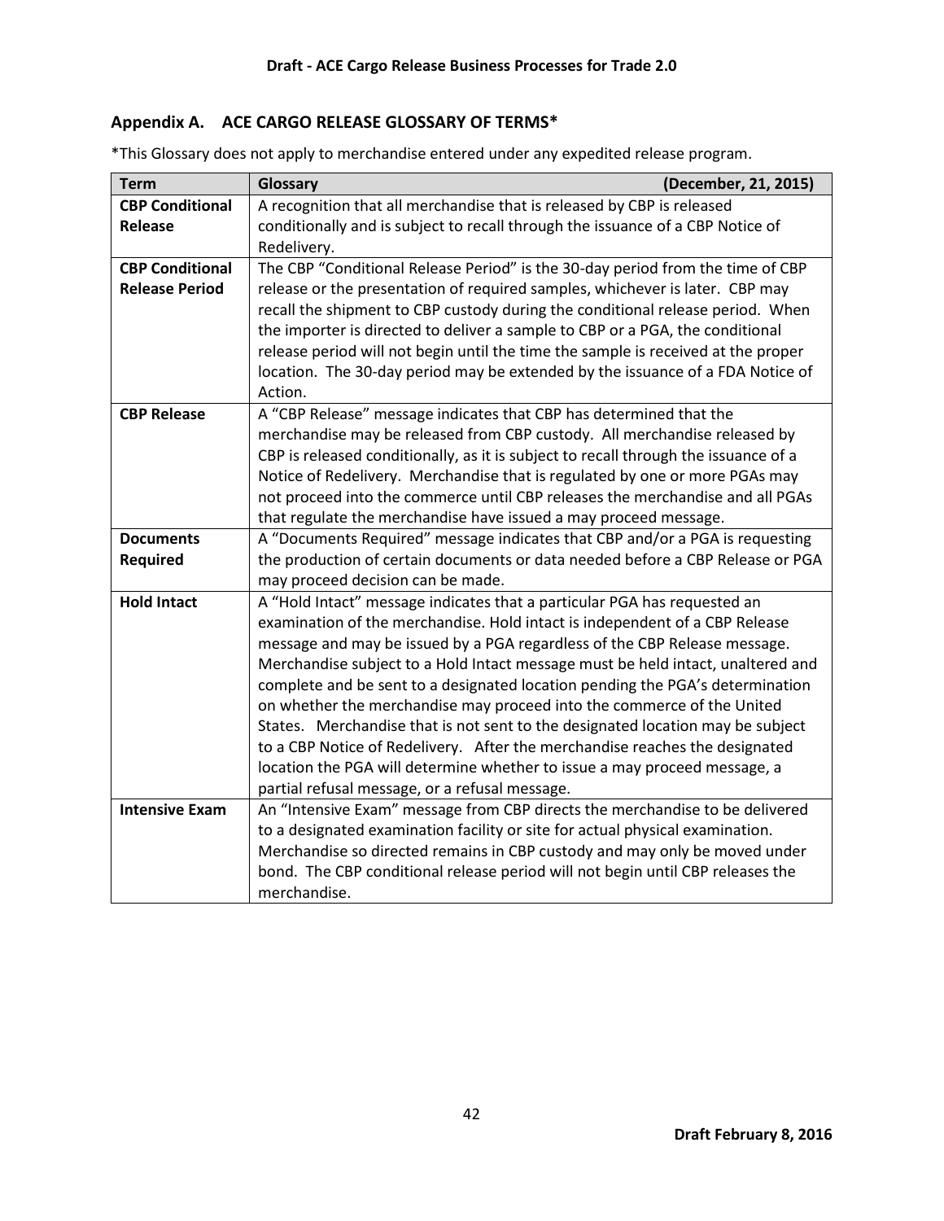## Appendix A. ACE CARGO RELEASE GLOSSARY OF TERMS*

*This Glossary does not apply to merchandise entered under any expedited release program.

| Term | Glossary (December, 21, 2015) |
| --- | --- |
| **CBP Conditional Release** | A recognition that all merchandise that is released by CBP is released conditionally and is subject to recall through the issuance of a CBP Notice of Redelivery. |
| **CBP Conditional Release Period** | The CBP "Conditional Release Period" is the 30-day period from the time of CBP release or the presentation of required samples, whichever is later. CBP may recall the shipment to CBP custody during the conditional release period. When the importer is directed to deliver a sample to CBP or a PGA, the conditional release period will not begin until the time the sample is received at the proper location. The 30-day period may be extended by the issuance of a FDA Notice of Action. |
| **CBP Release** | A "CBP Release" message indicates that CBP has determined that the merchandise may be released from CBP custody. All merchandise released by CBP is released conditionally, as it is subject to recall through the issuance of a Notice of Redelivery. Merchandise that is regulated by one or more PGAs may not proceed into the commerce until CBP releases the merchandise and all PGAs that regulate the merchandise have issued a may proceed message. |
| **Documents Required** | A "Documents Required" message indicates that CBP and/or a PGA is requesting the production of certain documents or data needed before a CBP Release or PGA may proceed decision can be made. |
| **Hold Intact** | A "Hold Intact" message indicates that a particular PGA has requested an examination of the merchandise. Hold intact is independent of a CBP Release message and may be issued by a PGA regardless of the CBP Release message. Merchandise subject to a Hold Intact message must be held intact, unaltered and complete and be sent to a designated location pending the PGA's determination on whether the merchandise may proceed into the commerce of the United States. Merchandise that is not sent to the designated location may be subject to a CBP Notice of Redelivery. After the merchandise reaches the designated location the PGA will determine whether to issue a may proceed message, a partial refusal message, or a refusal message. |
| **Intensive Exam** | An "Intensive Exam" message from CBP directs the merchandise to be delivered to a designated examination facility or site for actual physical examination. Merchandise so directed remains in CBP custody and may only be moved under bond. The CBP conditional release period will not begin until CBP releases the merchandise. |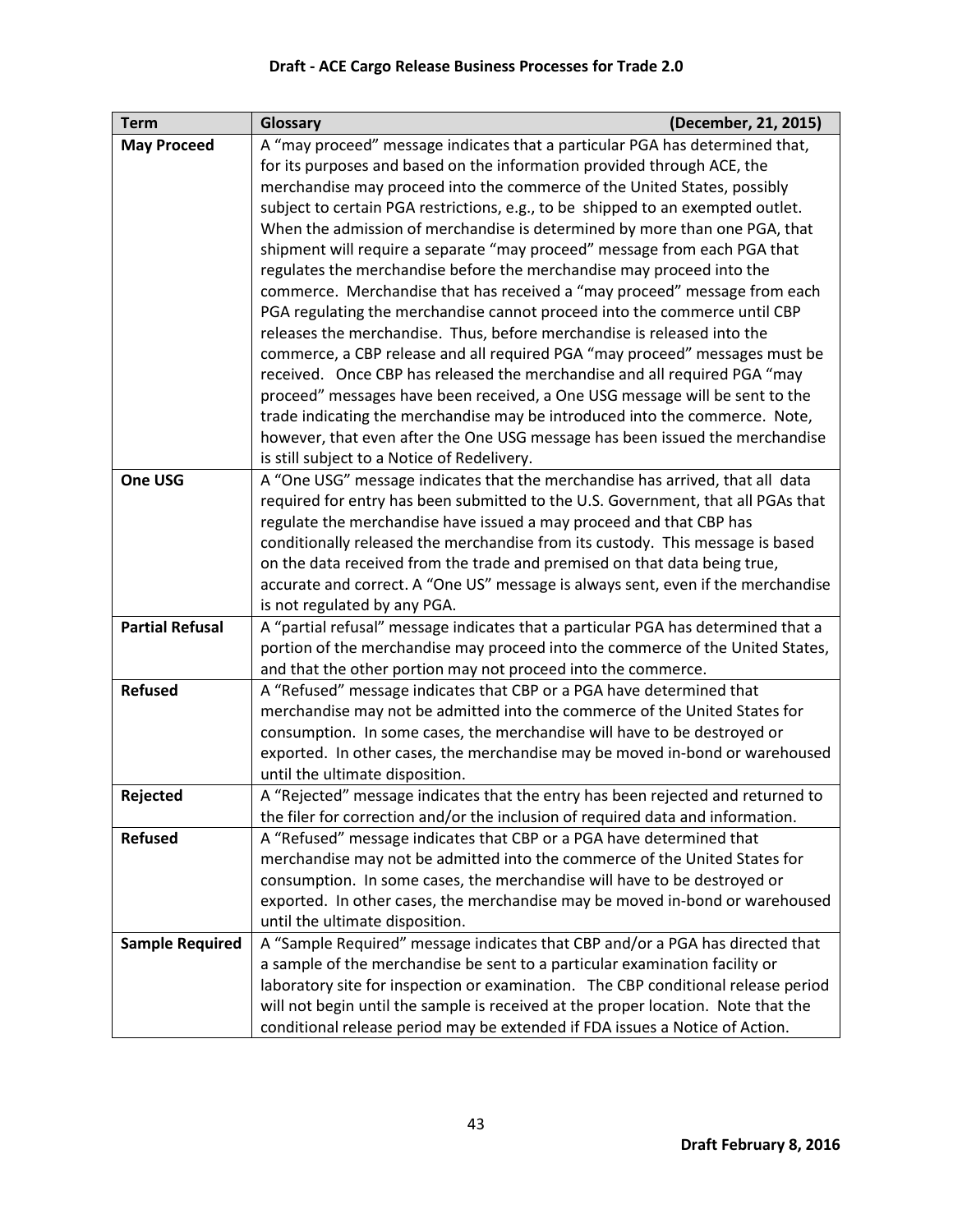| Term | Glossary (December, 21, 2015) |
|---|---|
| **May Proceed** | A "may proceed" message indicates that a particular PGA has determined that, for its purposes and based on the information provided through ACE, the merchandise may proceed into the commerce of the United States, possibly subject to certain PGA restrictions, e.g., to be shipped to an exempted outlet. When the admission of merchandise is determined by more than one PGA, that shipment will require a separate "may proceed" message from each PGA that regulates the merchandise before the merchandise may proceed into the commerce. Merchandise that has received a "may proceed" message from each PGA regulating the merchandise cannot proceed into the commerce until CBP releases the merchandise. Thus, before merchandise is released into the commerce, a CBP release and all required PGA "may proceed" messages must be received. Once CBP has released the merchandise and all required PGA "may proceed" messages have been received, a One USG message will be sent to the trade indicating the merchandise may be introduced into the commerce. Note, however, that even after the One USG message has been issued the merchandise is still subject to a Notice of Redelivery. |
| **One USG** | A "One USG" message indicates that the merchandise has arrived, that all data required for entry has been submitted to the U.S. Government, that all PGAs that regulate the merchandise have issued a may proceed and that CBP has conditionally released the merchandise from its custody. This message is based on the data received from the trade and premised on that data being true, accurate and correct. A "One US" message is always sent, even if the merchandise is not regulated by any PGA. |
| **Partial Refusal** | A "partial refusal" message indicates that a particular PGA has determined that a portion of the merchandise may proceed into the commerce of the United States, and that the other portion may not proceed into the commerce. |
| **Refused** | A "Refused" message indicates that CBP or a PGA have determined that merchandise may not be admitted into the commerce of the United States for consumption. In some cases, the merchandise will have to be destroyed or exported. In other cases, the merchandise may be moved in-bond or warehoused until the ultimate disposition. |
| **Rejected** | A "Rejected" message indicates that the entry has been rejected and returned to the filer for correction and/or the inclusion of required data and information. |
| **Refused** | A "Refused" message indicates that CBP or a PGA have determined that merchandise may not be admitted into the commerce of the United States for consumption. In some cases, the merchandise will have to be destroyed or exported. In other cases, the merchandise may be moved in-bond or warehoused until the ultimate disposition. |
| **Sample Required** | A "Sample Required" message indicates that CBP and/or a PGA has directed that a sample of the merchandise be sent to a particular examination facility or laboratory site for inspection or examination. The CBP conditional release period will not begin until the sample is received at the proper location. Note that the conditional release period may be extended if FDA issues a Notice of Action. |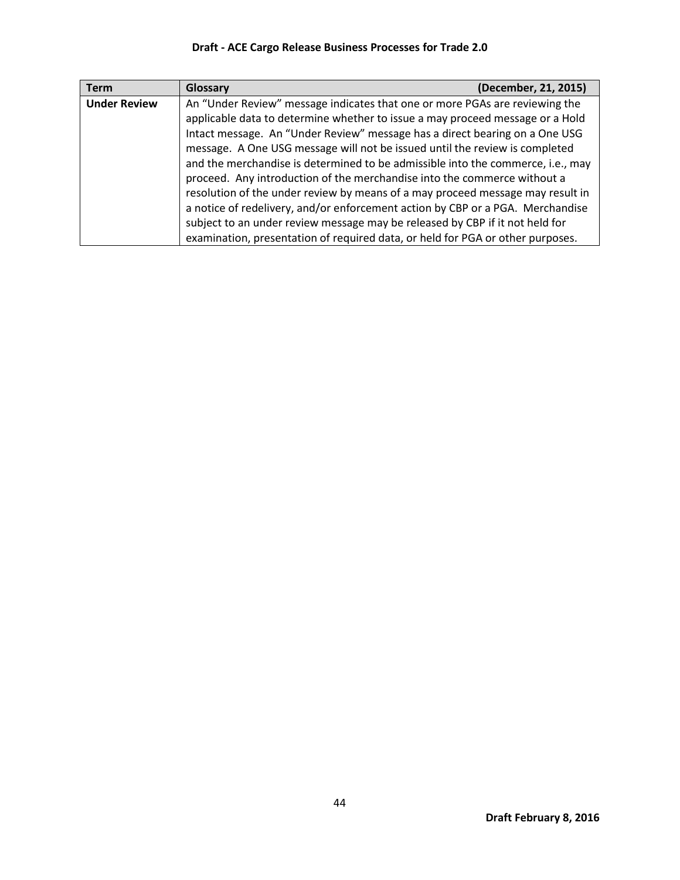| Term | Glossary (December, 21, 2015) |
|---|---|
| **Under Review** | An "Under Review" message indicates that one or more PGAs are reviewing the applicable data to determine whether to issue a may proceed message or a Hold Intact message. An "Under Review" message has a direct bearing on a One USG message. A One USG message will not be issued until the review is completed and the merchandise is determined to be admissible into the commerce, i.e., may proceed. Any introduction of the merchandise into the commerce without a resolution of the under review by means of a may proceed message may result in a notice of redelivery, and/or enforcement action by CBP or a PGA. Merchandise subject to an under review message may be released by CBP if it not held for examination, presentation of required data, or held for PGA or other purposes. |